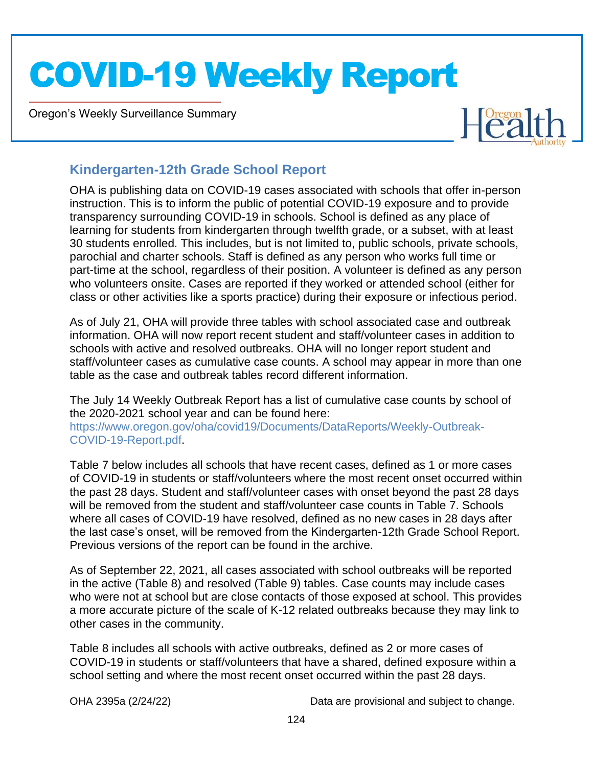# COVID-19 Weekly Report

Oregon's Weekly Surveillance Summary

## Kindergarten-12th Grade School Report

OHA is publishing data on COVID-19 cases associated with schools that offer in-person instruction. This is to inform the public of potential COVID-19 exposure and to provide transparency surrounding COVID-19 in schools. School is defined as any place of learning for students from kindergarten through twelfth grade, or a subset, with at least 30 students enrolled. This includes, but is not limited to, public schools, private schools, parochial and charter schools. Staff is defined as any person who works full time or part-time at the school, regardless of their position. A volunteer is defined as any person who volunteers onsite. Cases are reported if they worked or attended school (either for class or other activities like a sports practice) during their exposure or infectious period.

As of July 21, OHA will provide three tables with school associated case and outbreak information. OHA will now report recent student and staff/volunteer cases in addition to schools with active and resolved outbreaks. OHA will no longer report student and staff/volunteer cases as cumulative case counts. A school may appear in more than one table as the case and outbreak tables record different information.

The July 14 Weekly Outbreak Report has a list of cumulative case counts by school of the 2020-2021 school year and can be found here: https://www.oregon.gov/oha/covid19/Documents/DataReports/Weekly-Outbreak-COVID-19-Report.pdf.

Table 7 below includes all schools that have recent cases, defined as 1 or more cases of COVID-19 in students or staff/volunteers where the most recent onset occurred within the past 28 days. Student and staff/volunteer cases with onset beyond the past 28 days will be removed from the student and staff/volunteer case counts in Table 7. Schools where all cases of COVID-19 have resolved, defined as no new cases in 28 days after the last case's onset, will be removed from the Kindergarten-12th Grade School Report. Previous versions of the report can be found in the archive.

As of September 22, 2021, all cases associated with school outbreaks will be reported in the active (Table 8) and resolved (Table 9) tables. Case counts may include cases who were not at school but are close contacts of those exposed at school. This provides a more accurate picture of the scale of K-12 related outbreaks because they may link to other cases in the community.

Table 8 includes all schools with active outbreaks, defined as 2 or more cases of COVID-19 in students or staff/volunteers that have a shared, defined exposure within a school setting and where the most recent onset occurred within the past 28 days.

OHA 2395a (2/24/22) Data are provisional and subject to change.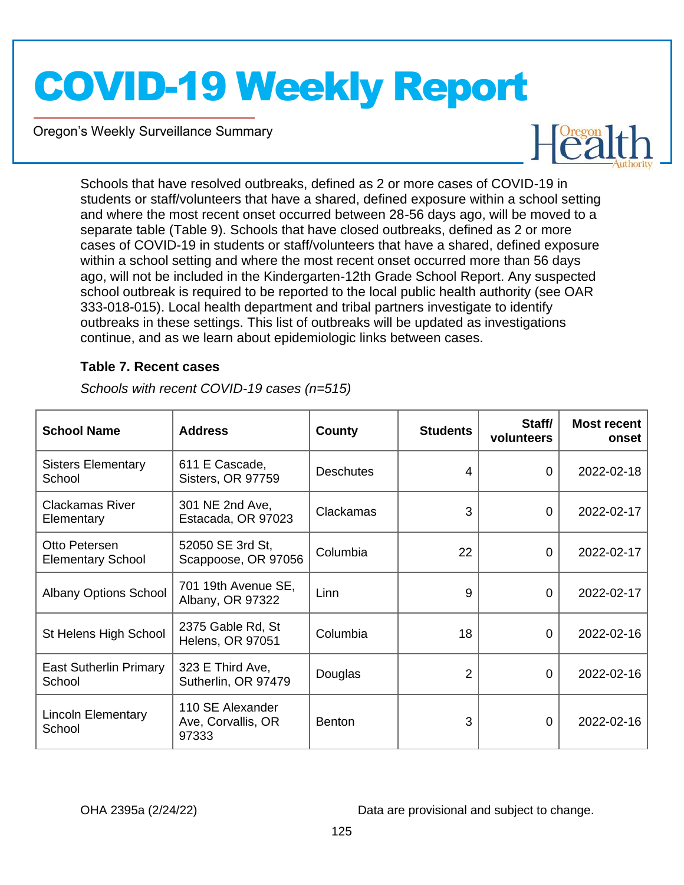Schools that have resolved outbreaks, defined as 2 or more cases of COVID-19 in students or staff/volunteers that have a shared, defined exposure within a school setting and where the most recent onset occurred between 28-56 days ago, will be moved to a separate table (Table 9). Schools that have closed outbreaks, defined as 2 or more cases of COVID-19 in students or staff/volunteers that have a shared, defined exposure within a school setting and where the most recent onset occurred more than 56 days ago, will not be included in the Kindergarten-12th Grade School Report. Any suspected school outbreak is required to be reported to the local public health authority (see OAR 333-018-015). Local health department and tribal partners investigate to identify outbreaks in these settings. This list of outbreaks will be updated as investigations continue, and as we learn about epidemiologic links between cases.

### Table 7. Recent cases

*Schools with recent COVID-19 cases (n=515)*

| School Name | Address | County | Students | Staff/ volunteers | Most recent onset |
|---|---|---|---|---|---|
| Sisters Elementary School | 611 E Cascade, Sisters, OR 97759 | Deschutes | 4 | 0 | 2022-02-18 |
| Clackamas River Elementary | 301 NE 2nd Ave, Estacada, OR 97023 | Clackamas | 3 | 0 | 2022-02-17 |
| Otto Petersen Elementary School | 52050 SE 3rd St, Scappoose, OR 97056 | Columbia | 22 | 0 | 2022-02-17 |
| Albany Options School | 701 19th Avenue SE, Albany, OR 97322 | Linn | 9 | 0 | 2022-02-17 |
| St Helens High School | 2375 Gable Rd, St Helens, OR 97051 | Columbia | 18 | 0 | 2022-02-16 |
| East Sutherlin Primary School | 323 E Third Ave, Sutherlin, OR 97479 | Douglas | 2 | 0 | 2022-02-16 |
| Lincoln Elementary School | 110 SE Alexander Ave, Corvallis, OR 97333 | Benton | 3 | 0 | 2022-02-16 |

OHA 2395a (2/24/22) Data are provisional and subject to change.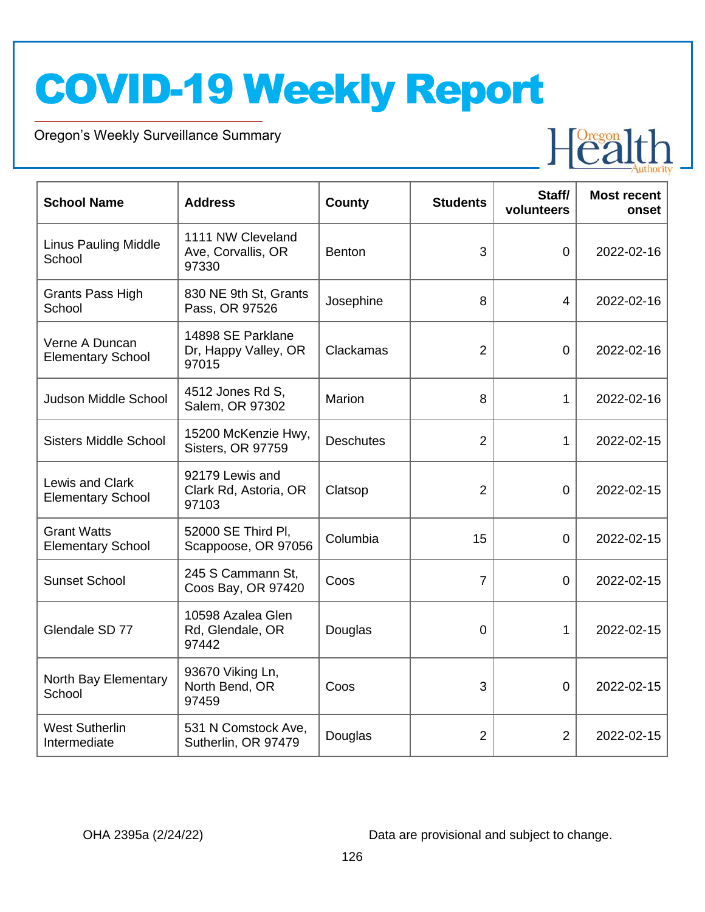# COVID-19 Weekly Report

Oregon's Weekly Surveillance Summary

| School Name | Address | County | Students | Staff/ volunteers | Most recent onset |
|---|---|---|---|---|---|
| Linus Pauling Middle School | 1111 NW Cleveland Ave, Corvallis, OR 97330 | Benton | 3 | 0 | 2022-02-16 |
| Grants Pass High School | 830 NE 9th St, Grants Pass, OR 97526 | Josephine | 8 | 4 | 2022-02-16 |
| Verne A Duncan Elementary School | 14898 SE Parklane Dr, Happy Valley, OR 97015 | Clackamas | 2 | 0 | 2022-02-16 |
| Judson Middle School | 4512 Jones Rd S, Salem, OR 97302 | Marion | 8 | 1 | 2022-02-16 |
| Sisters Middle School | 15200 McKenzie Hwy, Sisters, OR 97759 | Deschutes | 2 | 1 | 2022-02-15 |
| Lewis and Clark Elementary School | 92179 Lewis and Clark Rd, Astoria, OR 97103 | Clatsop | 2 | 0 | 2022-02-15 |
| Grant Watts Elementary School | 52000 SE Third Pl, Scappoose, OR 97056 | Columbia | 15 | 0 | 2022-02-15 |
| Sunset School | 245 S Cammann St, Coos Bay, OR 97420 | Coos | 7 | 0 | 2022-02-15 |
| Glendale SD 77 | 10598 Azalea Glen Rd, Glendale, OR 97442 | Douglas | 0 | 1 | 2022-02-15 |
| North Bay Elementary School | 93670 Viking Ln, North Bend, OR 97459 | Coos | 3 | 0 | 2022-02-15 |
| West Sutherlin Intermediate | 531 N Comstock Ave, Sutherlin, OR 97479 | Douglas | 2 | 2 | 2022-02-15 |

OHA 2395a (2/24/22) Data are provisional and subject to change.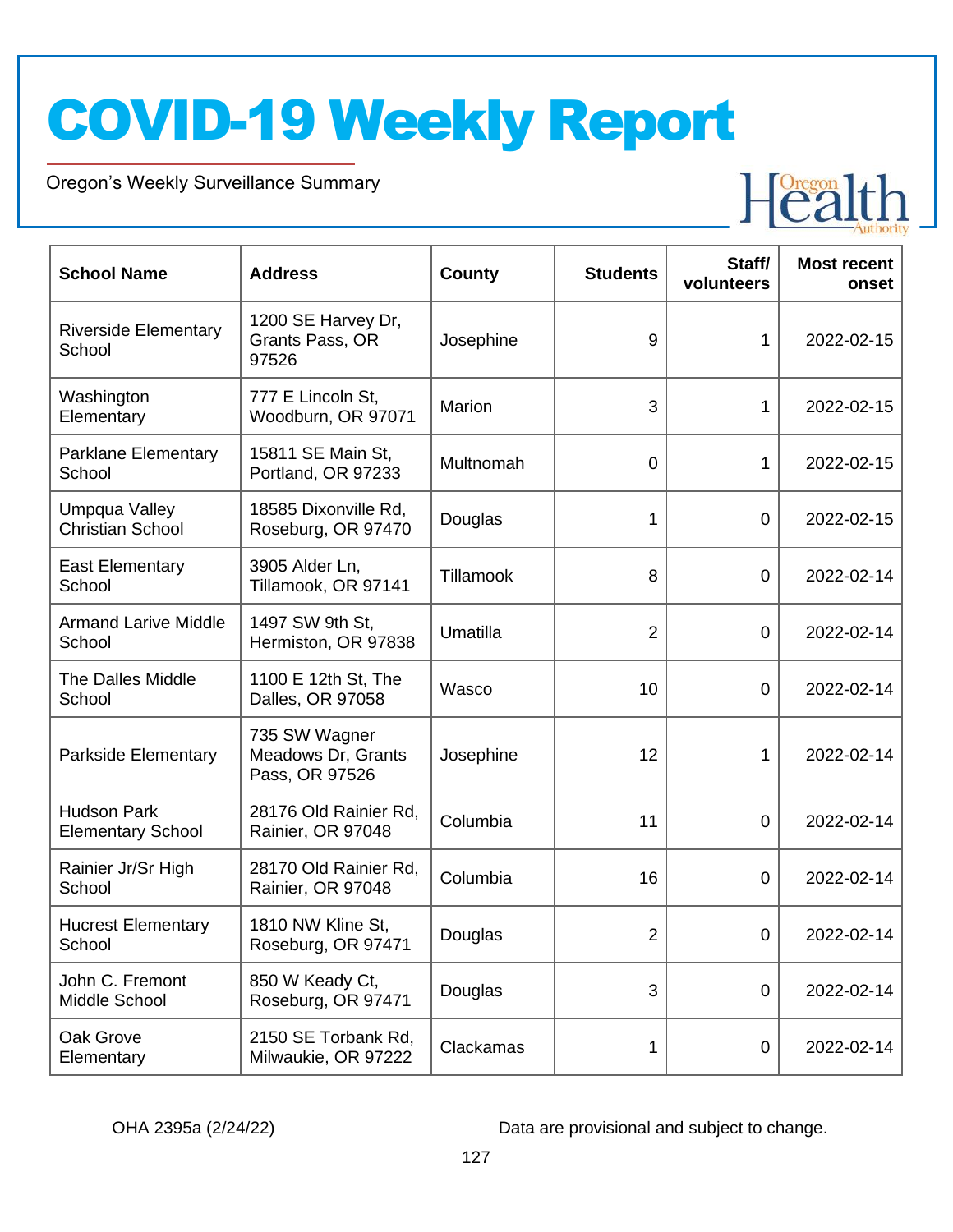# COVID-19 Weekly Report

Oregon's Weekly Surveillance Summary

| School Name | Address | County | Students | Staff/ volunteers | Most recent onset |
|---|---|---|---|---|---|
| Riverside Elementary School | 1200 SE Harvey Dr, Grants Pass, OR 97526 | Josephine | 9 | 1 | 2022-02-15 |
| Washington Elementary | 777 E Lincoln St, Woodburn, OR 97071 | Marion | 3 | 1 | 2022-02-15 |
| Parklane Elementary School | 15811 SE Main St, Portland, OR 97233 | Multnomah | 0 | 1 | 2022-02-15 |
| Umpqua Valley Christian School | 18585 Dixonville Rd, Roseburg, OR 97470 | Douglas | 1 | 0 | 2022-02-15 |
| East Elementary School | 3905 Alder Ln, Tillamook, OR 97141 | Tillamook | 8 | 0 | 2022-02-14 |
| Armand Larive Middle School | 1497 SW 9th St, Hermiston, OR 97838 | Umatilla | 2 | 0 | 2022-02-14 |
| The Dalles Middle School | 1100 E 12th St, The Dalles, OR 97058 | Wasco | 10 | 0 | 2022-02-14 |
| Parkside Elementary | 735 SW Wagner Meadows Dr, Grants Pass, OR 97526 | Josephine | 12 | 1 | 2022-02-14 |
| Hudson Park Elementary School | 28176 Old Rainier Rd, Rainier, OR 97048 | Columbia | 11 | 0 | 2022-02-14 |
| Rainier Jr/Sr High School | 28170 Old Rainier Rd, Rainier, OR 97048 | Columbia | 16 | 0 | 2022-02-14 |
| Hucrest Elementary School | 1810 NW Kline St, Roseburg, OR 97471 | Douglas | 2 | 0 | 2022-02-14 |
| John C. Fremont Middle School | 850 W Keady Ct, Roseburg, OR 97471 | Douglas | 3 | 0 | 2022-02-14 |
| Oak Grove Elementary | 2150 SE Torbank Rd, Milwaukie, OR 97222 | Clackamas | 1 | 0 | 2022-02-14 |

OHA 2395a (2/24/22)

Data are provisional and subject to change.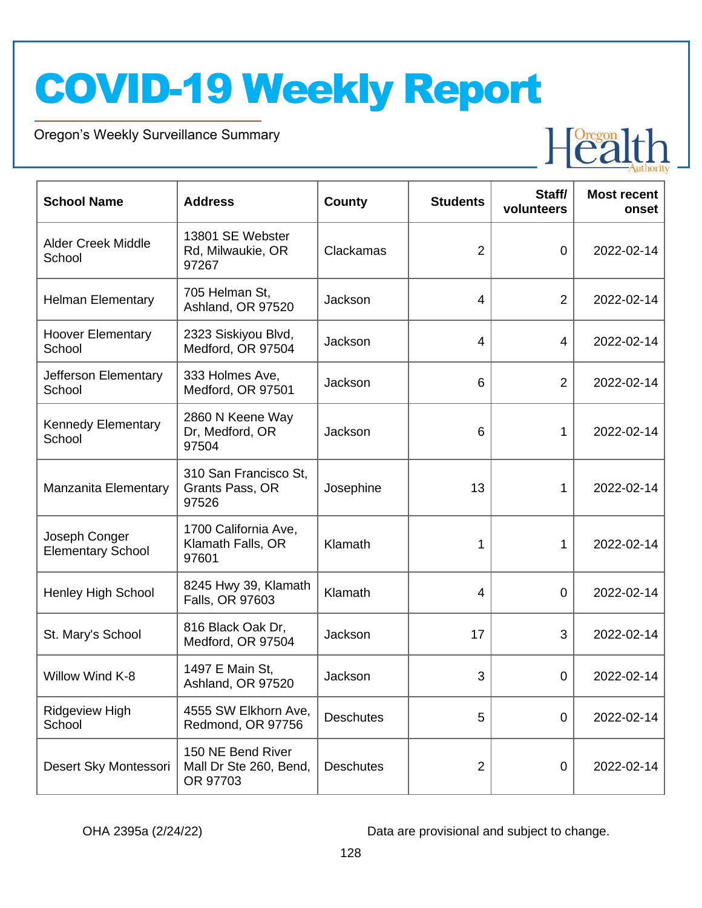# COVID-19 Weekly Report

Oregon's Weekly Surveillance Summary

| School Name | Address | County | Students | Staff/ volunteers | Most recent onset |
|---|---|---|---|---|---|
| Alder Creek Middle School | 13801 SE Webster Rd, Milwaukie, OR 97267 | Clackamas | 2 | 0 | 2022-02-14 |
| Helman Elementary | 705 Helman St, Ashland, OR 97520 | Jackson | 4 | 2 | 2022-02-14 |
| Hoover Elementary School | 2323 Siskiyou Blvd, Medford, OR 97504 | Jackson | 4 | 4 | 2022-02-14 |
| Jefferson Elementary School | 333 Holmes Ave, Medford, OR 97501 | Jackson | 6 | 2 | 2022-02-14 |
| Kennedy Elementary School | 2860 N Keene Way Dr, Medford, OR 97504 | Jackson | 6 | 1 | 2022-02-14 |
| Manzanita Elementary | 310 San Francisco St, Grants Pass, OR 97526 | Josephine | 13 | 1 | 2022-02-14 |
| Joseph Conger Elementary School | 1700 California Ave, Klamath Falls, OR 97601 | Klamath | 1 | 1 | 2022-02-14 |
| Henley High School | 8245 Hwy 39, Klamath Falls, OR 97603 | Klamath | 4 | 0 | 2022-02-14 |
| St. Mary's School | 816 Black Oak Dr, Medford, OR 97504 | Jackson | 17 | 3 | 2022-02-14 |
| Willow Wind K-8 | 1497 E Main St, Ashland, OR 97520 | Jackson | 3 | 0 | 2022-02-14 |
| Ridgeview High School | 4555 SW Elkhorn Ave, Redmond, OR 97756 | Deschutes | 5 | 0 | 2022-02-14 |
| Desert Sky Montessori | 150 NE Bend River Mall Dr Ste 260, Bend, OR 97703 | Deschutes | 2 | 0 | 2022-02-14 |

OHA 2395a (2/24/22)

Data are provisional and subject to change.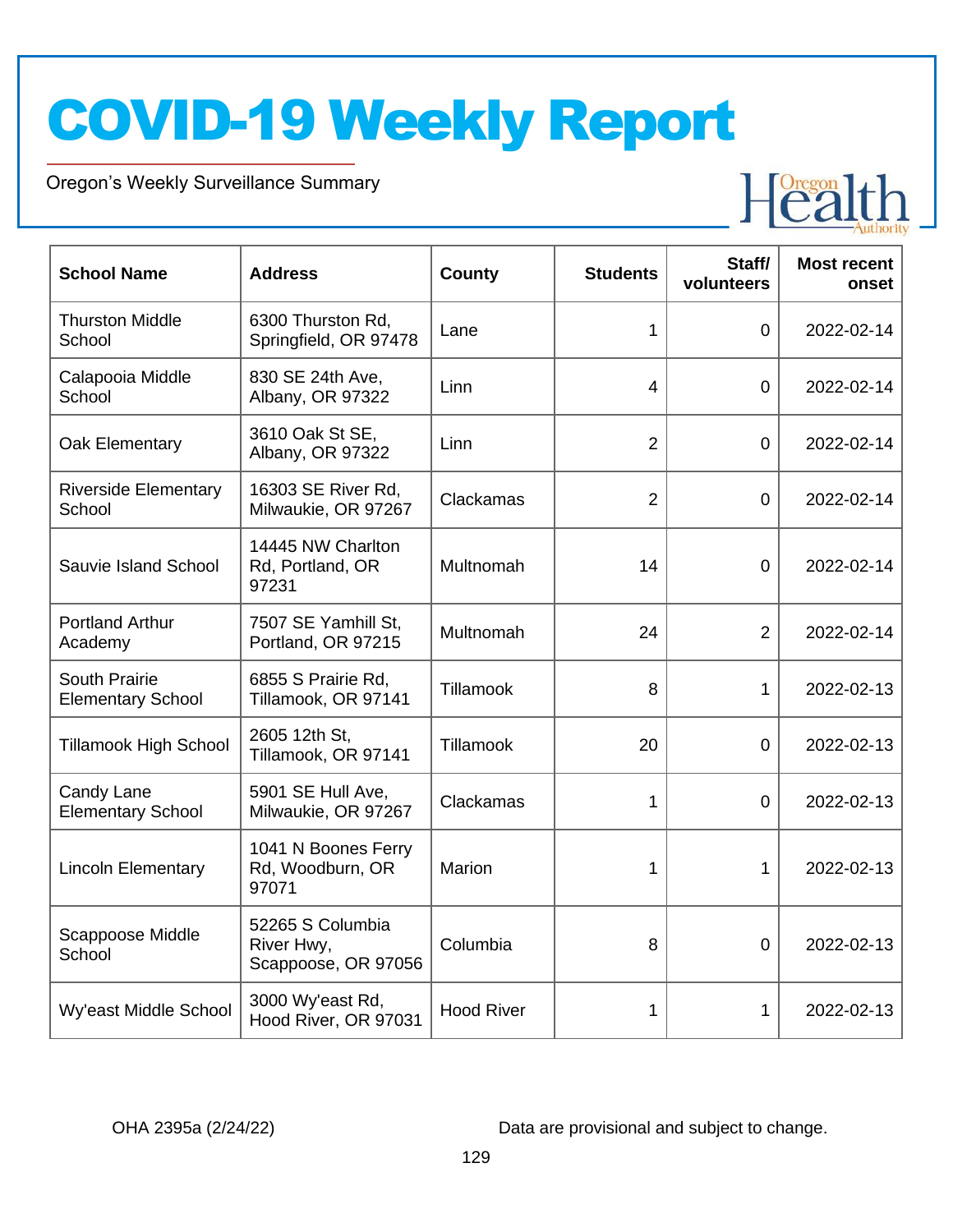# COVID-19 Weekly Report

Oregon's Weekly Surveillance Summary

| School Name | Address | County | Students | Staff/ volunteers | Most recent onset |
|---|---|---|---|---|---|
| Thurston Middle School | 6300 Thurston Rd, Springfield, OR 97478 | Lane | 1 | 0 | 2022-02-14 |
| Calapooia Middle School | 830 SE 24th Ave, Albany, OR 97322 | Linn | 4 | 0 | 2022-02-14 |
| Oak Elementary | 3610 Oak St SE, Albany, OR 97322 | Linn | 2 | 0 | 2022-02-14 |
| Riverside Elementary School | 16303 SE River Rd, Milwaukie, OR 97267 | Clackamas | 2 | 0 | 2022-02-14 |
| Sauvie Island School | 14445 NW Charlton Rd, Portland, OR 97231 | Multnomah | 14 | 0 | 2022-02-14 |
| Portland Arthur Academy | 7507 SE Yamhill St, Portland, OR 97215 | Multnomah | 24 | 2 | 2022-02-14 |
| South Prairie Elementary School | 6855 S Prairie Rd, Tillamook, OR 97141 | Tillamook | 8 | 1 | 2022-02-13 |
| Tillamook High School | 2605 12th St, Tillamook, OR 97141 | Tillamook | 20 | 0 | 2022-02-13 |
| Candy Lane Elementary School | 5901 SE Hull Ave, Milwaukie, OR 97267 | Clackamas | 1 | 0 | 2022-02-13 |
| Lincoln Elementary | 1041 N Boones Ferry Rd, Woodburn, OR 97071 | Marion | 1 | 1 | 2022-02-13 |
| Scappoose Middle School | 52265 S Columbia River Hwy, Scappoose, OR 97056 | Columbia | 8 | 0 | 2022-02-13 |
| Wy'east Middle School | 3000 Wy'east Rd, Hood River, OR 97031 | Hood River | 1 | 1 | 2022-02-13 |

OHA 2395a (2/24/22)

Data are provisional and subject to change.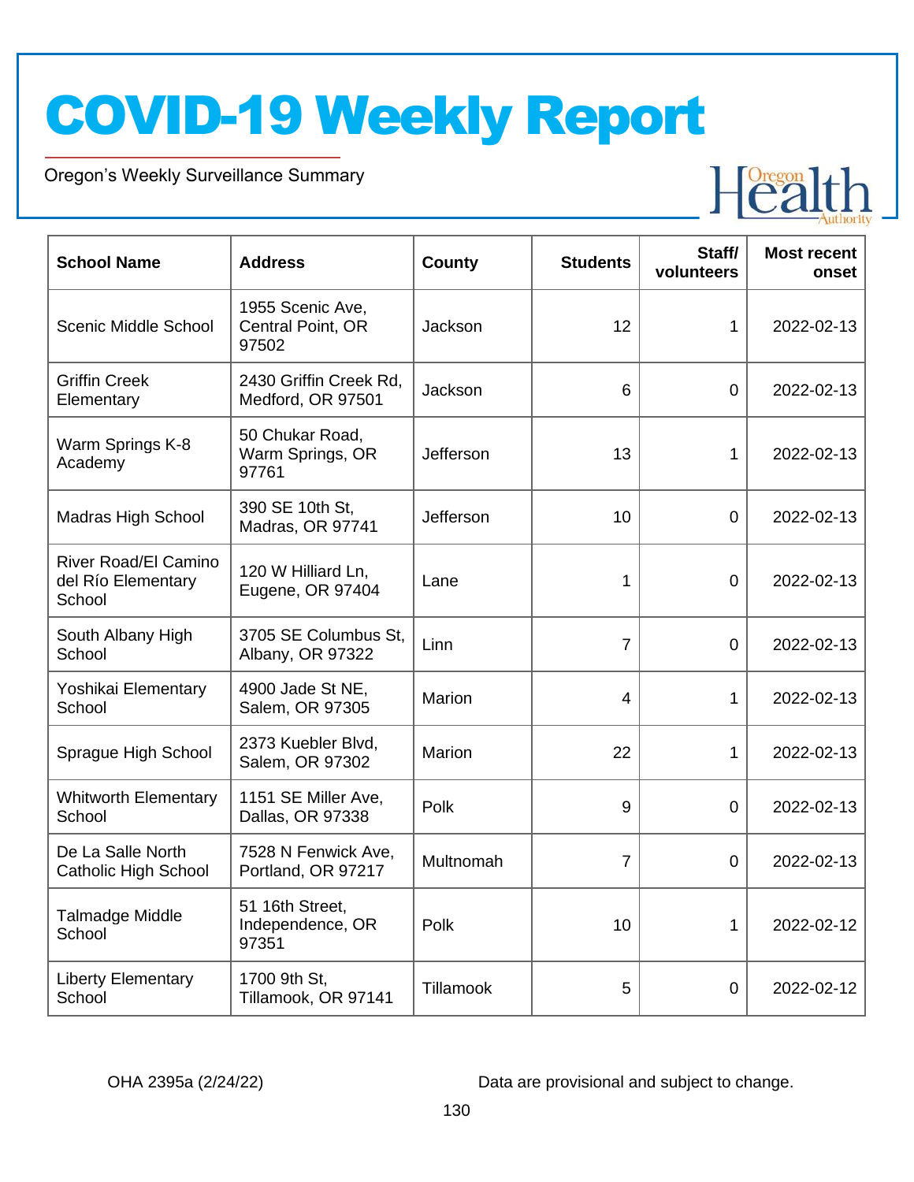# COVID-19 Weekly Report

Oregon's Weekly Surveillance Summary

| School Name | Address | County | Students | Staff/ volunteers | Most recent onset |
|---|---|---|---|---|---|
| Scenic Middle School | 1955 Scenic Ave, Central Point, OR 97502 | Jackson | 12 | 1 | 2022-02-13 |
| Griffin Creek Elementary | 2430 Griffin Creek Rd, Medford, OR 97501 | Jackson | 6 | 0 | 2022-02-13 |
| Warm Springs K-8 Academy | 50 Chukar Road, Warm Springs, OR 97761 | Jefferson | 13 | 1 | 2022-02-13 |
| Madras High School | 390 SE 10th St, Madras, OR 97741 | Jefferson | 10 | 0 | 2022-02-13 |
| River Road/El Camino del Río Elementary School | 120 W Hilliard Ln, Eugene, OR 97404 | Lane | 1 | 0 | 2022-02-13 |
| South Albany High School | 3705 SE Columbus St, Albany, OR 97322 | Linn | 7 | 0 | 2022-02-13 |
| Yoshikai Elementary School | 4900 Jade St NE, Salem, OR 97305 | Marion | 4 | 1 | 2022-02-13 |
| Sprague High School | 2373 Kuebler Blvd, Salem, OR 97302 | Marion | 22 | 1 | 2022-02-13 |
| Whitworth Elementary School | 1151 SE Miller Ave, Dallas, OR 97338 | Polk | 9 | 0 | 2022-02-13 |
| De La Salle North Catholic High School | 7528 N Fenwick Ave, Portland, OR 97217 | Multnomah | 7 | 0 | 2022-02-13 |
| Talmadge Middle School | 51 16th Street, Independence, OR 97351 | Polk | 10 | 1 | 2022-02-12 |
| Liberty Elementary School | 1700 9th St, Tillamook, OR 97141 | Tillamook | 5 | 0 | 2022-02-12 |

OHA 2395a (2/24/22)

Data are provisional and subject to change.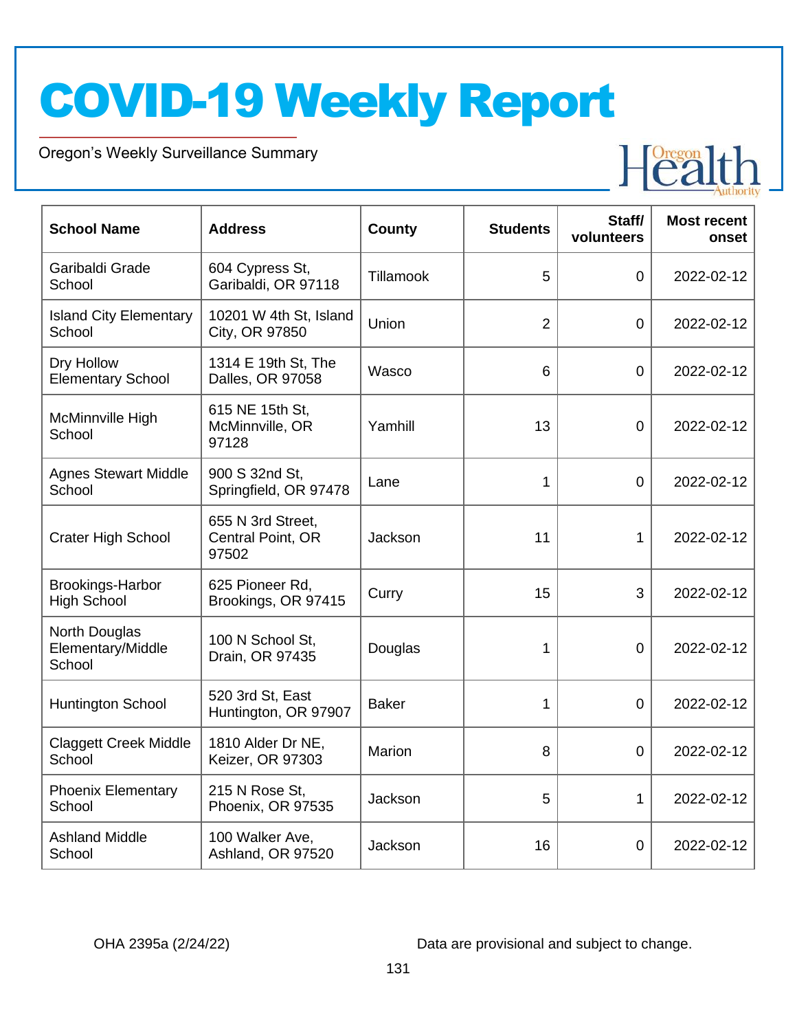# COVID-19 Weekly Report

Oregon's Weekly Surveillance Summary

| School Name | Address | County | Students | Staff/ volunteers | Most recent onset |
|---|---|---|---|---|---|
| Garibaldi Grade School | 604 Cypress St, Garibaldi, OR 97118 | Tillamook | 5 | 0 | 2022-02-12 |
| Island City Elementary School | 10201 W 4th St, Island City, OR 97850 | Union | 2 | 0 | 2022-02-12 |
| Dry Hollow Elementary School | 1314 E 19th St, The Dalles, OR 97058 | Wasco | 6 | 0 | 2022-02-12 |
| McMinnville High School | 615 NE 15th St, McMinnville, OR 97128 | Yamhill | 13 | 0 | 2022-02-12 |
| Agnes Stewart Middle School | 900 S 32nd St, Springfield, OR 97478 | Lane | 1 | 0 | 2022-02-12 |
| Crater High School | 655 N 3rd Street, Central Point, OR 97502 | Jackson | 11 | 1 | 2022-02-12 |
| Brookings-Harbor High School | 625 Pioneer Rd, Brookings, OR 97415 | Curry | 15 | 3 | 2022-02-12 |
| North Douglas Elementary/Middle School | 100 N School St, Drain, OR 97435 | Douglas | 1 | 0 | 2022-02-12 |
| Huntington School | 520 3rd St, East Huntington, OR 97907 | Baker | 1 | 0 | 2022-02-12 |
| Claggett Creek Middle School | 1810 Alder Dr NE, Keizer, OR 97303 | Marion | 8 | 0 | 2022-02-12 |
| Phoenix Elementary School | 215 N Rose St, Phoenix, OR 97535 | Jackson | 5 | 1 | 2022-02-12 |
| Ashland Middle School | 100 Walker Ave, Ashland, OR 97520 | Jackson | 16 | 0 | 2022-02-12 |

OHA 2395a (2/24/22)

Data are provisional and subject to change.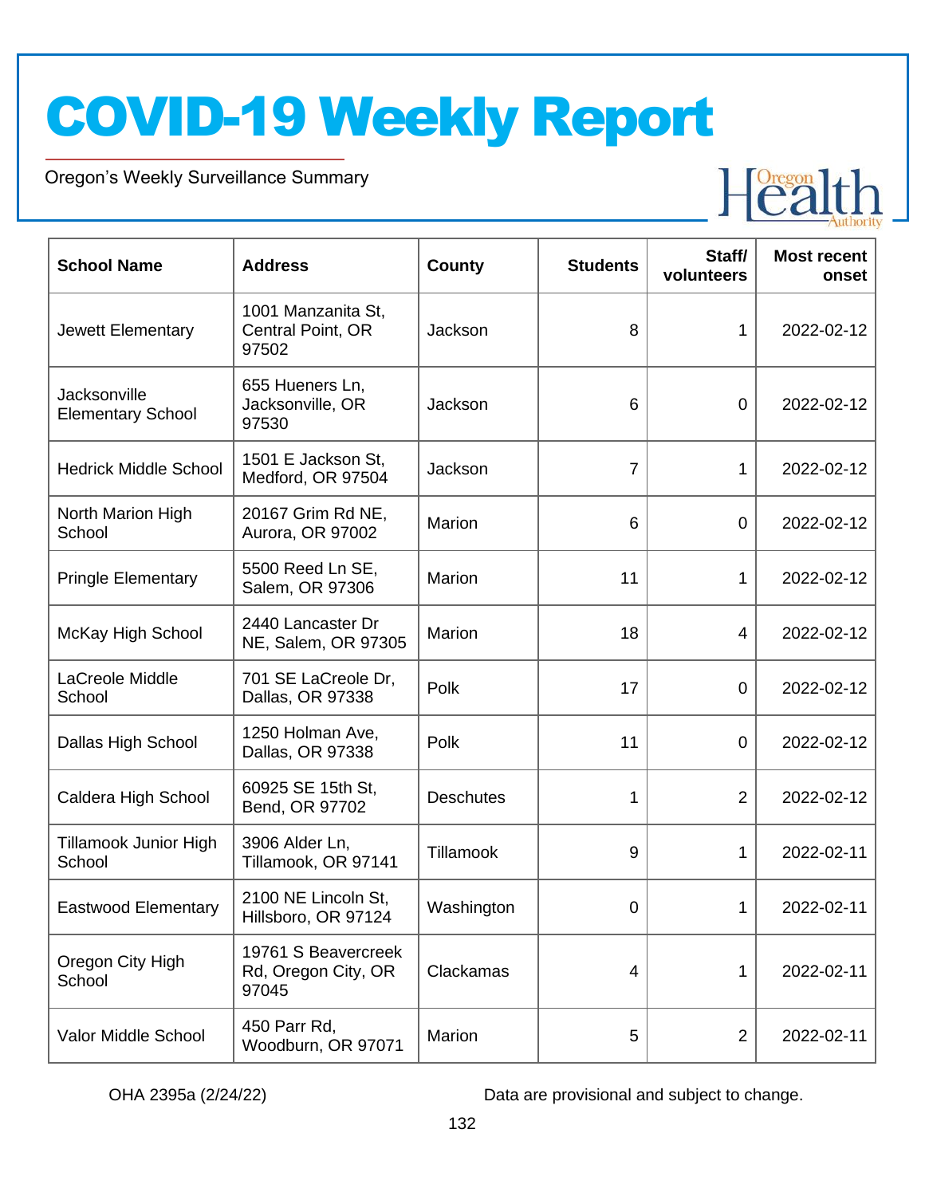# COVID-19 Weekly Report

Oregon's Weekly Surveillance Summary

| School Name | Address | County | Students | Staff/ volunteers | Most recent onset |
|---|---|---|---|---|---|
| Jewett Elementary | 1001 Manzanita St, Central Point, OR 97502 | Jackson | 8 | 1 | 2022-02-12 |
| Jacksonville Elementary School | 655 Hueners Ln, Jacksonville, OR 97530 | Jackson | 6 | 0 | 2022-02-12 |
| Hedrick Middle School | 1501 E Jackson St, Medford, OR 97504 | Jackson | 7 | 1 | 2022-02-12 |
| North Marion High School | 20167 Grim Rd NE, Aurora, OR 97002 | Marion | 6 | 0 | 2022-02-12 |
| Pringle Elementary | 5500 Reed Ln SE, Salem, OR 97306 | Marion | 11 | 1 | 2022-02-12 |
| McKay High School | 2440 Lancaster Dr NE, Salem, OR 97305 | Marion | 18 | 4 | 2022-02-12 |
| LaCreole Middle School | 701 SE LaCreole Dr, Dallas, OR 97338 | Polk | 17 | 0 | 2022-02-12 |
| Dallas High School | 1250 Holman Ave, Dallas, OR 97338 | Polk | 11 | 0 | 2022-02-12 |
| Caldera High School | 60925 SE 15th St, Bend, OR 97702 | Deschutes | 1 | 2 | 2022-02-12 |
| Tillamook Junior High School | 3906 Alder Ln, Tillamook, OR 97141 | Tillamook | 9 | 1 | 2022-02-11 |
| Eastwood Elementary | 2100 NE Lincoln St, Hillsboro, OR 97124 | Washington | 0 | 1 | 2022-02-11 |
| Oregon City High School | 19761 S Beavercreek Rd, Oregon City, OR 97045 | Clackamas | 4 | 1 | 2022-02-11 |
| Valor Middle School | 450 Parr Rd, Woodburn, OR 97071 | Marion | 5 | 2 | 2022-02-11 |

OHA 2395a (2/24/22)

Data are provisional and subject to change.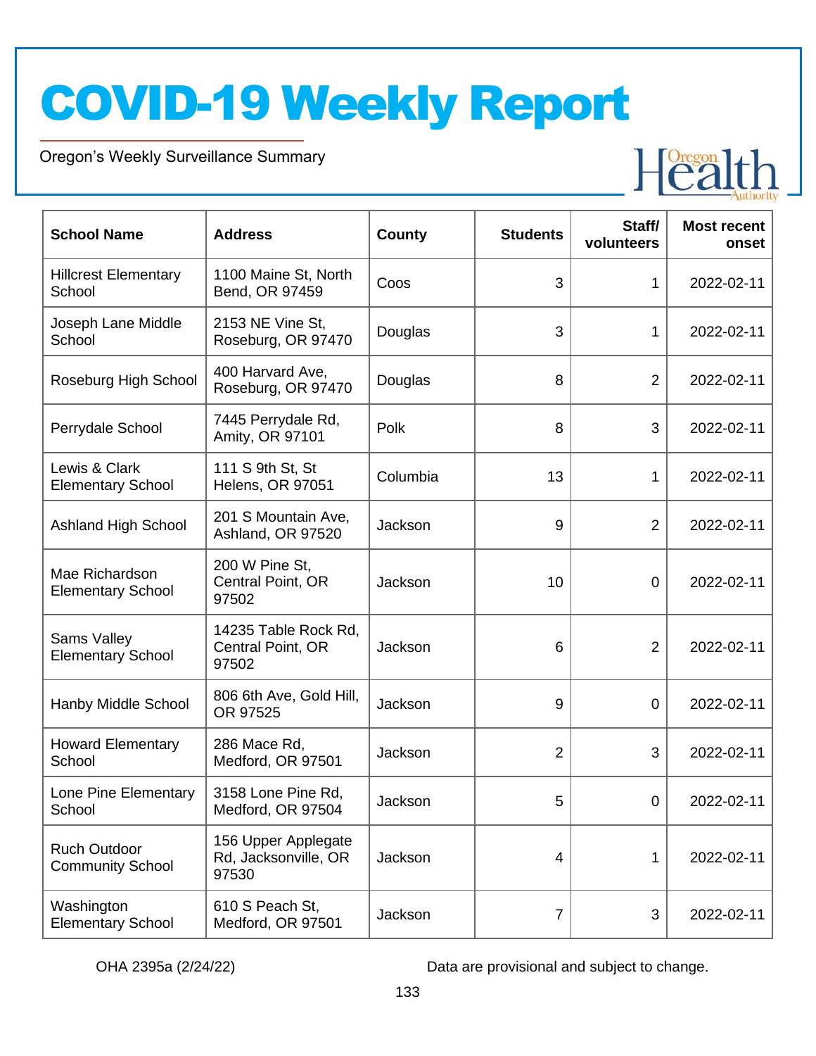# COVID-19 Weekly Report

Oregon's Weekly Surveillance Summary

| School Name | Address | County | Students | Staff/ volunteers | Most recent onset |
|---|---|---|---|---|---|
| Hillcrest Elementary School | 1100 Maine St, North Bend, OR 97459 | Coos | 3 | 1 | 2022-02-11 |
| Joseph Lane Middle School | 2153 NE Vine St, Roseburg, OR 97470 | Douglas | 3 | 1 | 2022-02-11 |
| Roseburg High School | 400 Harvard Ave, Roseburg, OR 97470 | Douglas | 8 | 2 | 2022-02-11 |
| Perrydale School | 7445 Perrydale Rd, Amity, OR 97101 | Polk | 8 | 3 | 2022-02-11 |
| Lewis & Clark Elementary School | 111 S 9th St, St Helens, OR 97051 | Columbia | 13 | 1 | 2022-02-11 |
| Ashland High School | 201 S Mountain Ave, Ashland, OR 97520 | Jackson | 9 | 2 | 2022-02-11 |
| Mae Richardson Elementary School | 200 W Pine St, Central Point, OR 97502 | Jackson | 10 | 0 | 2022-02-11 |
| Sams Valley Elementary School | 14235 Table Rock Rd, Central Point, OR 97502 | Jackson | 6 | 2 | 2022-02-11 |
| Hanby Middle School | 806 6th Ave, Gold Hill, OR 97525 | Jackson | 9 | 0 | 2022-02-11 |
| Howard Elementary School | 286 Mace Rd, Medford, OR 97501 | Jackson | 2 | 3 | 2022-02-11 |
| Lone Pine Elementary School | 3158 Lone Pine Rd, Medford, OR 97504 | Jackson | 5 | 0 | 2022-02-11 |
| Ruch Outdoor Community School | 156 Upper Applegate Rd, Jacksonville, OR 97530 | Jackson | 4 | 1 | 2022-02-11 |
| Washington Elementary School | 610 S Peach St, Medford, OR 97501 | Jackson | 7 | 3 | 2022-02-11 |

OHA 2395a (2/24/22)

Data are provisional and subject to change.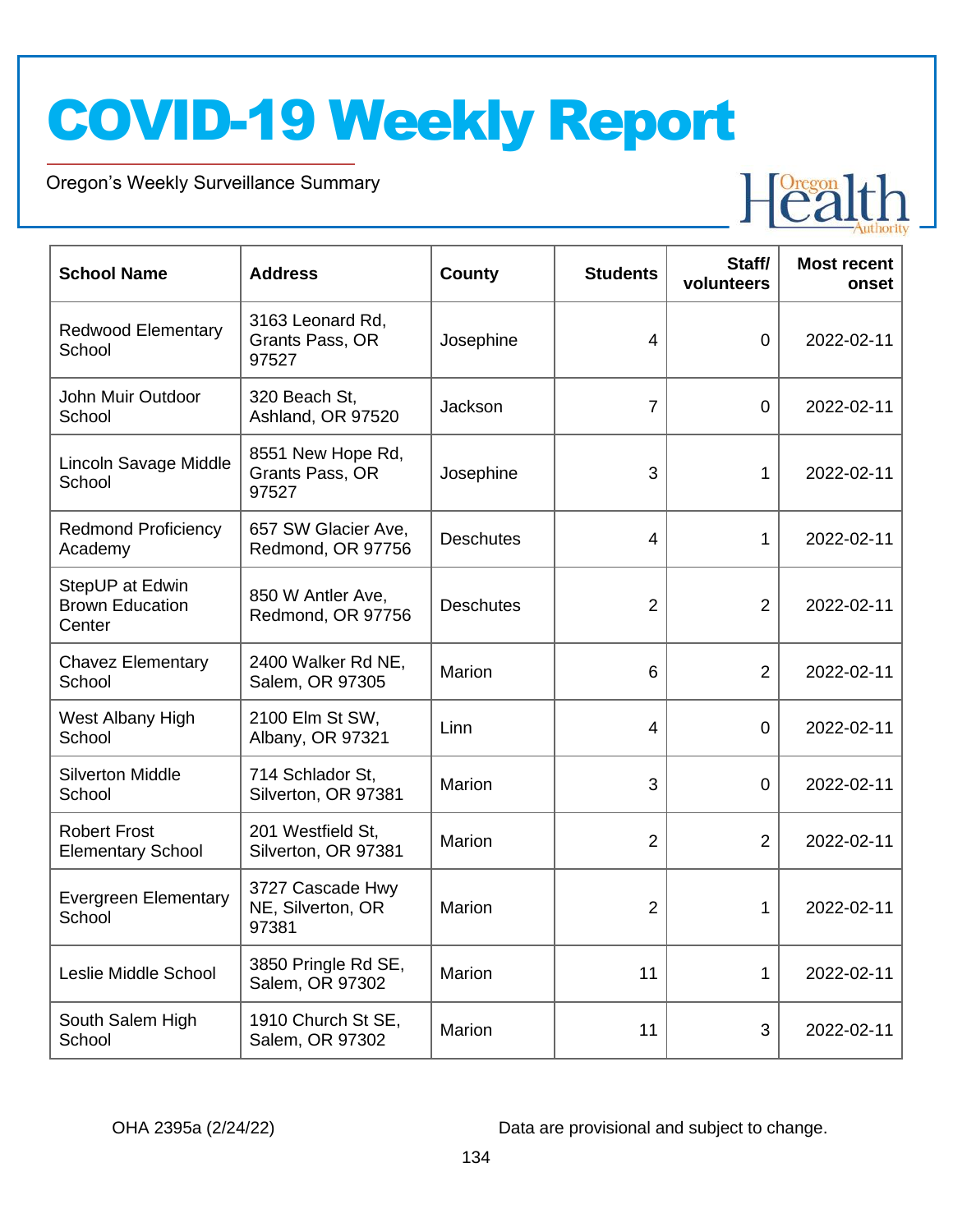# COVID-19 Weekly Report

Oregon's Weekly Surveillance Summary

| School Name | Address | County | Students | Staff/ volunteers | Most recent onset |
|---|---|---|---|---|---|
| Redwood Elementary School | 3163 Leonard Rd, Grants Pass, OR 97527 | Josephine | 4 | 0 | 2022-02-11 |
| John Muir Outdoor School | 320 Beach St, Ashland, OR 97520 | Jackson | 7 | 0 | 2022-02-11 |
| Lincoln Savage Middle School | 8551 New Hope Rd, Grants Pass, OR 97527 | Josephine | 3 | 1 | 2022-02-11 |
| Redmond Proficiency Academy | 657 SW Glacier Ave, Redmond, OR 97756 | Deschutes | 4 | 1 | 2022-02-11 |
| StepUP at Edwin Brown Education Center | 850 W Antler Ave, Redmond, OR 97756 | Deschutes | 2 | 2 | 2022-02-11 |
| Chavez Elementary School | 2400 Walker Rd NE, Salem, OR 97305 | Marion | 6 | 2 | 2022-02-11 |
| West Albany High School | 2100 Elm St SW, Albany, OR 97321 | Linn | 4 | 0 | 2022-02-11 |
| Silverton Middle School | 714 Schlador St, Silverton, OR 97381 | Marion | 3 | 0 | 2022-02-11 |
| Robert Frost Elementary School | 201 Westfield St, Silverton, OR 97381 | Marion | 2 | 2 | 2022-02-11 |
| Evergreen Elementary School | 3727 Cascade Hwy NE, Silverton, OR 97381 | Marion | 2 | 1 | 2022-02-11 |
| Leslie Middle School | 3850 Pringle Rd SE, Salem, OR 97302 | Marion | 11 | 1 | 2022-02-11 |
| South Salem High School | 1910 Church St SE, Salem, OR 97302 | Marion | 11 | 3 | 2022-02-11 |

OHA 2395a (2/24/22)

Data are provisional and subject to change.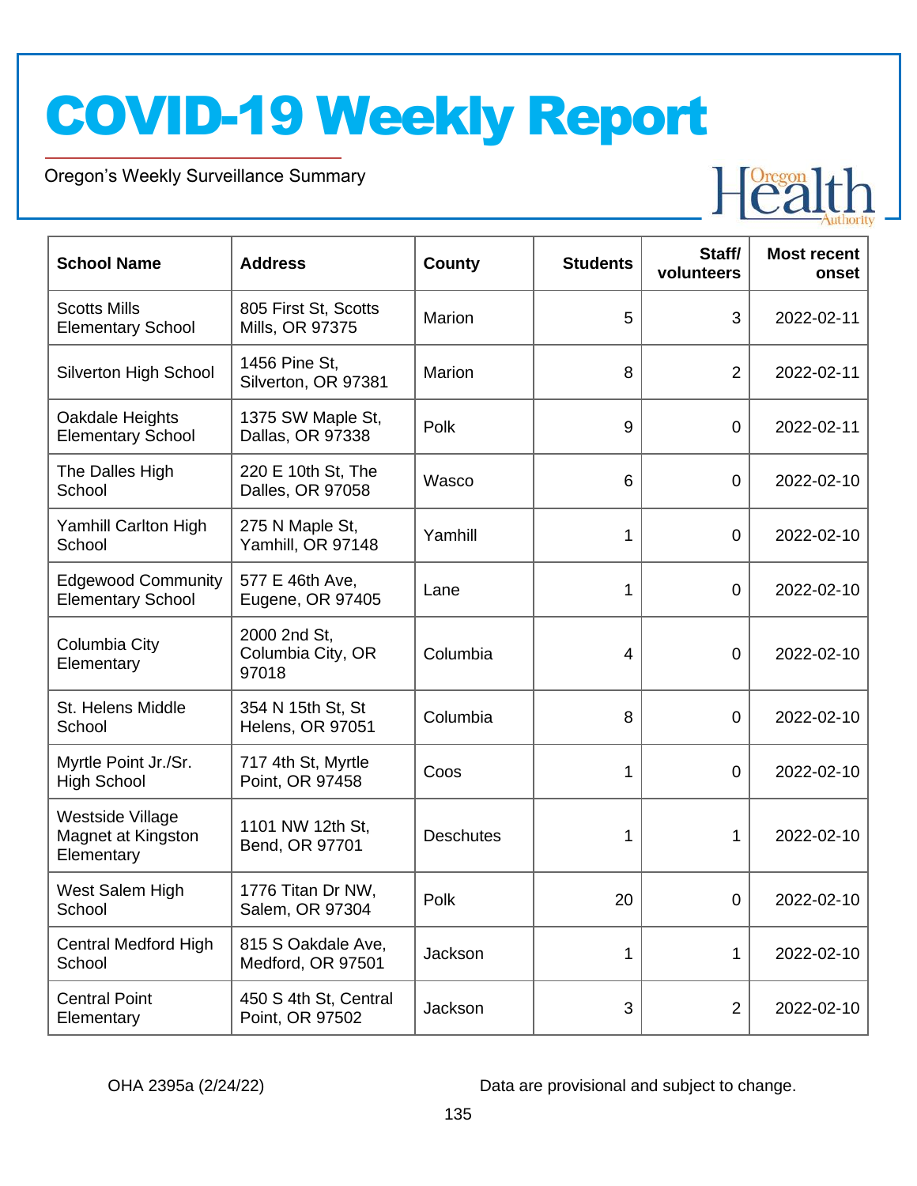# COVID-19 Weekly Report

Oregon's Weekly Surveillance Summary

| School Name | Address | County | Students | Staff/ volunteers | Most recent onset |
|---|---|---|---|---|---|
| Scotts Mills Elementary School | 805 First St, Scotts Mills, OR 97375 | Marion | 5 | 3 | 2022-02-11 |
| Silverton High School | 1456 Pine St, Silverton, OR 97381 | Marion | 8 | 2 | 2022-02-11 |
| Oakdale Heights Elementary School | 1375 SW Maple St, Dallas, OR 97338 | Polk | 9 | 0 | 2022-02-11 |
| The Dalles High School | 220 E 10th St, The Dalles, OR 97058 | Wasco | 6 | 0 | 2022-02-10 |
| Yamhill Carlton High School | 275 N Maple St, Yamhill, OR 97148 | Yamhill | 1 | 0 | 2022-02-10 |
| Edgewood Community Elementary School | 577 E 46th Ave, Eugene, OR 97405 | Lane | 1 | 0 | 2022-02-10 |
| Columbia City Elementary | 2000 2nd St, Columbia City, OR 97018 | Columbia | 4 | 0 | 2022-02-10 |
| St. Helens Middle School | 354 N 15th St, St Helens, OR 97051 | Columbia | 8 | 0 | 2022-02-10 |
| Myrtle Point Jr./Sr. High School | 717 4th St, Myrtle Point, OR 97458 | Coos | 1 | 0 | 2022-02-10 |
| Westside Village Magnet at Kingston Elementary | 1101 NW 12th St, Bend, OR 97701 | Deschutes | 1 | 1 | 2022-02-10 |
| West Salem High School | 1776 Titan Dr NW, Salem, OR 97304 | Polk | 20 | 0 | 2022-02-10 |
| Central Medford High School | 815 S Oakdale Ave, Medford, OR 97501 | Jackson | 1 | 1 | 2022-02-10 |
| Central Point Elementary | 450 S 4th St, Central Point, OR 97502 | Jackson | 3 | 2 | 2022-02-10 |

OHA 2395a (2/24/22)

Data are provisional and subject to change.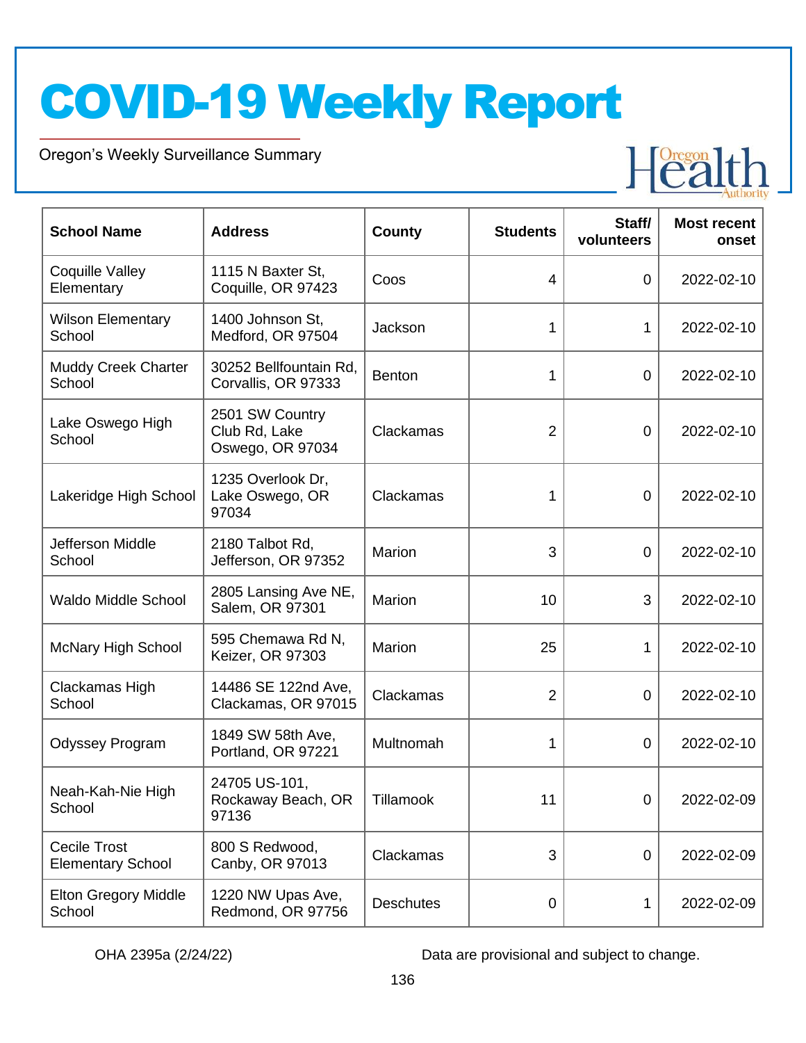# COVID-19 Weekly Report

Oregon's Weekly Surveillance Summary

| School Name | Address | County | Students | Staff/ volunteers | Most recent onset |
|---|---|---|---|---|---|
| Coquille Valley Elementary | 1115 N Baxter St, Coquille, OR 97423 | Coos | 4 | 0 | 2022-02-10 |
| Wilson Elementary School | 1400 Johnson St, Medford, OR 97504 | Jackson | 1 | 1 | 2022-02-10 |
| Muddy Creek Charter School | 30252 Bellfountain Rd, Corvallis, OR 97333 | Benton | 1 | 0 | 2022-02-10 |
| Lake Oswego High School | 2501 SW Country Club Rd, Lake Oswego, OR 97034 | Clackamas | 2 | 0 | 2022-02-10 |
| Lakeridge High School | 1235 Overlook Dr, Lake Oswego, OR 97034 | Clackamas | 1 | 0 | 2022-02-10 |
| Jefferson Middle School | 2180 Talbot Rd, Jefferson, OR 97352 | Marion | 3 | 0 | 2022-02-10 |
| Waldo Middle School | 2805 Lansing Ave NE, Salem, OR 97301 | Marion | 10 | 3 | 2022-02-10 |
| McNary High School | 595 Chemawa Rd N, Keizer, OR 97303 | Marion | 25 | 1 | 2022-02-10 |
| Clackamas High School | 14486 SE 122nd Ave, Clackamas, OR 97015 | Clackamas | 2 | 0 | 2022-02-10 |
| Odyssey Program | 1849 SW 58th Ave, Portland, OR 97221 | Multnomah | 1 | 0 | 2022-02-10 |
| Neah-Kah-Nie High School | 24705 US-101, Rockaway Beach, OR 97136 | Tillamook | 11 | 0 | 2022-02-09 |
| Cecile Trost Elementary School | 800 S Redwood, Canby, OR 97013 | Clackamas | 3 | 0 | 2022-02-09 |
| Elton Gregory Middle School | 1220 NW Upas Ave, Redmond, OR 97756 | Deschutes | 0 | 1 | 2022-02-09 |

OHA 2395a (2/24/22) Data are provisional and subject to change.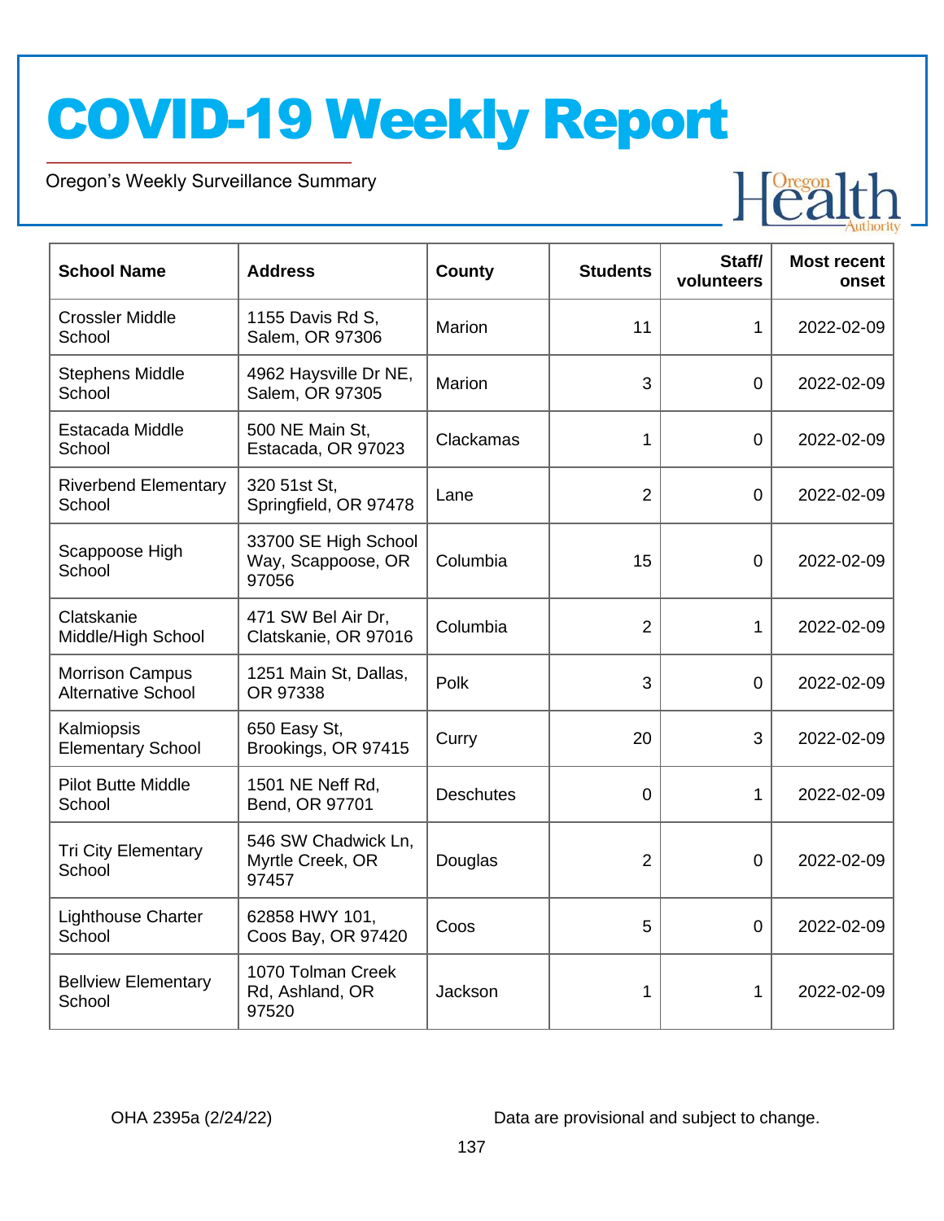# COVID-19 Weekly Report

Oregon's Weekly Surveillance Summary

| School Name | Address | County | Students | Staff/ volunteers | Most recent onset |
|---|---|---|---|---|---|
| Crossler Middle School | 1155 Davis Rd S, Salem, OR 97306 | Marion | 11 | 1 | 2022-02-09 |
| Stephens Middle School | 4962 Haysville Dr NE, Salem, OR 97305 | Marion | 3 | 0 | 2022-02-09 |
| Estacada Middle School | 500 NE Main St, Estacada, OR 97023 | Clackamas | 1 | 0 | 2022-02-09 |
| Riverbend Elementary School | 320 51st St, Springfield, OR 97478 | Lane | 2 | 0 | 2022-02-09 |
| Scappoose High School | 33700 SE High School Way, Scappoose, OR 97056 | Columbia | 15 | 0 | 2022-02-09 |
| Clatskanie Middle/High School | 471 SW Bel Air Dr, Clatskanie, OR 97016 | Columbia | 2 | 1 | 2022-02-09 |
| Morrison Campus Alternative School | 1251 Main St, Dallas, OR 97338 | Polk | 3 | 0 | 2022-02-09 |
| Kalmiopsis Elementary School | 650 Easy St, Brookings, OR 97415 | Curry | 20 | 3 | 2022-02-09 |
| Pilot Butte Middle School | 1501 NE Neff Rd, Bend, OR 97701 | Deschutes | 0 | 1 | 2022-02-09 |
| Tri City Elementary School | 546 SW Chadwick Ln, Myrtle Creek, OR 97457 | Douglas | 2 | 0 | 2022-02-09 |
| Lighthouse Charter School | 62858 HWY 101, Coos Bay, OR 97420 | Coos | 5 | 0 | 2022-02-09 |
| Bellview Elementary School | 1070 Tolman Creek Rd, Ashland, OR 97520 | Jackson | 1 | 1 | 2022-02-09 |

OHA 2395a (2/24/22)

Data are provisional and subject to change.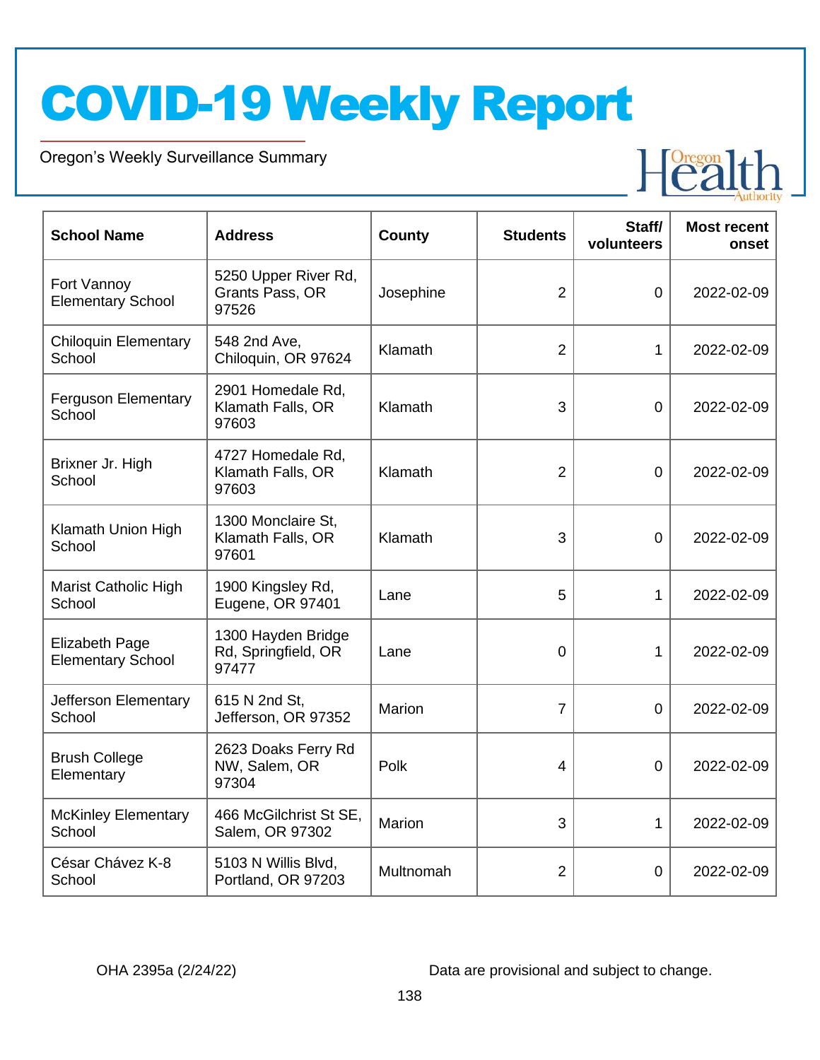# COVID-19 Weekly Report

Oregon's Weekly Surveillance Summary

| School Name | Address | County | Students | Staff/ volunteers | Most recent onset |
|---|---|---|---|---|---|
| Fort Vannoy Elementary School | 5250 Upper River Rd, Grants Pass, OR 97526 | Josephine | 2 | 0 | 2022-02-09 |
| Chiloquin Elementary School | 548 2nd Ave, Chiloquin, OR 97624 | Klamath | 2 | 1 | 2022-02-09 |
| Ferguson Elementary School | 2901 Homedale Rd, Klamath Falls, OR 97603 | Klamath | 3 | 0 | 2022-02-09 |
| Brixner Jr. High School | 4727 Homedale Rd, Klamath Falls, OR 97603 | Klamath | 2 | 0 | 2022-02-09 |
| Klamath Union High School | 1300 Monclaire St, Klamath Falls, OR 97601 | Klamath | 3 | 0 | 2022-02-09 |
| Marist Catholic High School | 1900 Kingsley Rd, Eugene, OR 97401 | Lane | 5 | 1 | 2022-02-09 |
| Elizabeth Page Elementary School | 1300 Hayden Bridge Rd, Springfield, OR 97477 | Lane | 0 | 1 | 2022-02-09 |
| Jefferson Elementary School | 615 N 2nd St, Jefferson, OR 97352 | Marion | 7 | 0 | 2022-02-09 |
| Brush College Elementary | 2623 Doaks Ferry Rd NW, Salem, OR 97304 | Polk | 4 | 0 | 2022-02-09 |
| McKinley Elementary School | 466 McGilchrist St SE, Salem, OR 97302 | Marion | 3 | 1 | 2022-02-09 |
| César Chávez K-8 School | 5103 N Willis Blvd, Portland, OR 97203 | Multnomah | 2 | 0 | 2022-02-09 |

OHA 2395a (2/24/22)

Data are provisional and subject to change.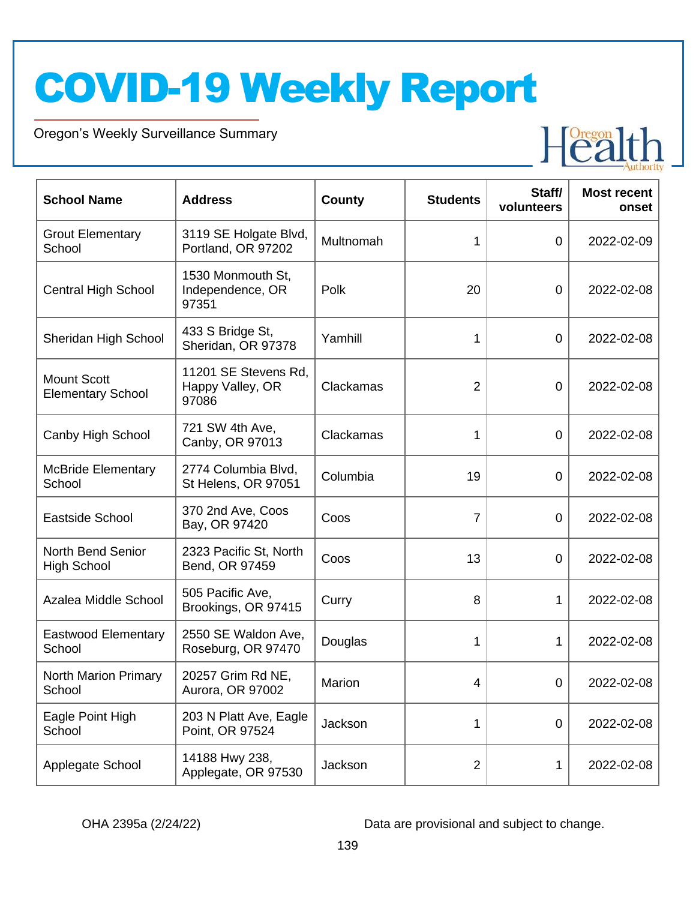# COVID-19 Weekly Report

Oregon's Weekly Surveillance Summary

| School Name | Address | County | Students | Staff/ volunteers | Most recent onset |
|---|---|---|---|---|---|
| Grout Elementary School | 3119 SE Holgate Blvd, Portland, OR 97202 | Multnomah | 1 | 0 | 2022-02-09 |
| Central High School | 1530 Monmouth St, Independence, OR 97351 | Polk | 20 | 0 | 2022-02-08 |
| Sheridan High School | 433 S Bridge St, Sheridan, OR 97378 | Yamhill | 1 | 0 | 2022-02-08 |
| Mount Scott Elementary School | 11201 SE Stevens Rd, Happy Valley, OR 97086 | Clackamas | 2 | 0 | 2022-02-08 |
| Canby High School | 721 SW 4th Ave, Canby, OR 97013 | Clackamas | 1 | 0 | 2022-02-08 |
| McBride Elementary School | 2774 Columbia Blvd, St Helens, OR 97051 | Columbia | 19 | 0 | 2022-02-08 |
| Eastside School | 370 2nd Ave, Coos Bay, OR 97420 | Coos | 7 | 0 | 2022-02-08 |
| North Bend Senior High School | 2323 Pacific St, North Bend, OR 97459 | Coos | 13 | 0 | 2022-02-08 |
| Azalea Middle School | 505 Pacific Ave, Brookings, OR 97415 | Curry | 8 | 1 | 2022-02-08 |
| Eastwood Elementary School | 2550 SE Waldon Ave, Roseburg, OR 97470 | Douglas | 1 | 1 | 2022-02-08 |
| North Marion Primary School | 20257 Grim Rd NE, Aurora, OR 97002 | Marion | 4 | 0 | 2022-02-08 |
| Eagle Point High School | 203 N Platt Ave, Eagle Point, OR 97524 | Jackson | 1 | 0 | 2022-02-08 |
| Applegate School | 14188 Hwy 238, Applegate, OR 97530 | Jackson | 2 | 1 | 2022-02-08 |

OHA 2395a (2/24/22)

Data are provisional and subject to change.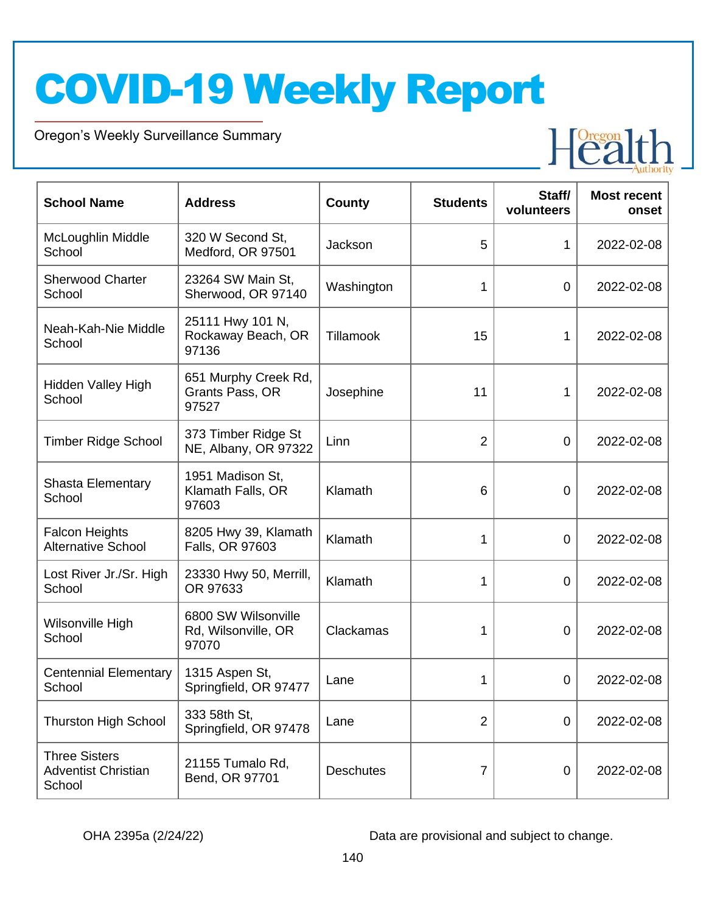# COVID-19 Weekly Report

Oregon's Weekly Surveillance Summary

| School Name | Address | County | Students | Staff/ volunteers | Most recent onset |
|---|---|---|---|---|---|
| McLoughlin Middle School | 320 W Second St, Medford, OR 97501 | Jackson | 5 | 1 | 2022-02-08 |
| Sherwood Charter School | 23264 SW Main St, Sherwood, OR 97140 | Washington | 1 | 0 | 2022-02-08 |
| Neah-Kah-Nie Middle School | 25111 Hwy 101 N, Rockaway Beach, OR 97136 | Tillamook | 15 | 1 | 2022-02-08 |
| Hidden Valley High School | 651 Murphy Creek Rd, Grants Pass, OR 97527 | Josephine | 11 | 1 | 2022-02-08 |
| Timber Ridge School | 373 Timber Ridge St NE, Albany, OR 97322 | Linn | 2 | 0 | 2022-02-08 |
| Shasta Elementary School | 1951 Madison St, Klamath Falls, OR 97603 | Klamath | 6 | 0 | 2022-02-08 |
| Falcon Heights Alternative School | 8205 Hwy 39, Klamath Falls, OR 97603 | Klamath | 1 | 0 | 2022-02-08 |
| Lost River Jr./Sr. High School | 23330 Hwy 50, Merrill, OR 97633 | Klamath | 1 | 0 | 2022-02-08 |
| Wilsonville High School | 6800 SW Wilsonville Rd, Wilsonville, OR 97070 | Clackamas | 1 | 0 | 2022-02-08 |
| Centennial Elementary School | 1315 Aspen St, Springfield, OR 97477 | Lane | 1 | 0 | 2022-02-08 |
| Thurston High School | 333 58th St, Springfield, OR 97478 | Lane | 2 | 0 | 2022-02-08 |
| Three Sisters Adventist Christian School | 21155 Tumalo Rd, Bend, OR 97701 | Deschutes | 7 | 0 | 2022-02-08 |

OHA 2395a (2/24/22)

Data are provisional and subject to change.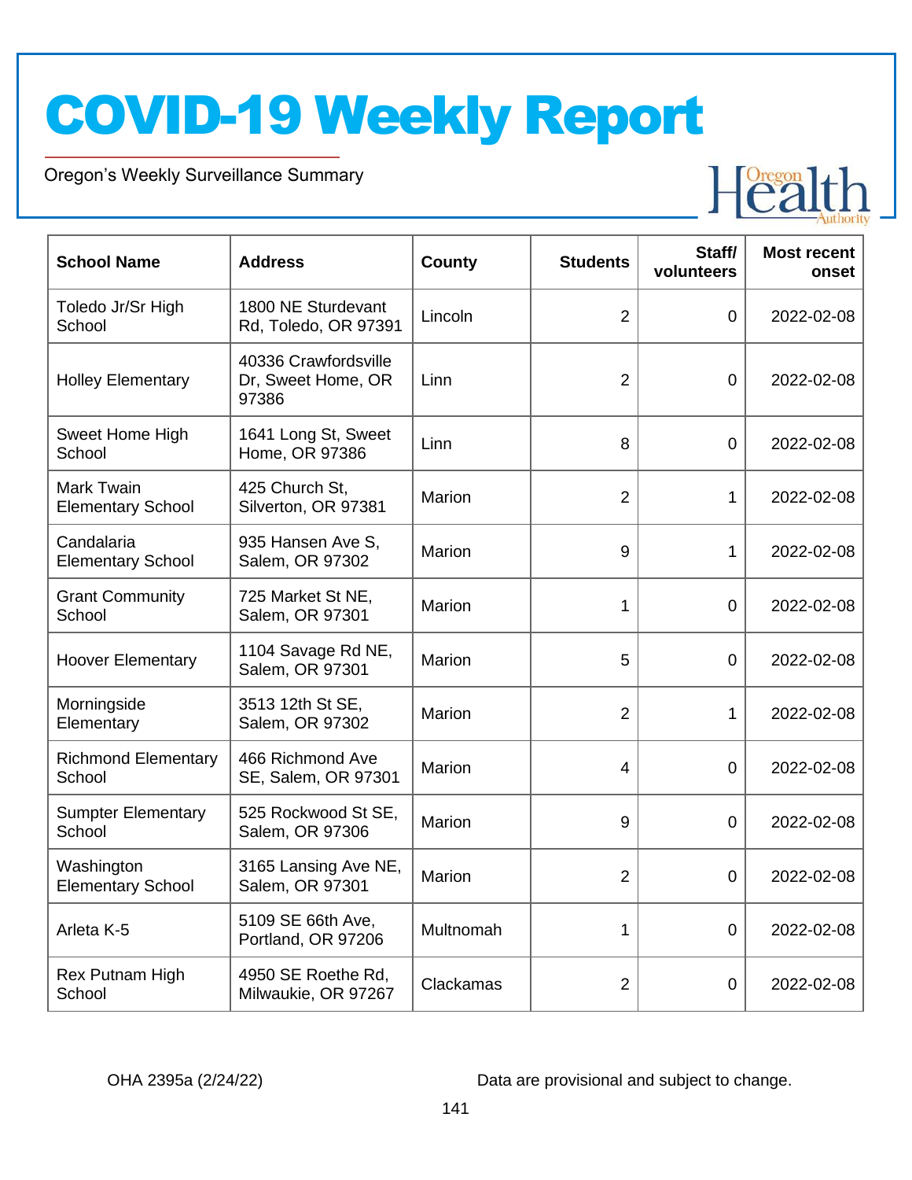# COVID-19 Weekly Report

Oregon's Weekly Surveillance Summary

| School Name | Address | County | Students | Staff/ volunteers | Most recent onset |
|---|---|---|---|---|---|
| Toledo Jr/Sr High School | 1800 NE Sturdevant Rd, Toledo, OR 97391 | Lincoln | 2 | 0 | 2022-02-08 |
| Holley Elementary | 40336 Crawfordsville Dr, Sweet Home, OR 97386 | Linn | 2 | 0 | 2022-02-08 |
| Sweet Home High School | 1641 Long St, Sweet Home, OR 97386 | Linn | 8 | 0 | 2022-02-08 |
| Mark Twain Elementary School | 425 Church St, Silverton, OR 97381 | Marion | 2 | 1 | 2022-02-08 |
| Candalaria Elementary School | 935 Hansen Ave S, Salem, OR 97302 | Marion | 9 | 1 | 2022-02-08 |
| Grant Community School | 725 Market St NE, Salem, OR 97301 | Marion | 1 | 0 | 2022-02-08 |
| Hoover Elementary | 1104 Savage Rd NE, Salem, OR 97301 | Marion | 5 | 0 | 2022-02-08 |
| Morningside Elementary | 3513 12th St SE, Salem, OR 97302 | Marion | 2 | 1 | 2022-02-08 |
| Richmond Elementary School | 466 Richmond Ave SE, Salem, OR 97301 | Marion | 4 | 0 | 2022-02-08 |
| Sumpter Elementary School | 525 Rockwood St SE, Salem, OR 97306 | Marion | 9 | 0 | 2022-02-08 |
| Washington Elementary School | 3165 Lansing Ave NE, Salem, OR 97301 | Marion | 2 | 0 | 2022-02-08 |
| Arleta K-5 | 5109 SE 66th Ave, Portland, OR 97206 | Multnomah | 1 | 0 | 2022-02-08 |
| Rex Putnam High School | 4950 SE Roethe Rd, Milwaukie, OR 97267 | Clackamas | 2 | 0 | 2022-02-08 |

OHA 2395a (2/24/22)

Data are provisional and subject to change.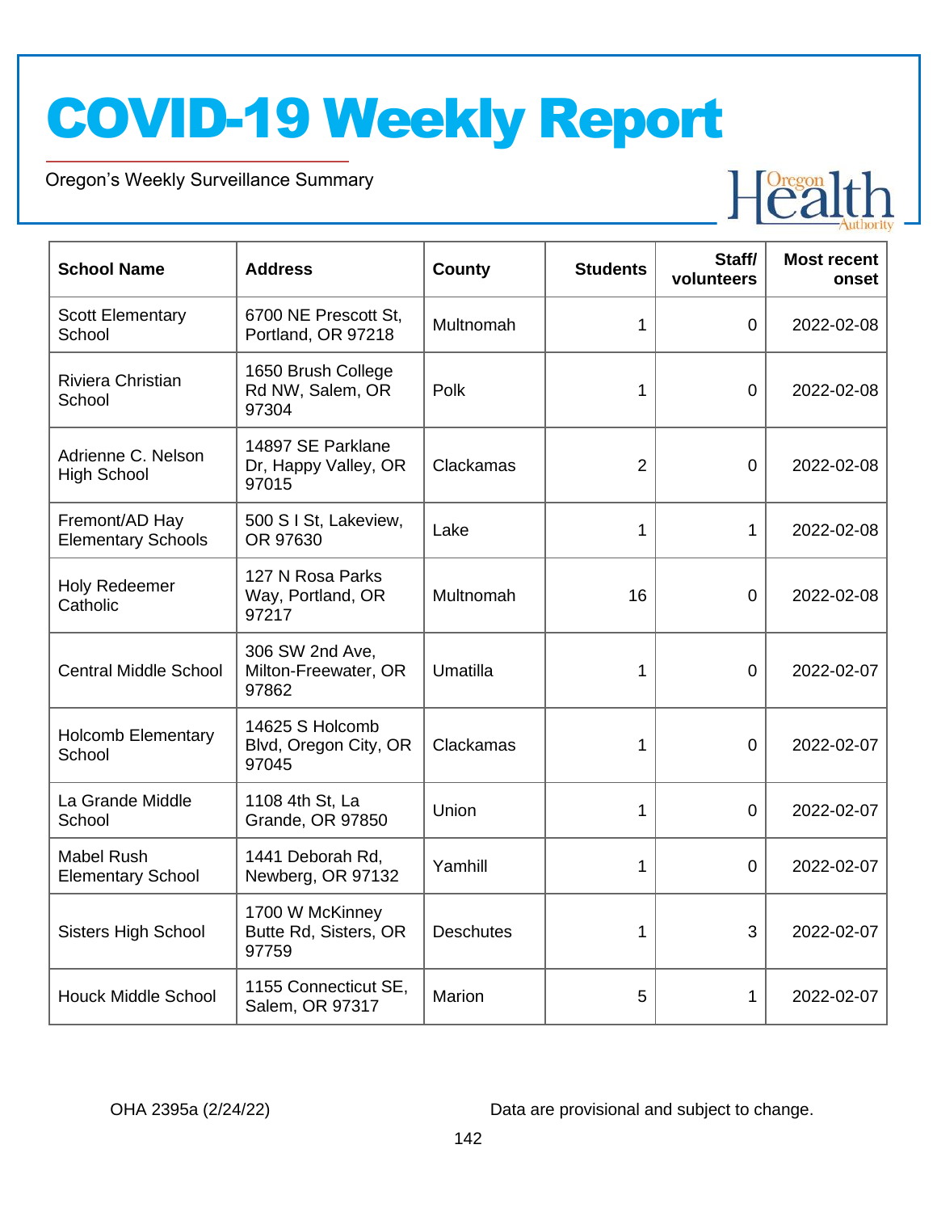# COVID-19 Weekly Report

Oregon's Weekly Surveillance Summary

| School Name | Address | County | Students | Staff/ volunteers | Most recent onset |
|---|---|---|---|---|---|
| Scott Elementary School | 6700 NE Prescott St, Portland, OR 97218 | Multnomah | 1 | 0 | 2022-02-08 |
| Riviera Christian School | 1650 Brush College Rd NW, Salem, OR 97304 | Polk | 1 | 0 | 2022-02-08 |
| Adrienne C. Nelson High School | 14897 SE Parklane Dr, Happy Valley, OR 97015 | Clackamas | 2 | 0 | 2022-02-08 |
| Fremont/AD Hay Elementary Schools | 500 S I St, Lakeview, OR 97630 | Lake | 1 | 1 | 2022-02-08 |
| Holy Redeemer Catholic | 127 N Rosa Parks Way, Portland, OR 97217 | Multnomah | 16 | 0 | 2022-02-08 |
| Central Middle School | 306 SW 2nd Ave, Milton-Freewater, OR 97862 | Umatilla | 1 | 0 | 2022-02-07 |
| Holcomb Elementary School | 14625 S Holcomb Blvd, Oregon City, OR 97045 | Clackamas | 1 | 0 | 2022-02-07 |
| La Grande Middle School | 1108 4th St, La Grande, OR 97850 | Union | 1 | 0 | 2022-02-07 |
| Mabel Rush Elementary School | 1441 Deborah Rd, Newberg, OR 97132 | Yamhill | 1 | 0 | 2022-02-07 |
| Sisters High School | 1700 W McKinney Butte Rd, Sisters, OR 97759 | Deschutes | 1 | 3 | 2022-02-07 |
| Houck Middle School | 1155 Connecticut SE, Salem, OR 97317 | Marion | 5 | 1 | 2022-02-07 |

OHA 2395a (2/24/22)

Data are provisional and subject to change.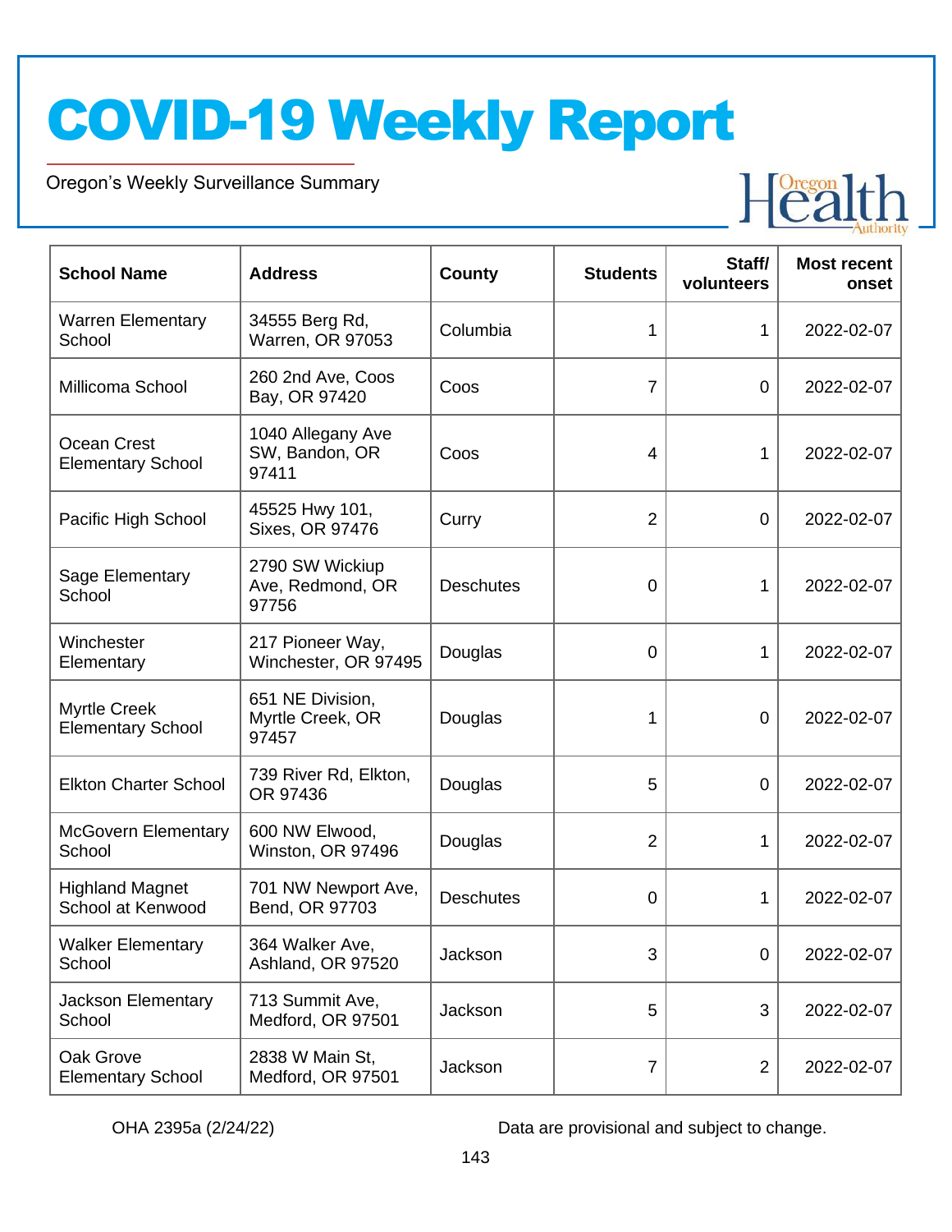# COVID-19 Weekly Report

Oregon's Weekly Surveillance Summary

| School Name | Address | County | Students | Staff/ volunteers | Most recent onset |
|---|---|---|---|---|---|
| Warren Elementary School | 34555 Berg Rd, Warren, OR 97053 | Columbia | 1 | 1 | 2022-02-07 |
| Millicoma School | 260 2nd Ave, Coos Bay, OR 97420 | Coos | 7 | 0 | 2022-02-07 |
| Ocean Crest Elementary School | 1040 Allegany Ave SW, Bandon, OR 97411 | Coos | 4 | 1 | 2022-02-07 |
| Pacific High School | 45525 Hwy 101, Sixes, OR 97476 | Curry | 2 | 0 | 2022-02-07 |
| Sage Elementary School | 2790 SW Wickiup Ave, Redmond, OR 97756 | Deschutes | 0 | 1 | 2022-02-07 |
| Winchester Elementary | 217 Pioneer Way, Winchester, OR 97495 | Douglas | 0 | 1 | 2022-02-07 |
| Myrtle Creek Elementary School | 651 NE Division, Myrtle Creek, OR 97457 | Douglas | 1 | 0 | 2022-02-07 |
| Elkton Charter School | 739 River Rd, Elkton, OR 97436 | Douglas | 5 | 0 | 2022-02-07 |
| McGovern Elementary School | 600 NW Elwood, Winston, OR 97496 | Douglas | 2 | 1 | 2022-02-07 |
| Highland Magnet School at Kenwood | 701 NW Newport Ave, Bend, OR 97703 | Deschutes | 0 | 1 | 2022-02-07 |
| Walker Elementary School | 364 Walker Ave, Ashland, OR 97520 | Jackson | 3 | 0 | 2022-02-07 |
| Jackson Elementary School | 713 Summit Ave, Medford, OR 97501 | Jackson | 5 | 3 | 2022-02-07 |
| Oak Grove Elementary School | 2838 W Main St, Medford, OR 97501 | Jackson | 7 | 2 | 2022-02-07 |

OHA 2395a (2/24/22)

Data are provisional and subject to change.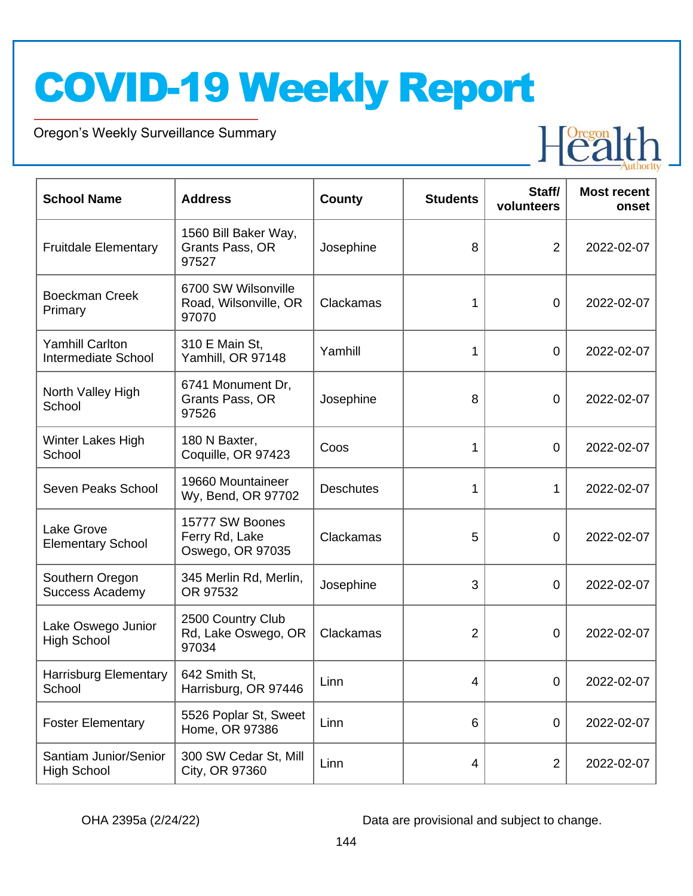# COVID-19 Weekly Report

Oregon's Weekly Surveillance Summary

| School Name | Address | County | Students | Staff/ volunteers | Most recent onset |
|---|---|---|---|---|---|
| Fruitdale Elementary | 1560 Bill Baker Way, Grants Pass, OR 97527 | Josephine | 8 | 2 | 2022-02-07 |
| Boeckman Creek Primary | 6700 SW Wilsonville Road, Wilsonville, OR 97070 | Clackamas | 1 | 0 | 2022-02-07 |
| Yamhill Carlton Intermediate School | 310 E Main St, Yamhill, OR 97148 | Yamhill | 1 | 0 | 2022-02-07 |
| North Valley High School | 6741 Monument Dr, Grants Pass, OR 97526 | Josephine | 8 | 0 | 2022-02-07 |
| Winter Lakes High School | 180 N Baxter, Coquille, OR 97423 | Coos | 1 | 0 | 2022-02-07 |
| Seven Peaks School | 19660 Mountaineer Wy, Bend, OR 97702 | Deschutes | 1 | 1 | 2022-02-07 |
| Lake Grove Elementary School | 15777 SW Boones Ferry Rd, Lake Oswego, OR 97035 | Clackamas | 5 | 0 | 2022-02-07 |
| Southern Oregon Success Academy | 345 Merlin Rd, Merlin, OR 97532 | Josephine | 3 | 0 | 2022-02-07 |
| Lake Oswego Junior High School | 2500 Country Club Rd, Lake Oswego, OR 97034 | Clackamas | 2 | 0 | 2022-02-07 |
| Harrisburg Elementary School | 642 Smith St, Harrisburg, OR 97446 | Linn | 4 | 0 | 2022-02-07 |
| Foster Elementary | 5526 Poplar St, Sweet Home, OR 97386 | Linn | 6 | 0 | 2022-02-07 |
| Santiam Junior/Senior High School | 300 SW Cedar St, Mill City, OR 97360 | Linn | 4 | 2 | 2022-02-07 |

OHA 2395a (2/24/22) Data are provisional and subject to change.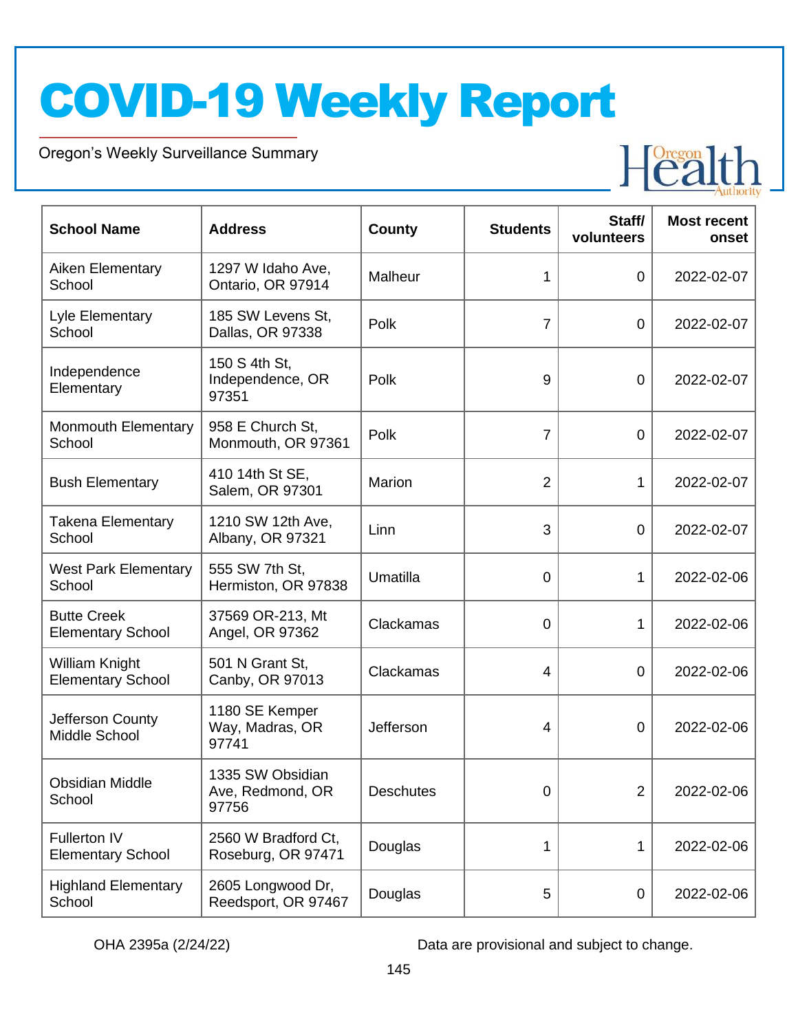# COVID-19 Weekly Report

Oregon's Weekly Surveillance Summary

| School Name | Address | County | Students | Staff/ volunteers | Most recent onset |
|---|---|---|---|---|---|
| Aiken Elementary School | 1297 W Idaho Ave, Ontario, OR 97914 | Malheur | 1 | 0 | 2022-02-07 |
| Lyle Elementary School | 185 SW Levens St, Dallas, OR 97338 | Polk | 7 | 0 | 2022-02-07 |
| Independence Elementary | 150 S 4th St, Independence, OR 97351 | Polk | 9 | 0 | 2022-02-07 |
| Monmouth Elementary School | 958 E Church St, Monmouth, OR 97361 | Polk | 7 | 0 | 2022-02-07 |
| Bush Elementary | 410 14th St SE, Salem, OR 97301 | Marion | 2 | 1 | 2022-02-07 |
| Takena Elementary School | 1210 SW 12th Ave, Albany, OR 97321 | Linn | 3 | 0 | 2022-02-07 |
| West Park Elementary School | 555 SW 7th St, Hermiston, OR 97838 | Umatilla | 0 | 1 | 2022-02-06 |
| Butte Creek Elementary School | 37569 OR-213, Mt Angel, OR 97362 | Clackamas | 0 | 1 | 2022-02-06 |
| William Knight Elementary School | 501 N Grant St, Canby, OR 97013 | Clackamas | 4 | 0 | 2022-02-06 |
| Jefferson County Middle School | 1180 SE Kemper Way, Madras, OR 97741 | Jefferson | 4 | 0 | 2022-02-06 |
| Obsidian Middle School | 1335 SW Obsidian Ave, Redmond, OR 97756 | Deschutes | 0 | 2 | 2022-02-06 |
| Fullerton IV Elementary School | 2560 W Bradford Ct, Roseburg, OR 97471 | Douglas | 1 | 1 | 2022-02-06 |
| Highland Elementary School | 2605 Longwood Dr, Reedsport, OR 97467 | Douglas | 5 | 0 | 2022-02-06 |

OHA 2395a (2/24/22) Data are provisional and subject to change.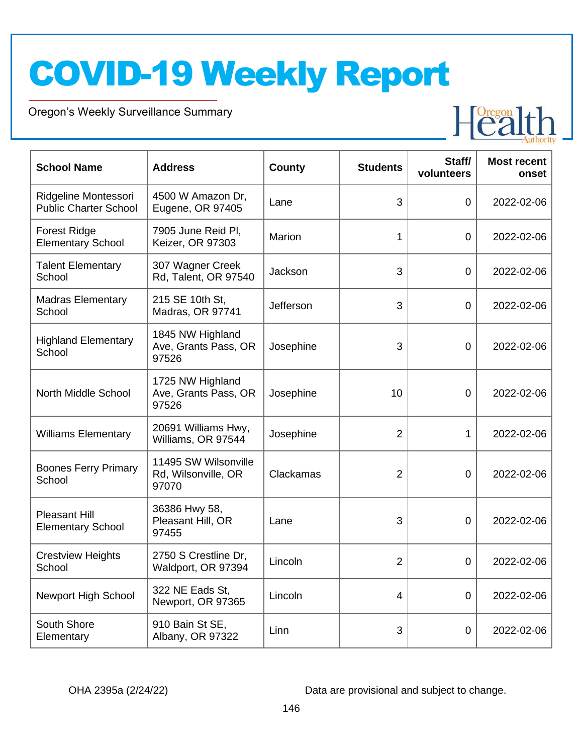# COVID-19 Weekly Report

Oregon's Weekly Surveillance Summary

| School Name | Address | County | Students | Staff/ volunteers | Most recent onset |
|---|---|---|---|---|---|
| Ridgeline Montessori Public Charter School | 4500 W Amazon Dr, Eugene, OR 97405 | Lane | 3 | 0 | 2022-02-06 |
| Forest Ridge Elementary School | 7905 June Reid Pl, Keizer, OR 97303 | Marion | 1 | 0 | 2022-02-06 |
| Talent Elementary School | 307 Wagner Creek Rd, Talent, OR 97540 | Jackson | 3 | 0 | 2022-02-06 |
| Madras Elementary School | 215 SE 10th St, Madras, OR 97741 | Jefferson | 3 | 0 | 2022-02-06 |
| Highland Elementary School | 1845 NW Highland Ave, Grants Pass, OR 97526 | Josephine | 3 | 0 | 2022-02-06 |
| North Middle School | 1725 NW Highland Ave, Grants Pass, OR 97526 | Josephine | 10 | 0 | 2022-02-06 |
| Williams Elementary | 20691 Williams Hwy, Williams, OR 97544 | Josephine | 2 | 1 | 2022-02-06 |
| Boones Ferry Primary School | 11495 SW Wilsonville Rd, Wilsonville, OR 97070 | Clackamas | 2 | 0 | 2022-02-06 |
| Pleasant Hill Elementary School | 36386 Hwy 58, Pleasant Hill, OR 97455 | Lane | 3 | 0 | 2022-02-06 |
| Crestview Heights School | 2750 S Crestline Dr, Waldport, OR 97394 | Lincoln | 2 | 0 | 2022-02-06 |
| Newport High School | 322 NE Eads St, Newport, OR 97365 | Lincoln | 4 | 0 | 2022-02-06 |
| South Shore Elementary | 910 Bain St SE, Albany, OR 97322 | Linn | 3 | 0 | 2022-02-06 |

OHA 2395a (2/24/22)

Data are provisional and subject to change.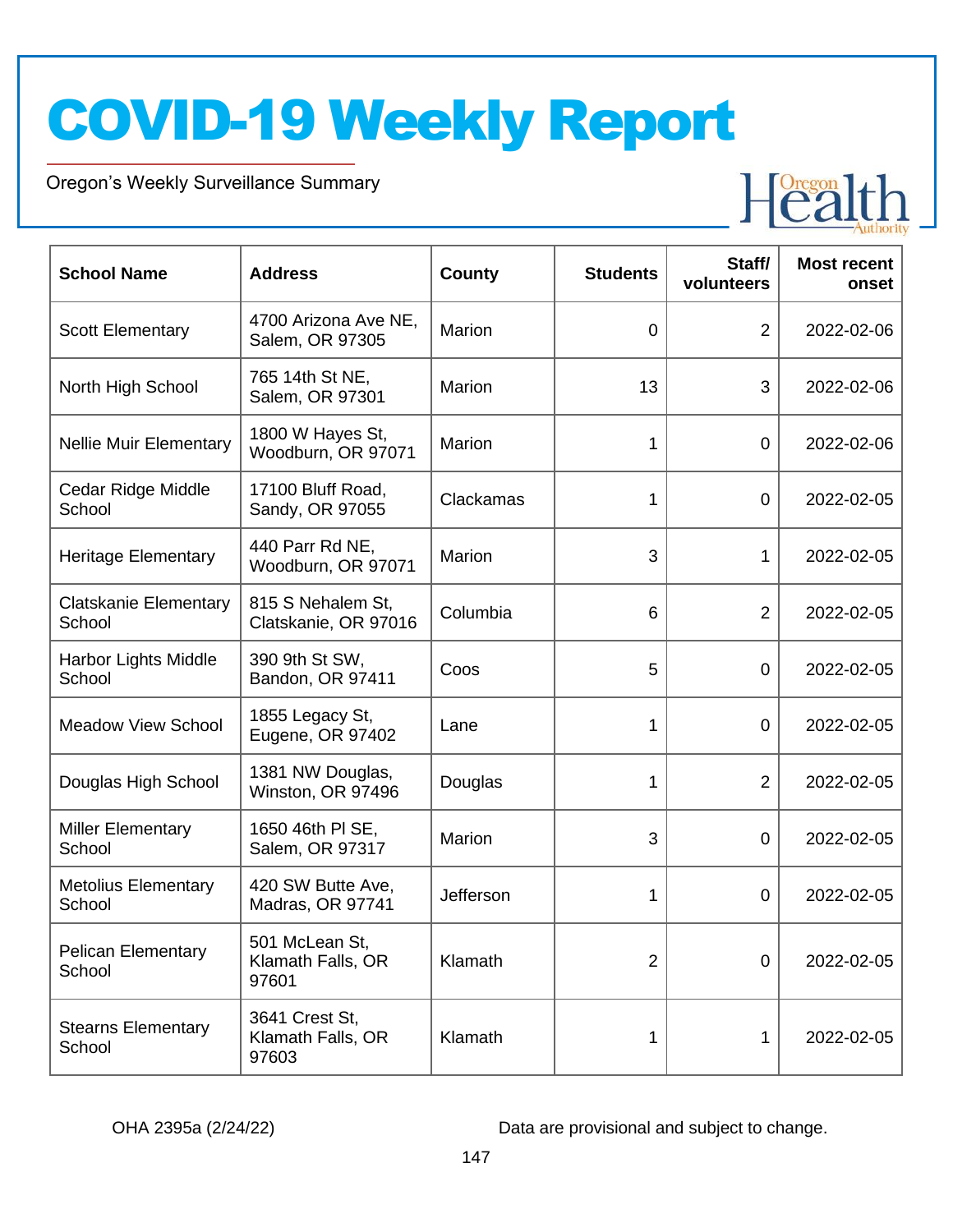| School Name | Address | County | Students | Staff/ volunteers | Most recent onset |
|---|---|---|---|---|---|
| Scott Elementary | 4700 Arizona Ave NE, Salem, OR 97305 | Marion | 0 | 2 | 2022-02-06 |
| North High School | 765 14th St NE, Salem, OR 97301 | Marion | 13 | 3 | 2022-02-06 |
| Nellie Muir Elementary | 1800 W Hayes St, Woodburn, OR 97071 | Marion | 1 | 0 | 2022-02-06 |
| Cedar Ridge Middle School | 17100 Bluff Road, Sandy, OR 97055 | Clackamas | 1 | 0 | 2022-02-05 |
| Heritage Elementary | 440 Parr Rd NE, Woodburn, OR 97071 | Marion | 3 | 1 | 2022-02-05 |
| Clatskanie Elementary School | 815 S Nehalem St, Clatskanie, OR 97016 | Columbia | 6 | 2 | 2022-02-05 |
| Harbor Lights Middle School | 390 9th St SW, Bandon, OR 97411 | Coos | 5 | 0 | 2022-02-05 |
| Meadow View School | 1855 Legacy St, Eugene, OR 97402 | Lane | 1 | 0 | 2022-02-05 |
| Douglas High School | 1381 NW Douglas, Winston, OR 97496 | Douglas | 1 | 2 | 2022-02-05 |
| Miller Elementary School | 1650 46th Pl SE, Salem, OR 97317 | Marion | 3 | 0 | 2022-02-05 |
| Metolius Elementary School | 420 SW Butte Ave, Madras, OR 97741 | Jefferson | 1 | 0 | 2022-02-05 |
| Pelican Elementary School | 501 McLean St, Klamath Falls, OR 97601 | Klamath | 2 | 0 | 2022-02-05 |
| Stearns Elementary School | 3641 Crest St, Klamath Falls, OR 97603 | Klamath | 1 | 1 | 2022-02-05 |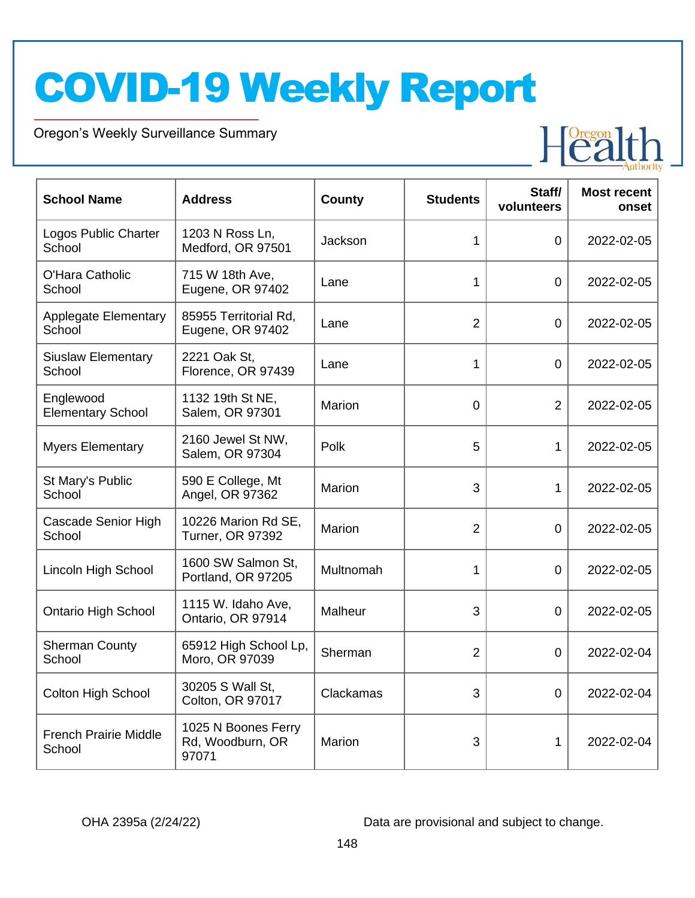# COVID-19 Weekly Report

Oregon's Weekly Surveillance Summary

| School Name | Address | County | Students | Staff/ volunteers | Most recent onset |
|---|---|---|---|---|---|
| Logos Public Charter School | 1203 N Ross Ln, Medford, OR 97501 | Jackson | 1 | 0 | 2022-02-05 |
| O'Hara Catholic School | 715 W 18th Ave, Eugene, OR 97402 | Lane | 1 | 0 | 2022-02-05 |
| Applegate Elementary School | 85955 Territorial Rd, Eugene, OR 97402 | Lane | 2 | 0 | 2022-02-05 |
| Siuslaw Elementary School | 2221 Oak St, Florence, OR 97439 | Lane | 1 | 0 | 2022-02-05 |
| Englewood Elementary School | 1132 19th St NE, Salem, OR 97301 | Marion | 0 | 2 | 2022-02-05 |
| Myers Elementary | 2160 Jewel St NW, Salem, OR 97304 | Polk | 5 | 1 | 2022-02-05 |
| St Mary's Public School | 590 E College, Mt Angel, OR 97362 | Marion | 3 | 1 | 2022-02-05 |
| Cascade Senior High School | 10226 Marion Rd SE, Turner, OR 97392 | Marion | 2 | 0 | 2022-02-05 |
| Lincoln High School | 1600 SW Salmon St, Portland, OR 97205 | Multnomah | 1 | 0 | 2022-02-05 |
| Ontario High School | 1115 W. Idaho Ave, Ontario, OR 97914 | Malheur | 3 | 0 | 2022-02-05 |
| Sherman County School | 65912 High School Lp, Moro, OR 97039 | Sherman | 2 | 0 | 2022-02-04 |
| Colton High School | 30205 S Wall St, Colton, OR 97017 | Clackamas | 3 | 0 | 2022-02-04 |
| French Prairie Middle School | 1025 N Boones Ferry Rd, Woodburn, OR 97071 | Marion | 3 | 1 | 2022-02-04 |

OHA 2395a (2/24/22)

Data are provisional and subject to change.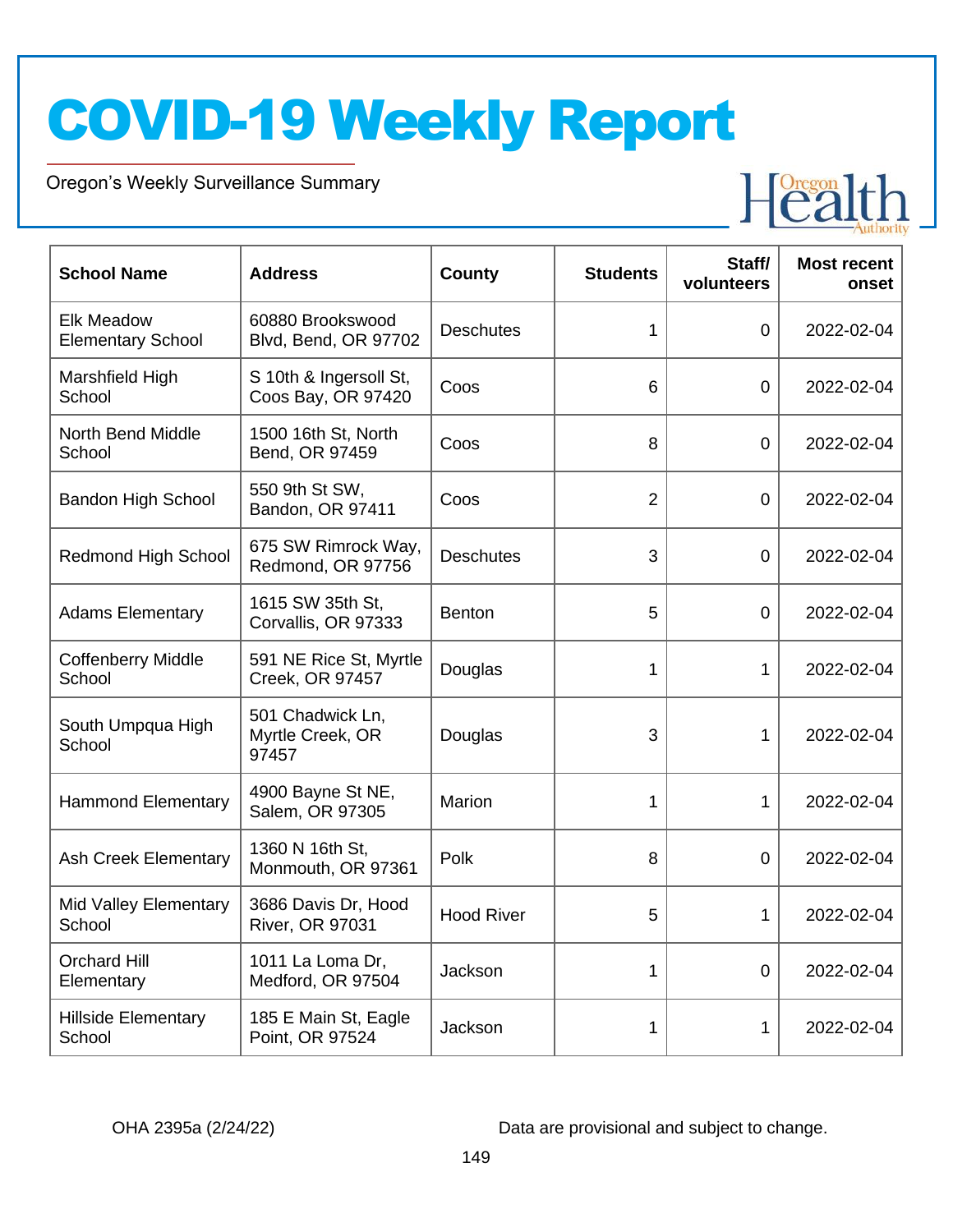# COVID-19 Weekly Report

Oregon's Weekly Surveillance Summary

| School Name | Address | County | Students | Staff/ volunteers | Most recent onset |
|---|---|---|---|---|---|
| Elk Meadow Elementary School | 60880 Brookswood Blvd, Bend, OR 97702 | Deschutes | 1 | 0 | 2022-02-04 |
| Marshfield High School | S 10th & Ingersoll St, Coos Bay, OR 97420 | Coos | 6 | 0 | 2022-02-04 |
| North Bend Middle School | 1500 16th St, North Bend, OR 97459 | Coos | 8 | 0 | 2022-02-04 |
| Bandon High School | 550 9th St SW, Bandon, OR 97411 | Coos | 2 | 0 | 2022-02-04 |
| Redmond High School | 675 SW Rimrock Way, Redmond, OR 97756 | Deschutes | 3 | 0 | 2022-02-04 |
| Adams Elementary | 1615 SW 35th St, Corvallis, OR 97333 | Benton | 5 | 0 | 2022-02-04 |
| Coffenberry Middle School | 591 NE Rice St, Myrtle Creek, OR 97457 | Douglas | 1 | 1 | 2022-02-04 |
| South Umpqua High School | 501 Chadwick Ln, Myrtle Creek, OR 97457 | Douglas | 3 | 1 | 2022-02-04 |
| Hammond Elementary | 4900 Bayne St NE, Salem, OR 97305 | Marion | 1 | 1 | 2022-02-04 |
| Ash Creek Elementary | 1360 N 16th St, Monmouth, OR 97361 | Polk | 8 | 0 | 2022-02-04 |
| Mid Valley Elementary School | 3686 Davis Dr, Hood River, OR 97031 | Hood River | 5 | 1 | 2022-02-04 |
| Orchard Hill Elementary | 1011 La Loma Dr, Medford, OR 97504 | Jackson | 1 | 0 | 2022-02-04 |
| Hillside Elementary School | 185 E Main St, Eagle Point, OR 97524 | Jackson | 1 | 1 | 2022-02-04 |

OHA 2395a (2/24/22)

Data are provisional and subject to change.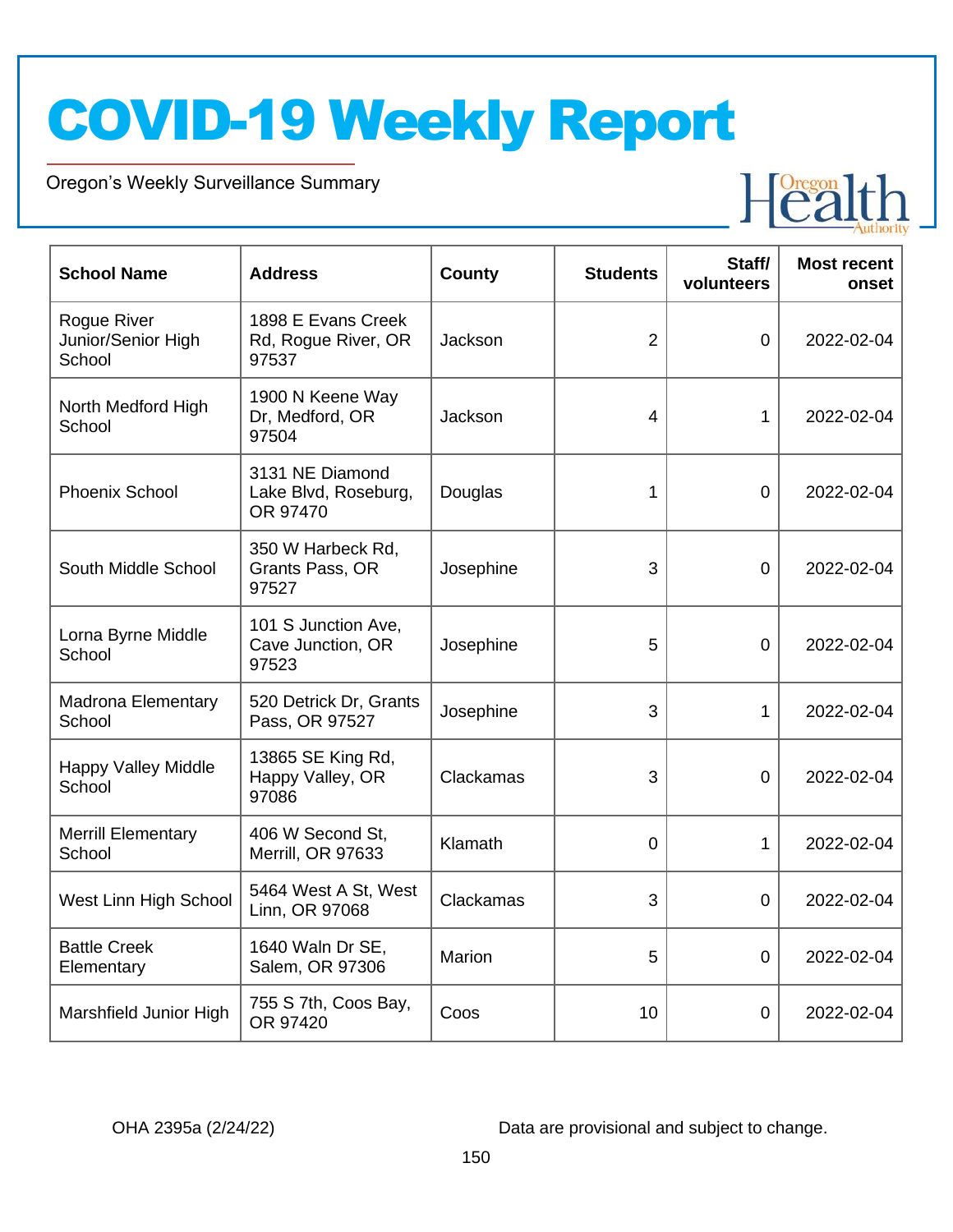| School Name | Address | County | Students | Staff/ volunteers | Most recent onset |
|---|---|---|---|---|---|
| Rogue River Junior/Senior High School | 1898 E Evans Creek Rd, Rogue River, OR 97537 | Jackson | 2 | 0 | 2022-02-04 |
| North Medford High School | 1900 N Keene Way Dr, Medford, OR 97504 | Jackson | 4 | 1 | 2022-02-04 |
| Phoenix School | 3131 NE Diamond Lake Blvd, Roseburg, OR 97470 | Douglas | 1 | 0 | 2022-02-04 |
| South Middle School | 350 W Harbeck Rd, Grants Pass, OR 97527 | Josephine | 3 | 0 | 2022-02-04 |
| Lorna Byrne Middle School | 101 S Junction Ave, Cave Junction, OR 97523 | Josephine | 5 | 0 | 2022-02-04 |
| Madrona Elementary School | 520 Detrick Dr, Grants Pass, OR 97527 | Josephine | 3 | 1 | 2022-02-04 |
| Happy Valley Middle School | 13865 SE King Rd, Happy Valley, OR 97086 | Clackamas | 3 | 0 | 2022-02-04 |
| Merrill Elementary School | 406 W Second St, Merrill, OR 97633 | Klamath | 0 | 1 | 2022-02-04 |
| West Linn High School | 5464 West A St, West Linn, OR 97068 | Clackamas | 3 | 0 | 2022-02-04 |
| Battle Creek Elementary | 1640 Waln Dr SE, Salem, OR 97306 | Marion | 5 | 0 | 2022-02-04 |
| Marshfield Junior High | 755 S 7th, Coos Bay, OR 97420 | Coos | 10 | 0 | 2022-02-04 |

OHA 2395a (2/24/22) Data are provisional and subject to change.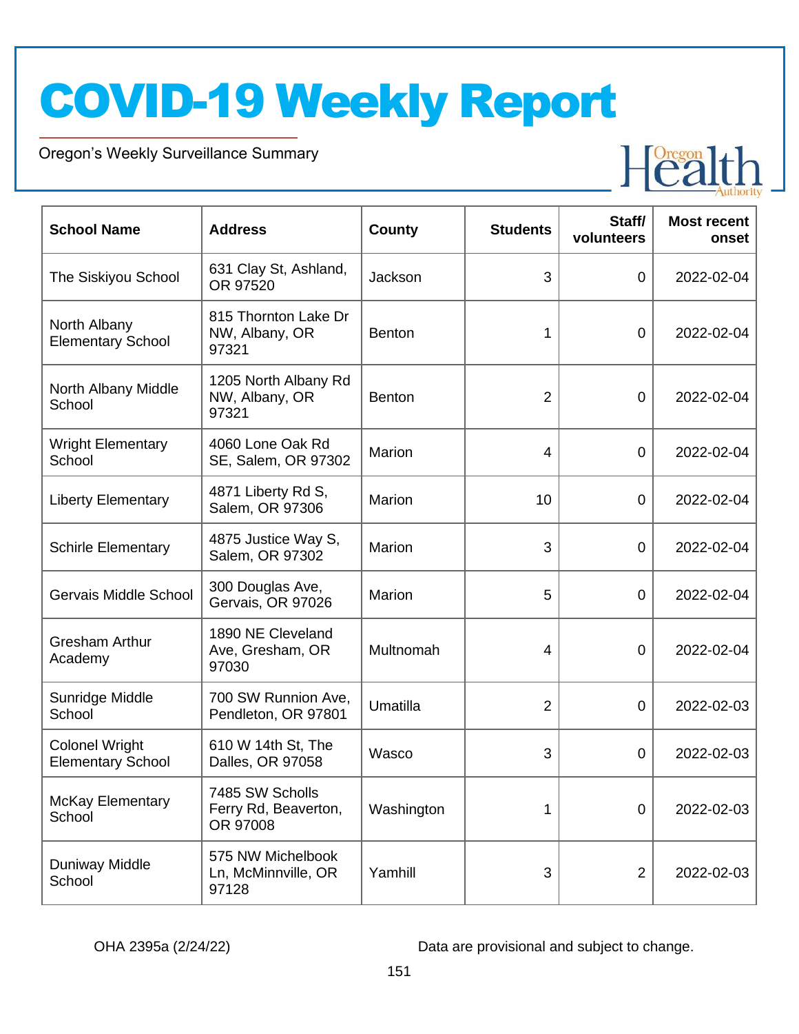# COVID-19 Weekly Report

Oregon's Weekly Surveillance Summary

| School Name | Address | County | Students | Staff/ volunteers | Most recent onset |
|---|---|---|---|---|---|
| The Siskiyou School | 631 Clay St, Ashland, OR 97520 | Jackson | 3 | 0 | 2022-02-04 |
| North Albany Elementary School | 815 Thornton Lake Dr NW, Albany, OR 97321 | Benton | 1 | 0 | 2022-02-04 |
| North Albany Middle School | 1205 North Albany Rd NW, Albany, OR 97321 | Benton | 2 | 0 | 2022-02-04 |
| Wright Elementary School | 4060 Lone Oak Rd SE, Salem, OR 97302 | Marion | 4 | 0 | 2022-02-04 |
| Liberty Elementary | 4871 Liberty Rd S, Salem, OR 97306 | Marion | 10 | 0 | 2022-02-04 |
| Schirle Elementary | 4875 Justice Way S, Salem, OR 97302 | Marion | 3 | 0 | 2022-02-04 |
| Gervais Middle School | 300 Douglas Ave, Gervais, OR 97026 | Marion | 5 | 0 | 2022-02-04 |
| Gresham Arthur Academy | 1890 NE Cleveland Ave, Gresham, OR 97030 | Multnomah | 4 | 0 | 2022-02-04 |
| Sunridge Middle School | 700 SW Runnion Ave, Pendleton, OR 97801 | Umatilla | 2 | 0 | 2022-02-03 |
| Colonel Wright Elementary School | 610 W 14th St, The Dalles, OR 97058 | Wasco | 3 | 0 | 2022-02-03 |
| McKay Elementary School | 7485 SW Scholls Ferry Rd, Beaverton, OR 97008 | Washington | 1 | 0 | 2022-02-03 |
| Duniway Middle School | 575 NW Michelbook Ln, McMinnville, OR 97128 | Yamhill | 3 | 2 | 2022-02-03 |

OHA 2395a (2/24/22) Data are provisional and subject to change.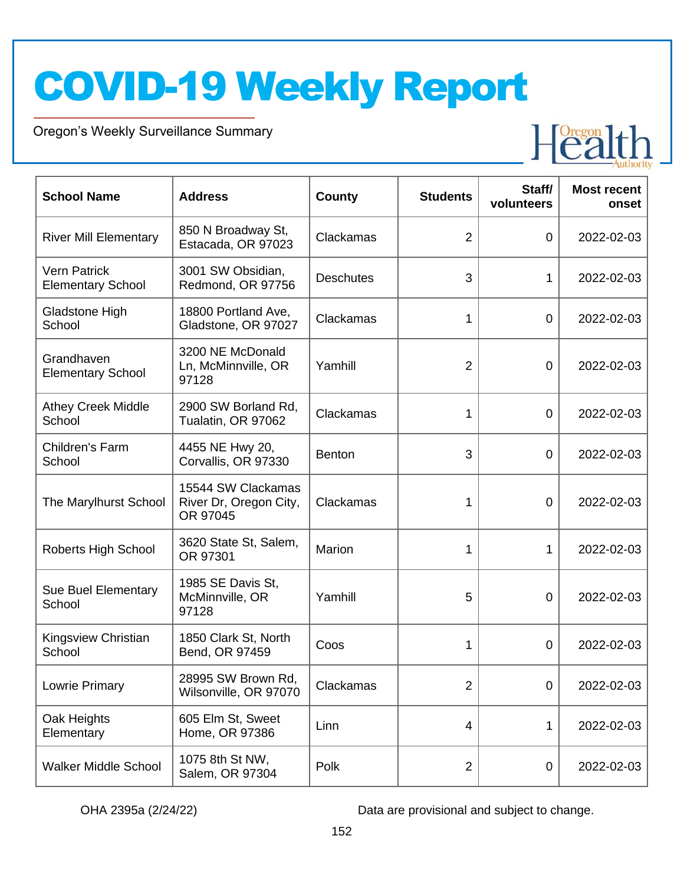# COVID-19 Weekly Report

Oregon's Weekly Surveillance Summary

| School Name | Address | County | Students | Staff/ volunteers | Most recent onset |
|---|---|---|---|---|---|
| River Mill Elementary | 850 N Broadway St, Estacada, OR 97023 | Clackamas | 2 | 0 | 2022-02-03 |
| Vern Patrick Elementary School | 3001 SW Obsidian, Redmond, OR 97756 | Deschutes | 3 | 1 | 2022-02-03 |
| Gladstone High School | 18800 Portland Ave, Gladstone, OR 97027 | Clackamas | 1 | 0 | 2022-02-03 |
| Grandhaven Elementary School | 3200 NE McDonald Ln, McMinnville, OR 97128 | Yamhill | 2 | 0 | 2022-02-03 |
| Athey Creek Middle School | 2900 SW Borland Rd, Tualatin, OR 97062 | Clackamas | 1 | 0 | 2022-02-03 |
| Children's Farm School | 4455 NE Hwy 20, Corvallis, OR 97330 | Benton | 3 | 0 | 2022-02-03 |
| The Marylhurst School | 15544 SW Clackamas River Dr, Oregon City, OR 97045 | Clackamas | 1 | 0 | 2022-02-03 |
| Roberts High School | 3620 State St, Salem, OR 97301 | Marion | 1 | 1 | 2022-02-03 |
| Sue Buel Elementary School | 1985 SE Davis St, McMinnville, OR 97128 | Yamhill | 5 | 0 | 2022-02-03 |
| Kingsview Christian School | 1850 Clark St, North Bend, OR 97459 | Coos | 1 | 0 | 2022-02-03 |
| Lowrie Primary | 28995 SW Brown Rd, Wilsonville, OR 97070 | Clackamas | 2 | 0 | 2022-02-03 |
| Oak Heights Elementary | 605 Elm St, Sweet Home, OR 97386 | Linn | 4 | 1 | 2022-02-03 |
| Walker Middle School | 1075 8th St NW, Salem, OR 97304 | Polk | 2 | 0 | 2022-02-03 |

OHA 2395a (2/24/22) Data are provisional and subject to change.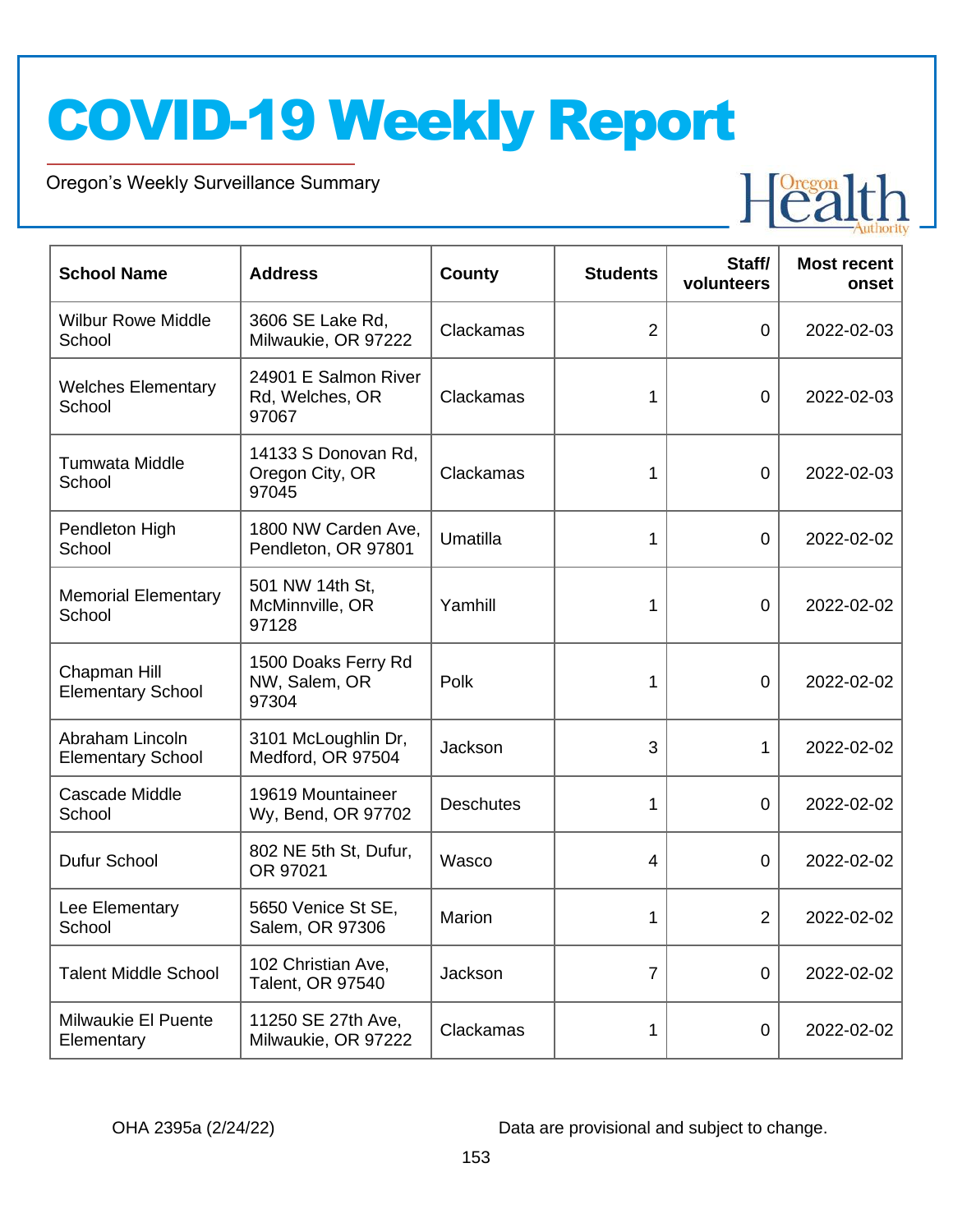# COVID-19 Weekly Report

Oregon's Weekly Surveillance Summary

| School Name | Address | County | Students | Staff/ volunteers | Most recent onset |
|---|---|---|---|---|---|
| Wilbur Rowe Middle School | 3606 SE Lake Rd, Milwaukie, OR 97222 | Clackamas | 2 | 0 | 2022-02-03 |
| Welches Elementary School | 24901 E Salmon River Rd, Welches, OR 97067 | Clackamas | 1 | 0 | 2022-02-03 |
| Tumwata Middle School | 14133 S Donovan Rd, Oregon City, OR 97045 | Clackamas | 1 | 0 | 2022-02-03 |
| Pendleton High School | 1800 NW Carden Ave, Pendleton, OR 97801 | Umatilla | 1 | 0 | 2022-02-02 |
| Memorial Elementary School | 501 NW 14th St, McMinnville, OR 97128 | Yamhill | 1 | 0 | 2022-02-02 |
| Chapman Hill Elementary School | 1500 Doaks Ferry Rd NW, Salem, OR 97304 | Polk | 1 | 0 | 2022-02-02 |
| Abraham Lincoln Elementary School | 3101 McLoughlin Dr, Medford, OR 97504 | Jackson | 3 | 1 | 2022-02-02 |
| Cascade Middle School | 19619 Mountaineer Wy, Bend, OR 97702 | Deschutes | 1 | 0 | 2022-02-02 |
| Dufur School | 802 NE 5th St, Dufur, OR 97021 | Wasco | 4 | 0 | 2022-02-02 |
| Lee Elementary School | 5650 Venice St SE, Salem, OR 97306 | Marion | 1 | 2 | 2022-02-02 |
| Talent Middle School | 102 Christian Ave, Talent, OR 97540 | Jackson | 7 | 0 | 2022-02-02 |
| Milwaukie El Puente Elementary | 11250 SE 27th Ave, Milwaukie, OR 97222 | Clackamas | 1 | 0 | 2022-02-02 |

OHA 2395a (2/24/22)

Data are provisional and subject to change.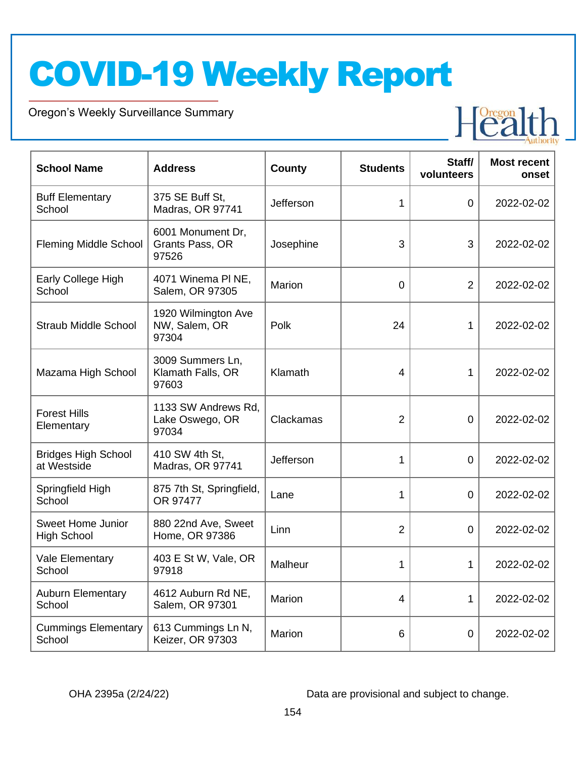# COVID-19 Weekly Report

Oregon's Weekly Surveillance Summary

| School Name | Address | County | Students | Staff/ volunteers | Most recent onset |
|---|---|---|---|---|---|
| Buff Elementary School | 375 SE Buff St, Madras, OR 97741 | Jefferson | 1 | 0 | 2022-02-02 |
| Fleming Middle School | 6001 Monument Dr, Grants Pass, OR 97526 | Josephine | 3 | 3 | 2022-02-02 |
| Early College High School | 4071 Winema Pl NE, Salem, OR 97305 | Marion | 0 | 2 | 2022-02-02 |
| Straub Middle School | 1920 Wilmington Ave NW, Salem, OR 97304 | Polk | 24 | 1 | 2022-02-02 |
| Mazama High School | 3009 Summers Ln, Klamath Falls, OR 97603 | Klamath | 4 | 1 | 2022-02-02 |
| Forest Hills Elementary | 1133 SW Andrews Rd, Lake Oswego, OR 97034 | Clackamas | 2 | 0 | 2022-02-02 |
| Bridges High School at Westside | 410 SW 4th St, Madras, OR 97741 | Jefferson | 1 | 0 | 2022-02-02 |
| Springfield High School | 875 7th St, Springfield, OR 97477 | Lane | 1 | 0 | 2022-02-02 |
| Sweet Home Junior High School | 880 22nd Ave, Sweet Home, OR 97386 | Linn | 2 | 0 | 2022-02-02 |
| Vale Elementary School | 403 E St W, Vale, OR 97918 | Malheur | 1 | 1 | 2022-02-02 |
| Auburn Elementary School | 4612 Auburn Rd NE, Salem, OR 97301 | Marion | 4 | 1 | 2022-02-02 |
| Cummings Elementary School | 613 Cummings Ln N, Keizer, OR 97303 | Marion | 6 | 0 | 2022-02-02 |

OHA 2395a (2/24/22)

Data are provisional and subject to change.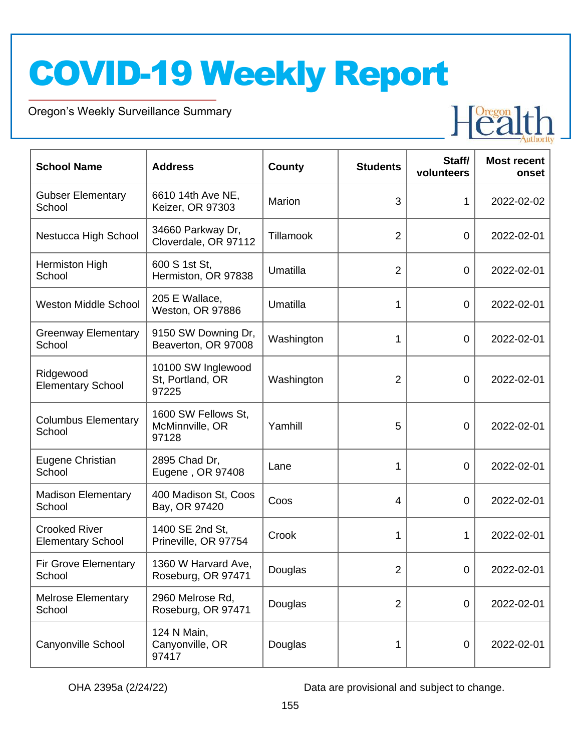# COVID-19 Weekly Report

Oregon's Weekly Surveillance Summary

| School Name | Address | County | Students | Staff/ volunteers | Most recent onset |
|---|---|---|---|---|---|
| Gubser Elementary School | 6610 14th Ave NE, Keizer, OR 97303 | Marion | 3 | 1 | 2022-02-02 |
| Nestucca High School | 34660 Parkway Dr, Cloverdale, OR 97112 | Tillamook | 2 | 0 | 2022-02-01 |
| Hermiston High School | 600 S 1st St, Hermiston, OR 97838 | Umatilla | 2 | 0 | 2022-02-01 |
| Weston Middle School | 205 E Wallace, Weston, OR 97886 | Umatilla | 1 | 0 | 2022-02-01 |
| Greenway Elementary School | 9150 SW Downing Dr, Beaverton, OR 97008 | Washington | 1 | 0 | 2022-02-01 |
| Ridgewood Elementary School | 10100 SW Inglewood St, Portland, OR 97225 | Washington | 2 | 0 | 2022-02-01 |
| Columbus Elementary School | 1600 SW Fellows St, McMinnville, OR 97128 | Yamhill | 5 | 0 | 2022-02-01 |
| Eugene Christian School | 2895 Chad Dr, Eugene , OR 97408 | Lane | 1 | 0 | 2022-02-01 |
| Madison Elementary School | 400 Madison St, Coos Bay, OR 97420 | Coos | 4 | 0 | 2022-02-01 |
| Crooked River Elementary School | 1400 SE 2nd St, Prineville, OR 97754 | Crook | 1 | 1 | 2022-02-01 |
| Fir Grove Elementary School | 1360 W Harvard Ave, Roseburg, OR 97471 | Douglas | 2 | 0 | 2022-02-01 |
| Melrose Elementary School | 2960 Melrose Rd, Roseburg, OR 97471 | Douglas | 2 | 0 | 2022-02-01 |
| Canyonville School | 124 N Main, Canyonville, OR 97417 | Douglas | 1 | 0 | 2022-02-01 |

OHA 2395a (2/24/22) Data are provisional and subject to change.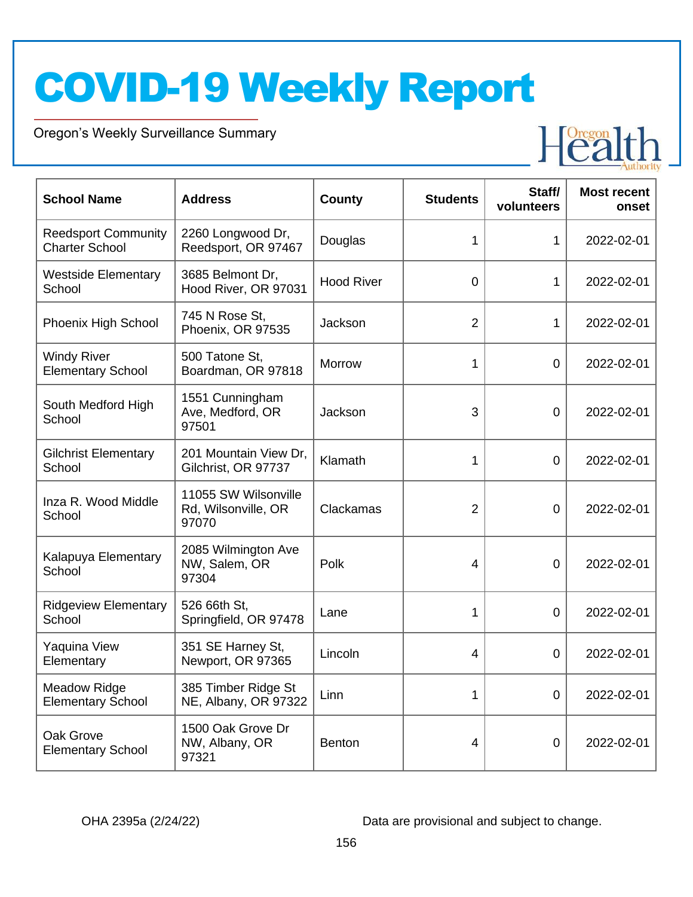# COVID-19 Weekly Report

Oregon's Weekly Surveillance Summary

| School Name | Address | County | Students | Staff/ volunteers | Most recent onset |
|---|---|---|---|---|---|
| Reedsport Community Charter School | 2260 Longwood Dr, Reedsport, OR 97467 | Douglas | 1 | 1 | 2022-02-01 |
| Westside Elementary School | 3685 Belmont Dr, Hood River, OR 97031 | Hood River | 0 | 1 | 2022-02-01 |
| Phoenix High School | 745 N Rose St, Phoenix, OR 97535 | Jackson | 2 | 1 | 2022-02-01 |
| Windy River Elementary School | 500 Tatone St, Boardman, OR 97818 | Morrow | 1 | 0 | 2022-02-01 |
| South Medford High School | 1551 Cunningham Ave, Medford, OR 97501 | Jackson | 3 | 0 | 2022-02-01 |
| Gilchrist Elementary School | 201 Mountain View Dr, Gilchrist, OR 97737 | Klamath | 1 | 0 | 2022-02-01 |
| Inza R. Wood Middle School | 11055 SW Wilsonville Rd, Wilsonville, OR 97070 | Clackamas | 2 | 0 | 2022-02-01 |
| Kalapuya Elementary School | 2085 Wilmington Ave NW, Salem, OR 97304 | Polk | 4 | 0 | 2022-02-01 |
| Ridgeview Elementary School | 526 66th St, Springfield, OR 97478 | Lane | 1 | 0 | 2022-02-01 |
| Yaquina View Elementary | 351 SE Harney St, Newport, OR 97365 | Lincoln | 4 | 0 | 2022-02-01 |
| Meadow Ridge Elementary School | 385 Timber Ridge St NE, Albany, OR 97322 | Linn | 1 | 0 | 2022-02-01 |
| Oak Grove Elementary School | 1500 Oak Grove Dr NW, Albany, OR 97321 | Benton | 4 | 0 | 2022-02-01 |

OHA 2395a (2/24/22)

Data are provisional and subject to change.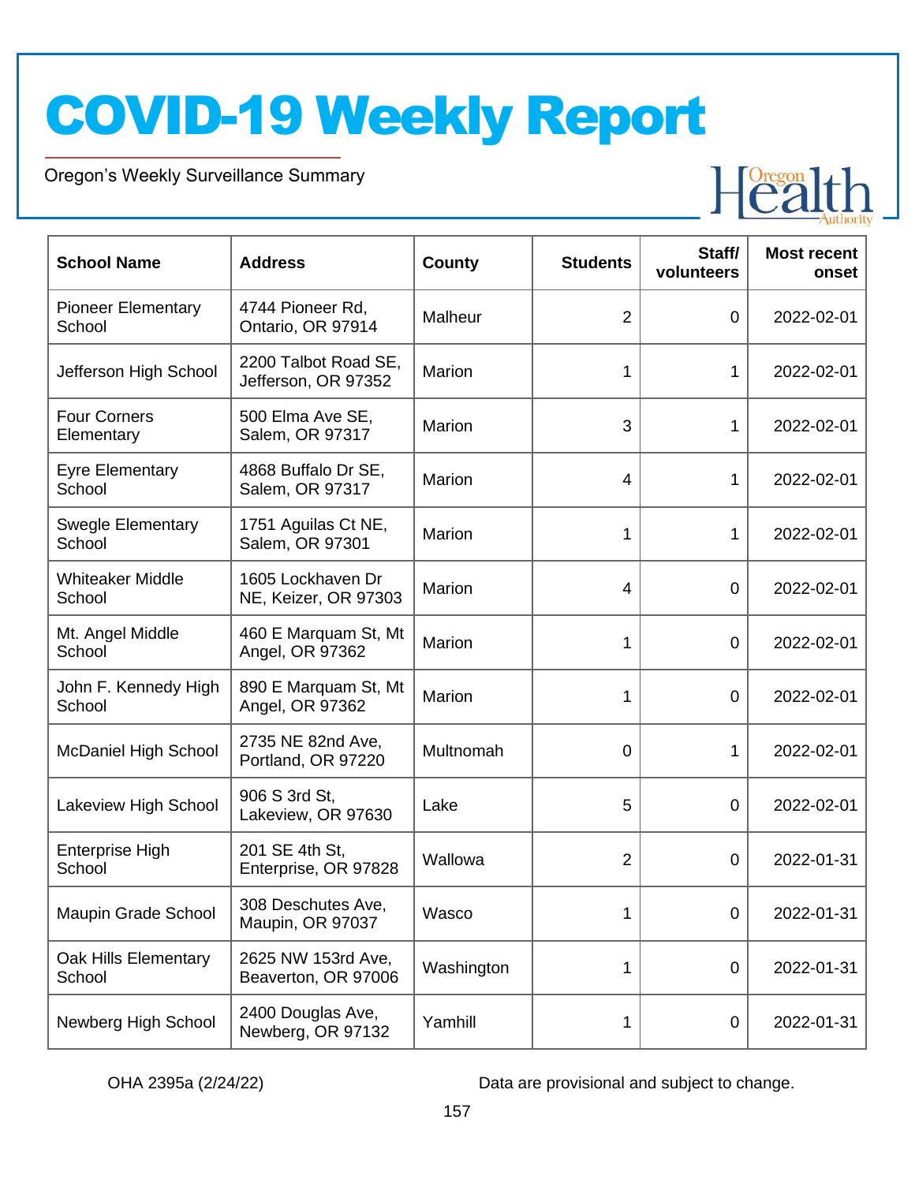# COVID-19 Weekly Report

Oregon's Weekly Surveillance Summary

| School Name | Address | County | Students | Staff/ volunteers | Most recent onset |
|---|---|---|---|---|---|
| Pioneer Elementary School | 4744 Pioneer Rd, Ontario, OR 97914 | Malheur | 2 | 0 | 2022-02-01 |
| Jefferson High School | 2200 Talbot Road SE, Jefferson, OR 97352 | Marion | 1 | 1 | 2022-02-01 |
| Four Corners Elementary | 500 Elma Ave SE, Salem, OR 97317 | Marion | 3 | 1 | 2022-02-01 |
| Eyre Elementary School | 4868 Buffalo Dr SE, Salem, OR 97317 | Marion | 4 | 1 | 2022-02-01 |
| Swegle Elementary School | 1751 Aguilas Ct NE, Salem, OR 97301 | Marion | 1 | 1 | 2022-02-01 |
| Whiteaker Middle School | 1605 Lockhaven Dr NE, Keizer, OR 97303 | Marion | 4 | 0 | 2022-02-01 |
| Mt. Angel Middle School | 460 E Marquam St, Mt Angel, OR 97362 | Marion | 1 | 0 | 2022-02-01 |
| John F. Kennedy High School | 890 E Marquam St, Mt Angel, OR 97362 | Marion | 1 | 0 | 2022-02-01 |
| McDaniel High School | 2735 NE 82nd Ave, Portland, OR 97220 | Multnomah | 0 | 1 | 2022-02-01 |
| Lakeview High School | 906 S 3rd St, Lakeview, OR 97630 | Lake | 5 | 0 | 2022-02-01 |
| Enterprise High School | 201 SE 4th St, Enterprise, OR 97828 | Wallowa | 2 | 0 | 2022-01-31 |
| Maupin Grade School | 308 Deschutes Ave, Maupin, OR 97037 | Wasco | 1 | 0 | 2022-01-31 |
| Oak Hills Elementary School | 2625 NW 153rd Ave, Beaverton, OR 97006 | Washington | 1 | 0 | 2022-01-31 |
| Newberg High School | 2400 Douglas Ave, Newberg, OR 97132 | Yamhill | 1 | 0 | 2022-01-31 |

OHA 2395a (2/24/22)

Data are provisional and subject to change.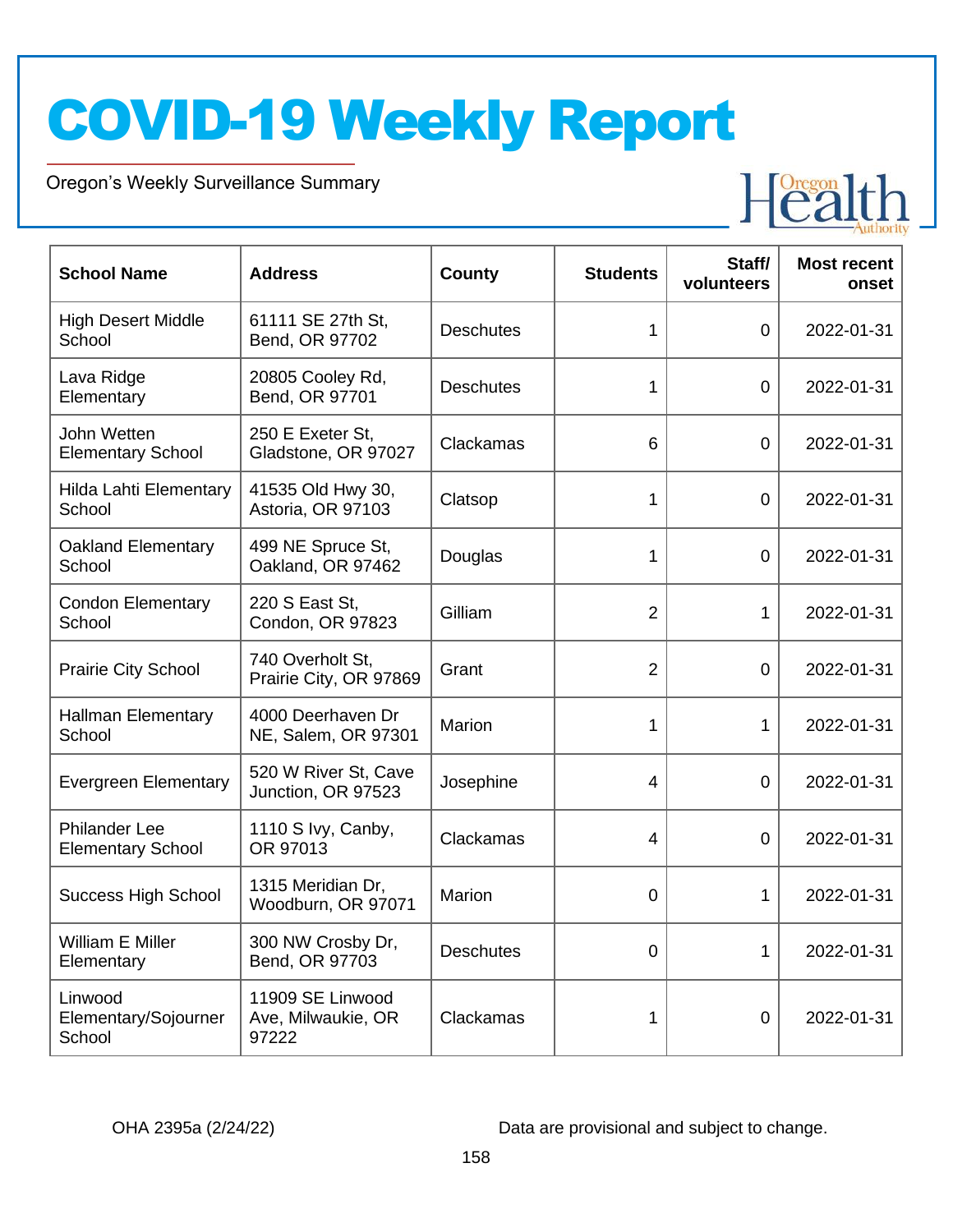# COVID-19 Weekly Report

Oregon's Weekly Surveillance Summary

| School Name | Address | County | Students | Staff/ volunteers | Most recent onset |
|---|---|---|---|---|---|
| High Desert Middle School | 61111 SE 27th St, Bend, OR 97702 | Deschutes | 1 | 0 | 2022-01-31 |
| Lava Ridge Elementary | 20805 Cooley Rd, Bend, OR 97701 | Deschutes | 1 | 0 | 2022-01-31 |
| John Wetten Elementary School | 250 E Exeter St, Gladstone, OR 97027 | Clackamas | 6 | 0 | 2022-01-31 |
| Hilda Lahti Elementary School | 41535 Old Hwy 30, Astoria, OR 97103 | Clatsop | 1 | 0 | 2022-01-31 |
| Oakland Elementary School | 499 NE Spruce St, Oakland, OR 97462 | Douglas | 1 | 0 | 2022-01-31 |
| Condon Elementary School | 220 S East St, Condon, OR 97823 | Gilliam | 2 | 1 | 2022-01-31 |
| Prairie City School | 740 Overholt St, Prairie City, OR 97869 | Grant | 2 | 0 | 2022-01-31 |
| Hallman Elementary School | 4000 Deerhaven Dr NE, Salem, OR 97301 | Marion | 1 | 1 | 2022-01-31 |
| Evergreen Elementary | 520 W River St, Cave Junction, OR 97523 | Josephine | 4 | 0 | 2022-01-31 |
| Philander Lee Elementary School | 1110 S Ivy, Canby, OR 97013 | Clackamas | 4 | 0 | 2022-01-31 |
| Success High School | 1315 Meridian Dr, Woodburn, OR 97071 | Marion | 0 | 1 | 2022-01-31 |
| William E Miller Elementary | 300 NW Crosby Dr, Bend, OR 97703 | Deschutes | 0 | 1 | 2022-01-31 |
| Linwood Elementary/Sojourner School | 11909 SE Linwood Ave, Milwaukie, OR 97222 | Clackamas | 1 | 0 | 2022-01-31 |

OHA 2395a (2/24/22)

Data are provisional and subject to change.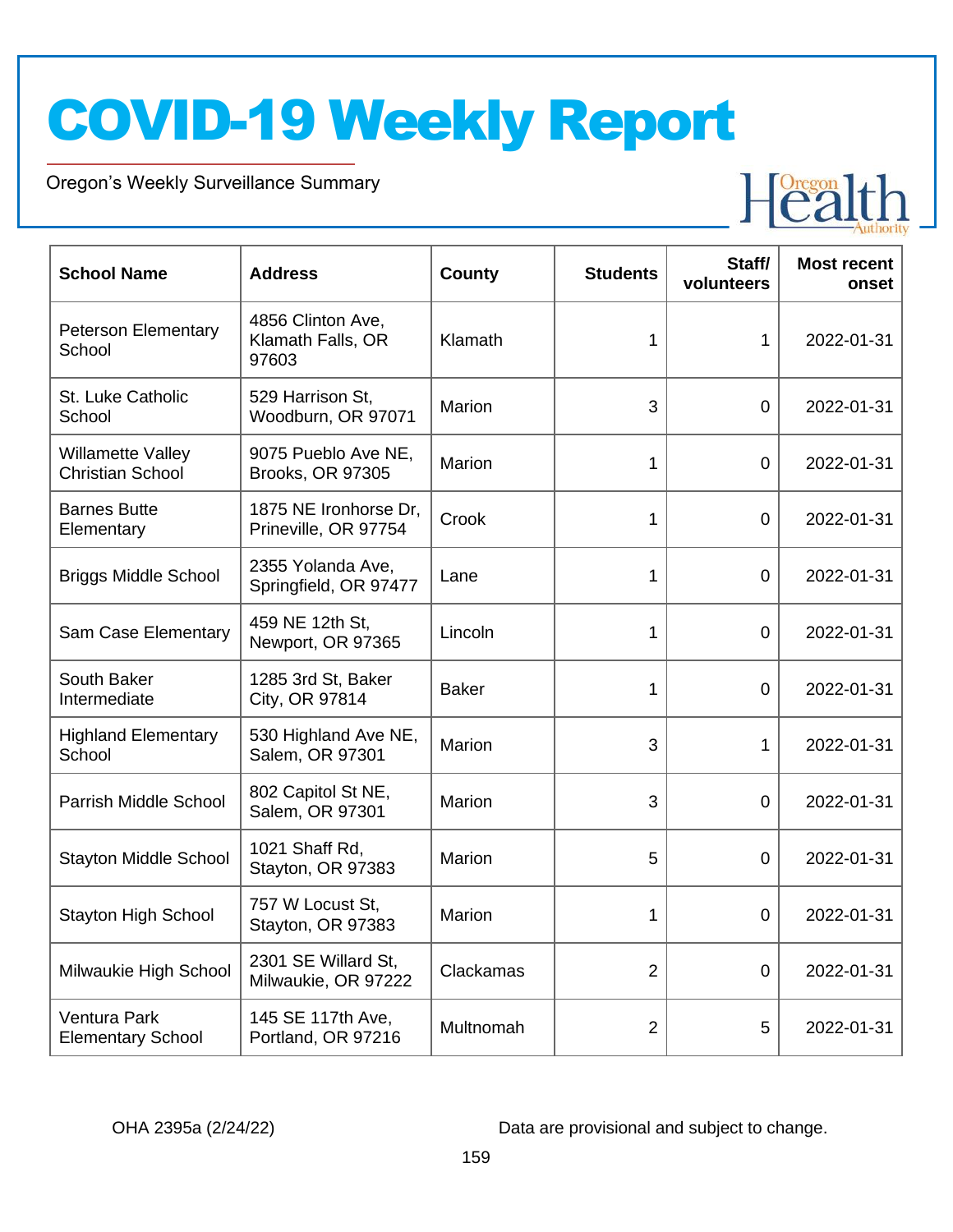# COVID-19 Weekly Report

Oregon's Weekly Surveillance Summary

| School Name | Address | County | Students | Staff/ volunteers | Most recent onset |
|---|---|---|---|---|---|
| Peterson Elementary School | 4856 Clinton Ave, Klamath Falls, OR 97603 | Klamath | 1 | 1 | 2022-01-31 |
| St. Luke Catholic School | 529 Harrison St, Woodburn, OR 97071 | Marion | 3 | 0 | 2022-01-31 |
| Willamette Valley Christian School | 9075 Pueblo Ave NE, Brooks, OR 97305 | Marion | 1 | 0 | 2022-01-31 |
| Barnes Butte Elementary | 1875 NE Ironhorse Dr, Prineville, OR 97754 | Crook | 1 | 0 | 2022-01-31 |
| Briggs Middle School | 2355 Yolanda Ave, Springfield, OR 97477 | Lane | 1 | 0 | 2022-01-31 |
| Sam Case Elementary | 459 NE 12th St, Newport, OR 97365 | Lincoln | 1 | 0 | 2022-01-31 |
| South Baker Intermediate | 1285 3rd St, Baker City, OR 97814 | Baker | 1 | 0 | 2022-01-31 |
| Highland Elementary School | 530 Highland Ave NE, Salem, OR 97301 | Marion | 3 | 1 | 2022-01-31 |
| Parrish Middle School | 802 Capitol St NE, Salem, OR 97301 | Marion | 3 | 0 | 2022-01-31 |
| Stayton Middle School | 1021 Shaff Rd, Stayton, OR 97383 | Marion | 5 | 0 | 2022-01-31 |
| Stayton High School | 757 W Locust St, Stayton, OR 97383 | Marion | 1 | 0 | 2022-01-31 |
| Milwaukie High School | 2301 SE Willard St, Milwaukie, OR 97222 | Clackamas | 2 | 0 | 2022-01-31 |
| Ventura Park Elementary School | 145 SE 117th Ave, Portland, OR 97216 | Multnomah | 2 | 5 | 2022-01-31 |

OHA 2395a (2/24/22)

Data are provisional and subject to change.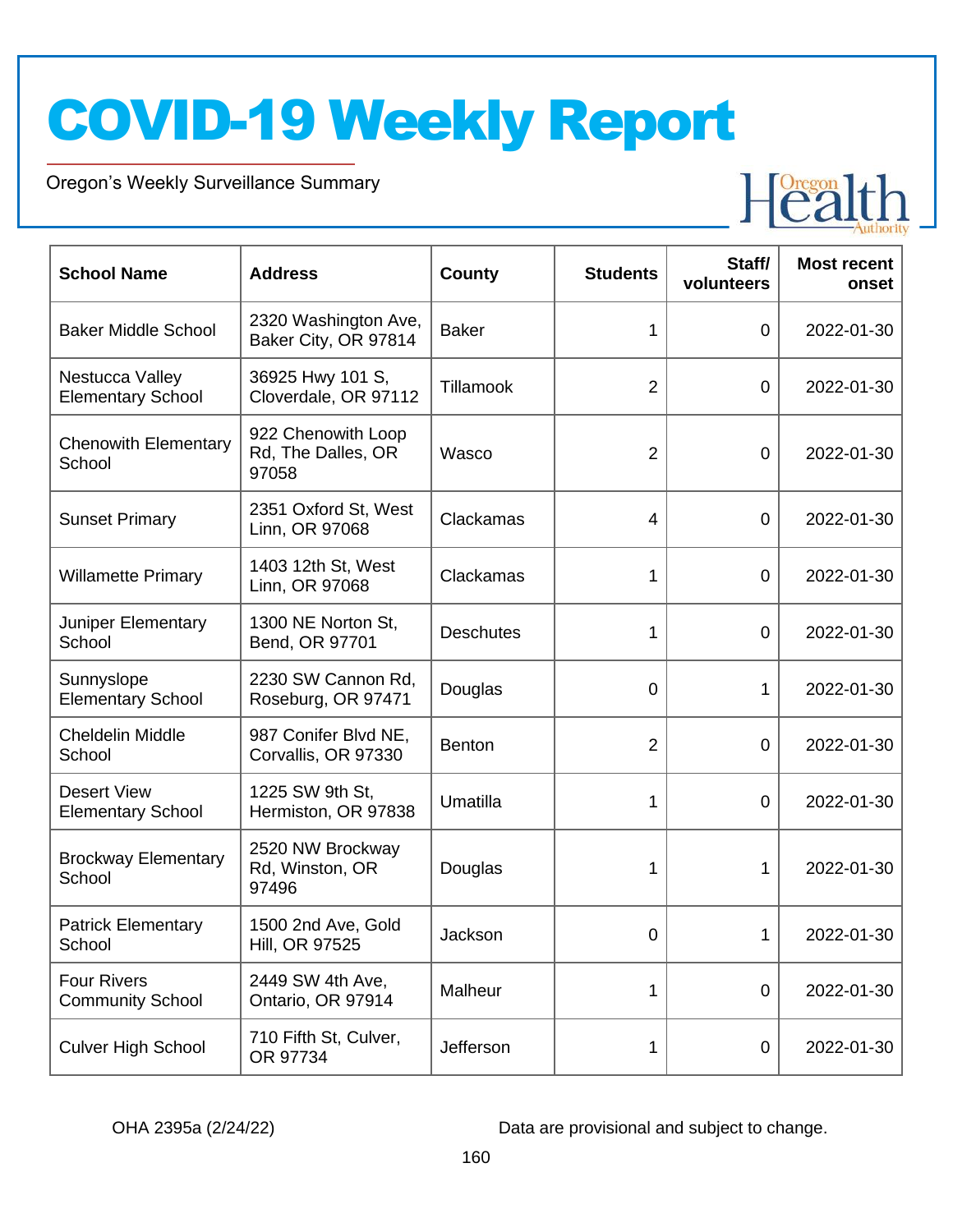# COVID-19 Weekly Report

Oregon's Weekly Surveillance Summary

| School Name | Address | County | Students | Staff/ volunteers | Most recent onset |
|---|---|---|---|---|---|
| Baker Middle School | 2320 Washington Ave, Baker City, OR 97814 | Baker | 1 | 0 | 2022-01-30 |
| Nestucca Valley Elementary School | 36925 Hwy 101 S, Cloverdale, OR 97112 | Tillamook | 2 | 0 | 2022-01-30 |
| Chenowith Elementary School | 922 Chenowith Loop Rd, The Dalles, OR 97058 | Wasco | 2 | 0 | 2022-01-30 |
| Sunset Primary | 2351 Oxford St, West Linn, OR 97068 | Clackamas | 4 | 0 | 2022-01-30 |
| Willamette Primary | 1403 12th St, West Linn, OR 97068 | Clackamas | 1 | 0 | 2022-01-30 |
| Juniper Elementary School | 1300 NE Norton St, Bend, OR 97701 | Deschutes | 1 | 0 | 2022-01-30 |
| Sunnyslope Elementary School | 2230 SW Cannon Rd, Roseburg, OR 97471 | Douglas | 0 | 1 | 2022-01-30 |
| Cheldelin Middle School | 987 Conifer Blvd NE, Corvallis, OR 97330 | Benton | 2 | 0 | 2022-01-30 |
| Desert View Elementary School | 1225 SW 9th St, Hermiston, OR 97838 | Umatilla | 1 | 0 | 2022-01-30 |
| Brockway Elementary School | 2520 NW Brockway Rd, Winston, OR 97496 | Douglas | 1 | 1 | 2022-01-30 |
| Patrick Elementary School | 1500 2nd Ave, Gold Hill, OR 97525 | Jackson | 0 | 1 | 2022-01-30 |
| Four Rivers Community School | 2449 SW 4th Ave, Ontario, OR 97914 | Malheur | 1 | 0 | 2022-01-30 |
| Culver High School | 710 Fifth St, Culver, OR 97734 | Jefferson | 1 | 0 | 2022-01-30 |

OHA 2395a (2/24/22)

Data are provisional and subject to change.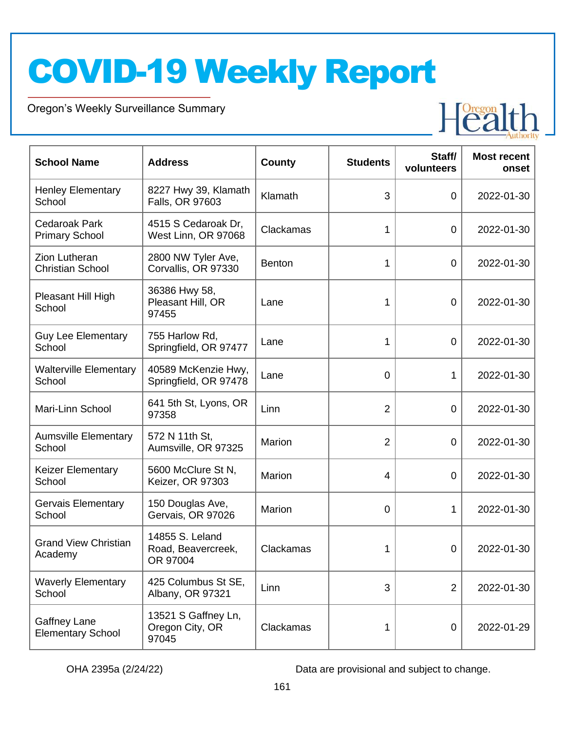# COVID-19 Weekly Report

Oregon's Weekly Surveillance Summary

| School Name | Address | County | Students | Staff/ volunteers | Most recent onset |
|---|---|---|---|---|---|
| Henley Elementary School | 8227 Hwy 39, Klamath Falls, OR 97603 | Klamath | 3 | 0 | 2022-01-30 |
| Cedaroak Park Primary School | 4515 S Cedaroak Dr, West Linn, OR 97068 | Clackamas | 1 | 0 | 2022-01-30 |
| Zion Lutheran Christian School | 2800 NW Tyler Ave, Corvallis, OR 97330 | Benton | 1 | 0 | 2022-01-30 |
| Pleasant Hill High School | 36386 Hwy 58, Pleasant Hill, OR 97455 | Lane | 1 | 0 | 2022-01-30 |
| Guy Lee Elementary School | 755 Harlow Rd, Springfield, OR 97477 | Lane | 1 | 0 | 2022-01-30 |
| Walterville Elementary School | 40589 McKenzie Hwy, Springfield, OR 97478 | Lane | 0 | 1 | 2022-01-30 |
| Mari-Linn School | 641 5th St, Lyons, OR 97358 | Linn | 2 | 0 | 2022-01-30 |
| Aumsville Elementary School | 572 N 11th St, Aumsville, OR 97325 | Marion | 2 | 0 | 2022-01-30 |
| Keizer Elementary School | 5600 McClure St N, Keizer, OR 97303 | Marion | 4 | 0 | 2022-01-30 |
| Gervais Elementary School | 150 Douglas Ave, Gervais, OR 97026 | Marion | 0 | 1 | 2022-01-30 |
| Grand View Christian Academy | 14855 S. Leland Road, Beavercreek, OR 97004 | Clackamas | 1 | 0 | 2022-01-30 |
| Waverly Elementary School | 425 Columbus St SE, Albany, OR 97321 | Linn | 3 | 2 | 2022-01-30 |
| Gaffney Lane Elementary School | 13521 S Gaffney Ln, Oregon City, OR 97045 | Clackamas | 1 | 0 | 2022-01-29 |

OHA 2395a (2/24/22) Data are provisional and subject to change.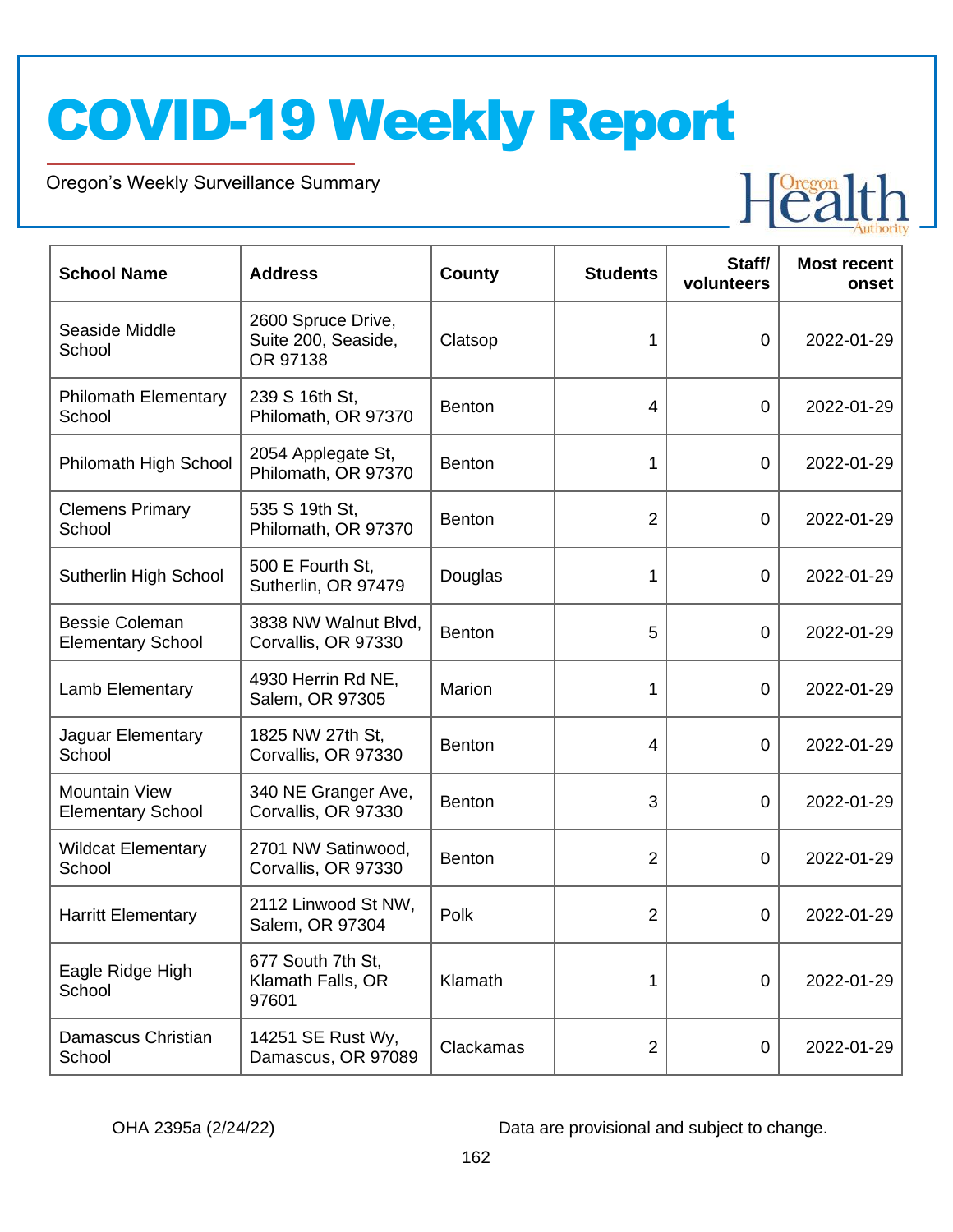# COVID-19 Weekly Report

Oregon's Weekly Surveillance Summary

| School Name | Address | County | Students | Staff/ volunteers | Most recent onset |
|---|---|---|---|---|---|
| Seaside Middle School | 2600 Spruce Drive, Suite 200, Seaside, OR 97138 | Clatsop | 1 | 0 | 2022-01-29 |
| Philomath Elementary School | 239 S 16th St, Philomath, OR 97370 | Benton | 4 | 0 | 2022-01-29 |
| Philomath High School | 2054 Applegate St, Philomath, OR 97370 | Benton | 1 | 0 | 2022-01-29 |
| Clemens Primary School | 535 S 19th St, Philomath, OR 97370 | Benton | 2 | 0 | 2022-01-29 |
| Sutherlin High School | 500 E Fourth St, Sutherlin, OR 97479 | Douglas | 1 | 0 | 2022-01-29 |
| Bessie Coleman Elementary School | 3838 NW Walnut Blvd, Corvallis, OR 97330 | Benton | 5 | 0 | 2022-01-29 |
| Lamb Elementary | 4930 Herrin Rd NE, Salem, OR 97305 | Marion | 1 | 0 | 2022-01-29 |
| Jaguar Elementary School | 1825 NW 27th St, Corvallis, OR 97330 | Benton | 4 | 0 | 2022-01-29 |
| Mountain View Elementary School | 340 NE Granger Ave, Corvallis, OR 97330 | Benton | 3 | 0 | 2022-01-29 |
| Wildcat Elementary School | 2701 NW Satinwood, Corvallis, OR 97330 | Benton | 2 | 0 | 2022-01-29 |
| Harritt Elementary | 2112 Linwood St NW, Salem, OR 97304 | Polk | 2 | 0 | 2022-01-29 |
| Eagle Ridge High School | 677 South 7th St, Klamath Falls, OR 97601 | Klamath | 1 | 0 | 2022-01-29 |
| Damascus Christian School | 14251 SE Rust Wy, Damascus, OR 97089 | Clackamas | 2 | 0 | 2022-01-29 |

OHA 2395a (2/24/22)

Data are provisional and subject to change.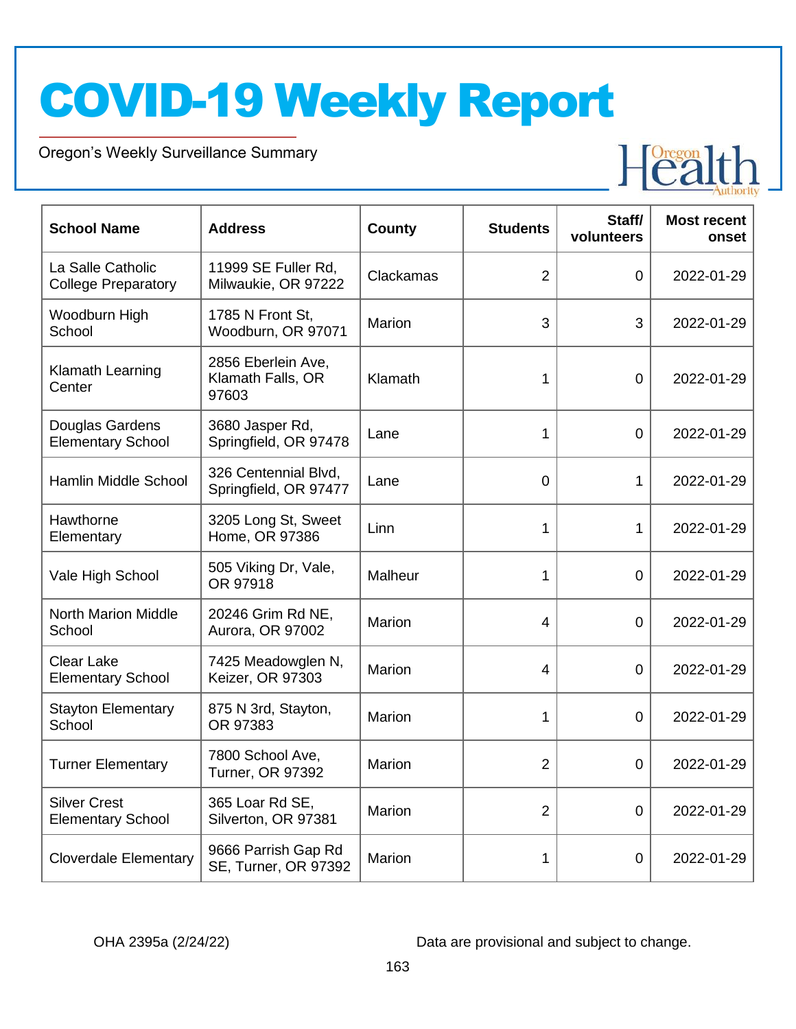# COVID-19 Weekly Report

Oregon's Weekly Surveillance Summary

| School Name | Address | County | Students | Staff/ volunteers | Most recent onset |
|---|---|---|---|---|---|
| La Salle Catholic College Preparatory | 11999 SE Fuller Rd, Milwaukie, OR 97222 | Clackamas | 2 | 0 | 2022-01-29 |
| Woodburn High School | 1785 N Front St, Woodburn, OR 97071 | Marion | 3 | 3 | 2022-01-29 |
| Klamath Learning Center | 2856 Eberlein Ave, Klamath Falls, OR 97603 | Klamath | 1 | 0 | 2022-01-29 |
| Douglas Gardens Elementary School | 3680 Jasper Rd, Springfield, OR 97478 | Lane | 1 | 0 | 2022-01-29 |
| Hamlin Middle School | 326 Centennial Blvd, Springfield, OR 97477 | Lane | 0 | 1 | 2022-01-29 |
| Hawthorne Elementary | 3205 Long St, Sweet Home, OR 97386 | Linn | 1 | 1 | 2022-01-29 |
| Vale High School | 505 Viking Dr, Vale, OR 97918 | Malheur | 1 | 0 | 2022-01-29 |
| North Marion Middle School | 20246 Grim Rd NE, Aurora, OR 97002 | Marion | 4 | 0 | 2022-01-29 |
| Clear Lake Elementary School | 7425 Meadowglen N, Keizer, OR 97303 | Marion | 4 | 0 | 2022-01-29 |
| Stayton Elementary School | 875 N 3rd, Stayton, OR 97383 | Marion | 1 | 0 | 2022-01-29 |
| Turner Elementary | 7800 School Ave, Turner, OR 97392 | Marion | 2 | 0 | 2022-01-29 |
| Silver Crest Elementary School | 365 Loar Rd SE, Silverton, OR 97381 | Marion | 2 | 0 | 2022-01-29 |
| Cloverdale Elementary | 9666 Parrish Gap Rd SE, Turner, OR 97392 | Marion | 1 | 0 | 2022-01-29 |

OHA 2395a (2/24/22) Data are provisional and subject to change.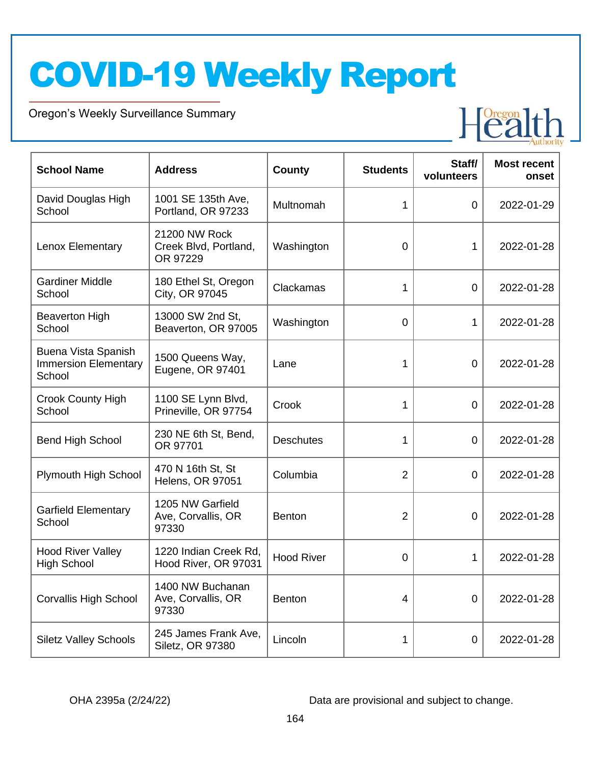# COVID-19 Weekly Report

Oregon's Weekly Surveillance Summary

| School Name | Address | County | Students | Staff/ volunteers | Most recent onset |
|---|---|---|---|---|---|
| David Douglas High School | 1001 SE 135th Ave, Portland, OR 97233 | Multnomah | 1 | 0 | 2022-01-29 |
| Lenox Elementary | 21200 NW Rock Creek Blvd, Portland, OR 97229 | Washington | 0 | 1 | 2022-01-28 |
| Gardiner Middle School | 180 Ethel St, Oregon City, OR 97045 | Clackamas | 1 | 0 | 2022-01-28 |
| Beaverton High School | 13000 SW 2nd St, Beaverton, OR 97005 | Washington | 0 | 1 | 2022-01-28 |
| Buena Vista Spanish Immersion Elementary School | 1500 Queens Way, Eugene, OR 97401 | Lane | 1 | 0 | 2022-01-28 |
| Crook County High School | 1100 SE Lynn Blvd, Prineville, OR 97754 | Crook | 1 | 0 | 2022-01-28 |
| Bend High School | 230 NE 6th St, Bend, OR 97701 | Deschutes | 1 | 0 | 2022-01-28 |
| Plymouth High School | 470 N 16th St, St Helens, OR 97051 | Columbia | 2 | 0 | 2022-01-28 |
| Garfield Elementary School | 1205 NW Garfield Ave, Corvallis, OR 97330 | Benton | 2 | 0 | 2022-01-28 |
| Hood River Valley High School | 1220 Indian Creek Rd, Hood River, OR 97031 | Hood River | 0 | 1 | 2022-01-28 |
| Corvallis High School | 1400 NW Buchanan Ave, Corvallis, OR 97330 | Benton | 4 | 0 | 2022-01-28 |
| Siletz Valley Schools | 245 James Frank Ave, Siletz, OR 97380 | Lincoln | 1 | 0 | 2022-01-28 |

OHA 2395a (2/24/22)

Data are provisional and subject to change.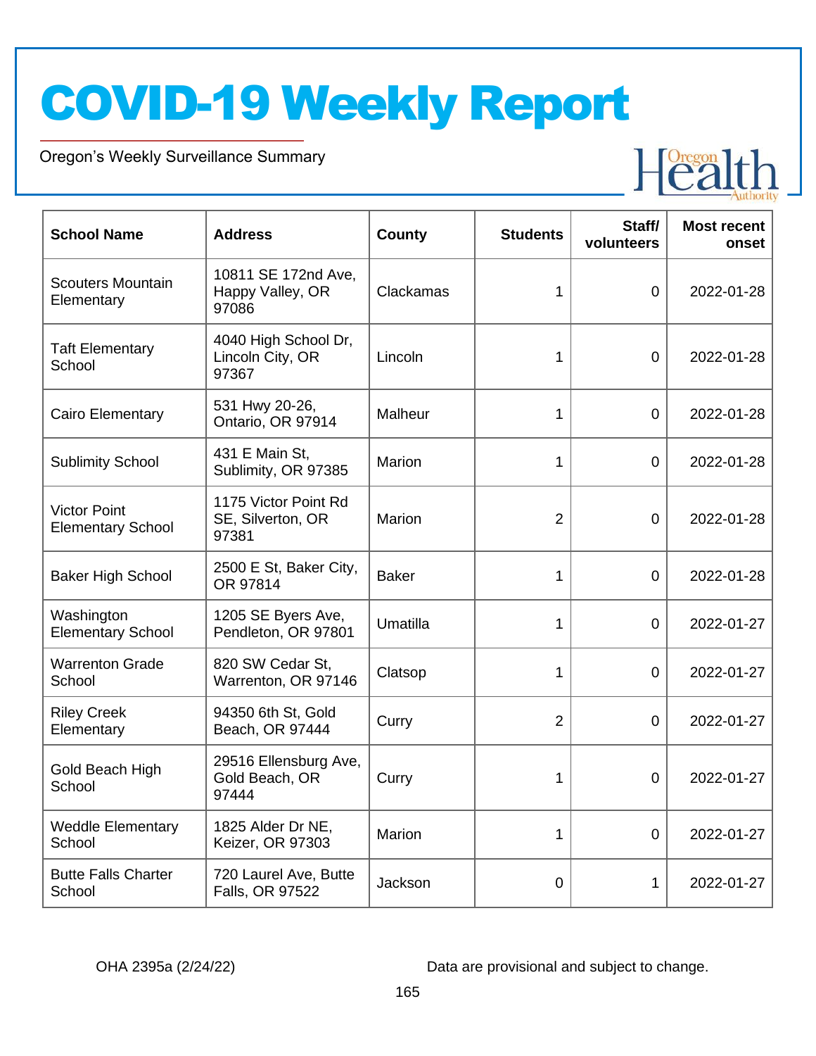# COVID-19 Weekly Report

Oregon's Weekly Surveillance Summary

| School Name | Address | County | Students | Staff/ volunteers | Most recent onset |
|---|---|---|---|---|---|
| Scouters Mountain Elementary | 10811 SE 172nd Ave, Happy Valley, OR 97086 | Clackamas | 1 | 0 | 2022-01-28 |
| Taft Elementary School | 4040 High School Dr, Lincoln City, OR 97367 | Lincoln | 1 | 0 | 2022-01-28 |
| Cairo Elementary | 531 Hwy 20-26, Ontario, OR 97914 | Malheur | 1 | 0 | 2022-01-28 |
| Sublimity School | 431 E Main St, Sublimity, OR 97385 | Marion | 1 | 0 | 2022-01-28 |
| Victor Point Elementary School | 1175 Victor Point Rd SE, Silverton, OR 97381 | Marion | 2 | 0 | 2022-01-28 |
| Baker High School | 2500 E St, Baker City, OR 97814 | Baker | 1 | 0 | 2022-01-28 |
| Washington Elementary School | 1205 SE Byers Ave, Pendleton, OR 97801 | Umatilla | 1 | 0 | 2022-01-27 |
| Warrenton Grade School | 820 SW Cedar St, Warrenton, OR 97146 | Clatsop | 1 | 0 | 2022-01-27 |
| Riley Creek Elementary | 94350 6th St, Gold Beach, OR 97444 | Curry | 2 | 0 | 2022-01-27 |
| Gold Beach High School | 29516 Ellensburg Ave, Gold Beach, OR 97444 | Curry | 1 | 0 | 2022-01-27 |
| Weddle Elementary School | 1825 Alder Dr NE, Keizer, OR 97303 | Marion | 1 | 0 | 2022-01-27 |
| Butte Falls Charter School | 720 Laurel Ave, Butte Falls, OR 97522 | Jackson | 0 | 1 | 2022-01-27 |

OHA 2395a (2/24/22)

Data are provisional and subject to change.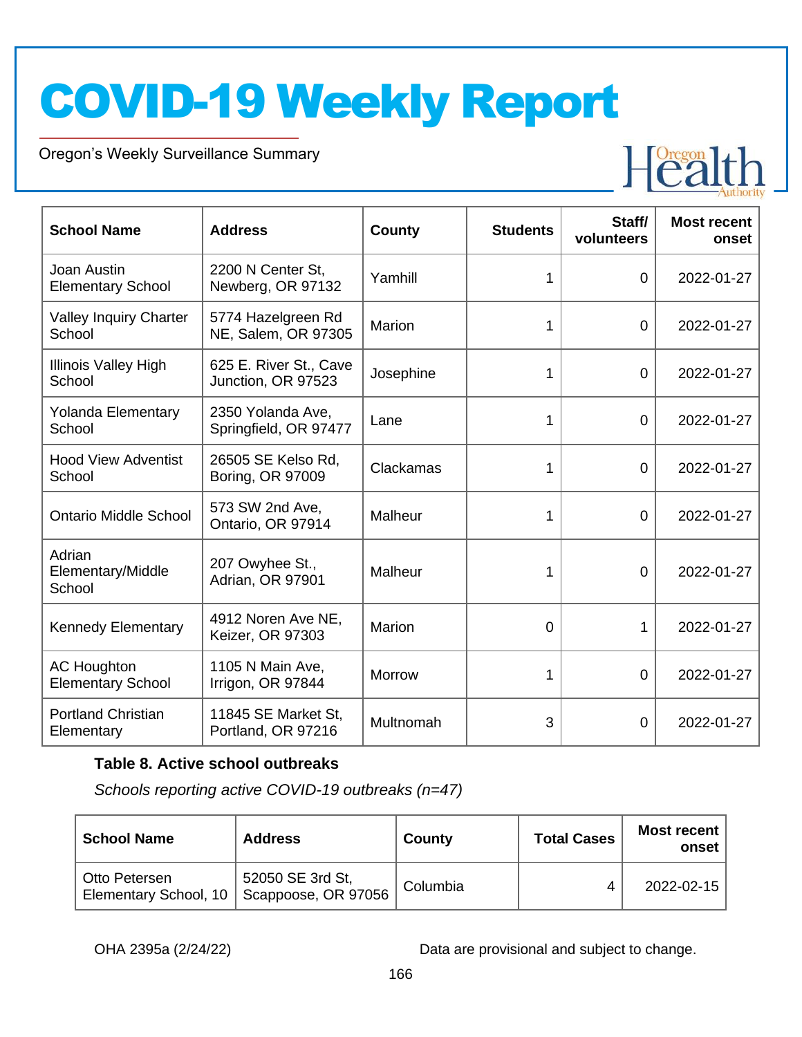| School Name | Address | County | Students | Staff/ volunteers | Most recent onset |
|---|---|---|---|---|---|
| Joan Austin Elementary School | 2200 N Center St, Newberg, OR 97132 | Yamhill | 1 | 0 | 2022-01-27 |
| Valley Inquiry Charter School | 5774 Hazelgreen Rd NE, Salem, OR 97305 | Marion | 1 | 0 | 2022-01-27 |
| Illinois Valley High School | 625 E. River St., Cave Junction, OR 97523 | Josephine | 1 | 0 | 2022-01-27 |
| Yolanda Elementary School | 2350 Yolanda Ave, Springfield, OR 97477 | Lane | 1 | 0 | 2022-01-27 |
| Hood View Adventist School | 26505 SE Kelso Rd, Boring, OR 97009 | Clackamas | 1 | 0 | 2022-01-27 |
| Ontario Middle School | 573 SW 2nd Ave, Ontario, OR 97914 | Malheur | 1 | 0 | 2022-01-27 |
| Adrian Elementary/Middle School | 207 Owyhee St., Adrian, OR 97901 | Malheur | 1 | 0 | 2022-01-27 |
| Kennedy Elementary | 4912 Noren Ave NE, Keizer, OR 97303 | Marion | 0 | 1 | 2022-01-27 |
| AC Houghton Elementary School | 1105 N Main Ave, Irrigon, OR 97844 | Morrow | 1 | 0 | 2022-01-27 |
| Portland Christian Elementary | 11845 SE Market St, Portland, OR 97216 | Multnomah | 3 | 0 | 2022-01-27 |

**Table 8. Active school outbreaks**

*Schools reporting active COVID-19 outbreaks (n=47)*

| School Name | Address | County | Total Cases | Most recent onset |
|---|---|---|---|---|
| Otto Petersen Elementary School, 10 | 52050 SE 3rd St, Scappoose, OR 97056 | Columbia | 4 | 2022-02-15 |

OHA 2395a (2/24/22) Data are provisional and subject to change.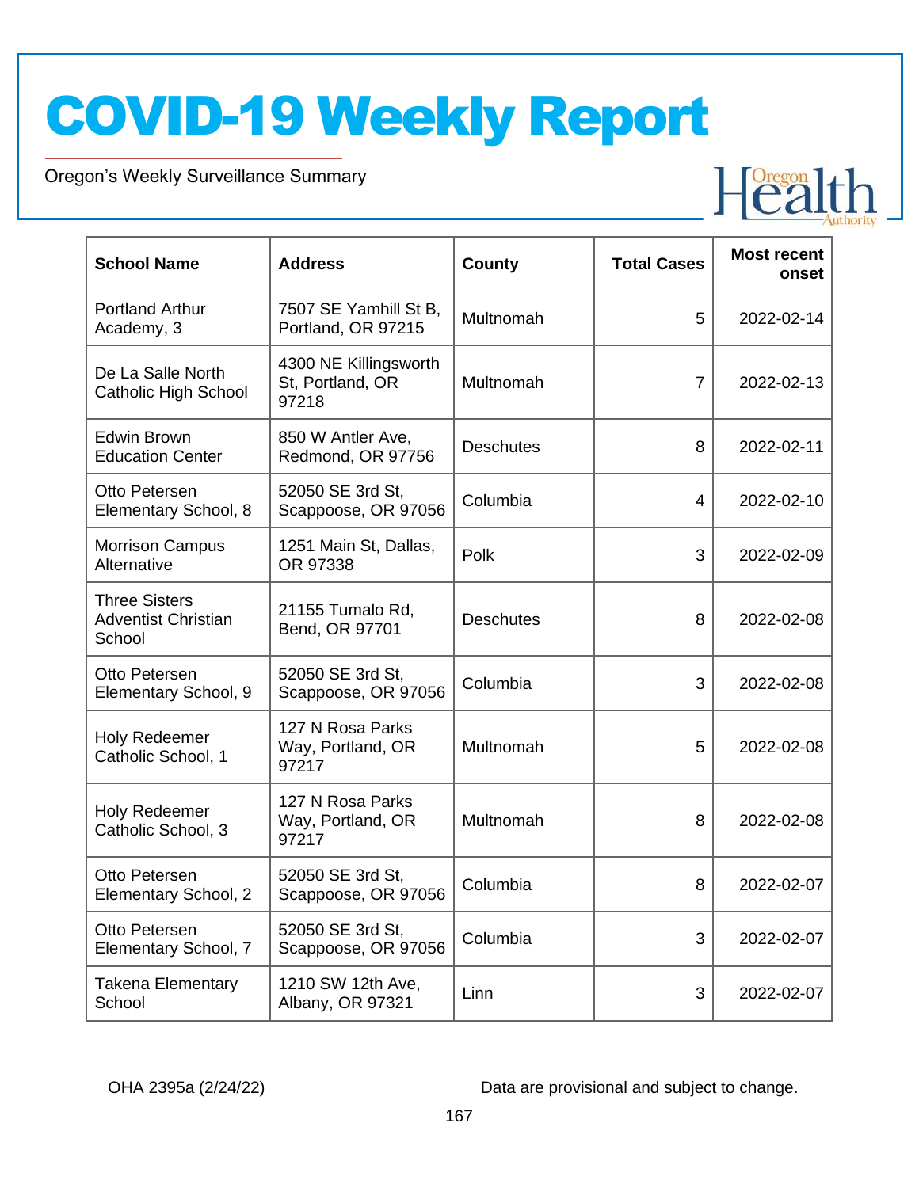| School Name | Address | County | Total Cases | Most recent onset |
|---|---|---|---|---|
| Portland Arthur Academy, 3 | 7507 SE Yamhill St B, Portland, OR 97215 | Multnomah | 5 | 2022-02-14 |
| De La Salle North Catholic High School | 4300 NE Killingsworth St, Portland, OR 97218 | Multnomah | 7 | 2022-02-13 |
| Edwin Brown Education Center | 850 W Antler Ave, Redmond, OR 97756 | Deschutes | 8 | 2022-02-11 |
| Otto Petersen Elementary School, 8 | 52050 SE 3rd St, Scappoose, OR 97056 | Columbia | 4 | 2022-02-10 |
| Morrison Campus Alternative | 1251 Main St, Dallas, OR 97338 | Polk | 3 | 2022-02-09 |
| Three Sisters Adventist Christian School | 21155 Tumalo Rd, Bend, OR 97701 | Deschutes | 8 | 2022-02-08 |
| Otto Petersen Elementary School, 9 | 52050 SE 3rd St, Scappoose, OR 97056 | Columbia | 3 | 2022-02-08 |
| Holy Redeemer Catholic School, 1 | 127 N Rosa Parks Way, Portland, OR 97217 | Multnomah | 5 | 2022-02-08 |
| Holy Redeemer Catholic School, 3 | 127 N Rosa Parks Way, Portland, OR 97217 | Multnomah | 8 | 2022-02-08 |
| Otto Petersen Elementary School, 2 | 52050 SE 3rd St, Scappoose, OR 97056 | Columbia | 8 | 2022-02-07 |
| Otto Petersen Elementary School, 7 | 52050 SE 3rd St, Scappoose, OR 97056 | Columbia | 3 | 2022-02-07 |
| Takena Elementary School | 1210 SW 12th Ave, Albany, OR 97321 | Linn | 3 | 2022-02-07 |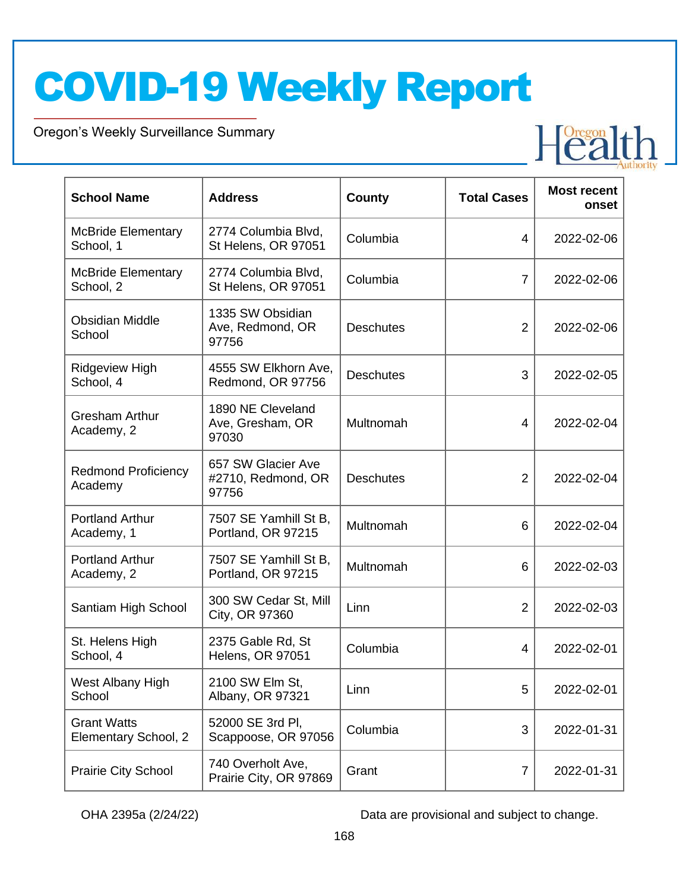| School Name | Address | County | Total Cases | Most recent onset |
| --- | --- | --- | --- | --- |
| McBride Elementary School, 1 | 2774 Columbia Blvd, St Helens, OR 97051 | Columbia | 4 | 2022-02-06 |
| McBride Elementary School, 2 | 2774 Columbia Blvd, St Helens, OR 97051 | Columbia | 7 | 2022-02-06 |
| Obsidian Middle School | 1335 SW Obsidian Ave, Redmond, OR 97756 | Deschutes | 2 | 2022-02-06 |
| Ridgeview High School, 4 | 4555 SW Elkhorn Ave, Redmond, OR 97756 | Deschutes | 3 | 2022-02-05 |
| Gresham Arthur Academy, 2 | 1890 NE Cleveland Ave, Gresham, OR 97030 | Multnomah | 4 | 2022-02-04 |
| Redmond Proficiency Academy | 657 SW Glacier Ave #2710, Redmond, OR 97756 | Deschutes | 2 | 2022-02-04 |
| Portland Arthur Academy, 1 | 7507 SE Yamhill St B, Portland, OR 97215 | Multnomah | 6 | 2022-02-04 |
| Portland Arthur Academy, 2 | 7507 SE Yamhill St B, Portland, OR 97215 | Multnomah | 6 | 2022-02-03 |
| Santiam High School | 300 SW Cedar St, Mill City, OR 97360 | Linn | 2 | 2022-02-03 |
| St. Helens High School, 4 | 2375 Gable Rd, St Helens, OR 97051 | Columbia | 4 | 2022-02-01 |
| West Albany High School | 2100 SW Elm St, Albany, OR 97321 | Linn | 5 | 2022-02-01 |
| Grant Watts Elementary School, 2 | 52000 SE 3rd Pl, Scappoose, OR 97056 | Columbia | 3 | 2022-01-31 |
| Prairie City School | 740 Overholt Ave, Prairie City, OR 97869 | Grant | 7 | 2022-01-31 |

OHA 2395a (2/24/22)

Data are provisional and subject to change.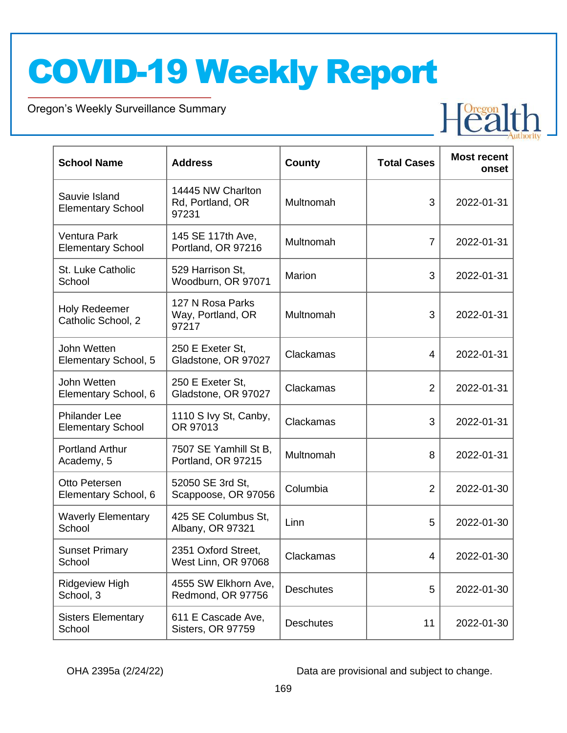| School Name | Address | County | Total Cases | Most recent onset |
|---|---|---|---|---|
| Sauvie Island Elementary School | 14445 NW Charlton Rd, Portland, OR 97231 | Multnomah | 3 | 2022-01-31 |
| Ventura Park Elementary School | 145 SE 117th Ave, Portland, OR 97216 | Multnomah | 7 | 2022-01-31 |
| St. Luke Catholic School | 529 Harrison St, Woodburn, OR 97071 | Marion | 3 | 2022-01-31 |
| Holy Redeemer Catholic School, 2 | 127 N Rosa Parks Way, Portland, OR 97217 | Multnomah | 3 | 2022-01-31 |
| John Wetten Elementary School, 5 | 250 E Exeter St, Gladstone, OR 97027 | Clackamas | 4 | 2022-01-31 |
| John Wetten Elementary School, 6 | 250 E Exeter St, Gladstone, OR 97027 | Clackamas | 2 | 2022-01-31 |
| Philander Lee Elementary School | 1110 S Ivy St, Canby, OR 97013 | Clackamas | 3 | 2022-01-31 |
| Portland Arthur Academy, 5 | 7507 SE Yamhill St B, Portland, OR 97215 | Multnomah | 8 | 2022-01-31 |
| Otto Petersen Elementary School, 6 | 52050 SE 3rd St, Scappoose, OR 97056 | Columbia | 2 | 2022-01-30 |
| Waverly Elementary School | 425 SE Columbus St, Albany, OR 97321 | Linn | 5 | 2022-01-30 |
| Sunset Primary School | 2351 Oxford Street, West Linn, OR 97068 | Clackamas | 4 | 2022-01-30 |
| Ridgeview High School, 3 | 4555 SW Elkhorn Ave, Redmond, OR 97756 | Deschutes | 5 | 2022-01-30 |
| Sisters Elementary School | 611 E Cascade Ave, Sisters, OR 97759 | Deschutes | 11 | 2022-01-30 |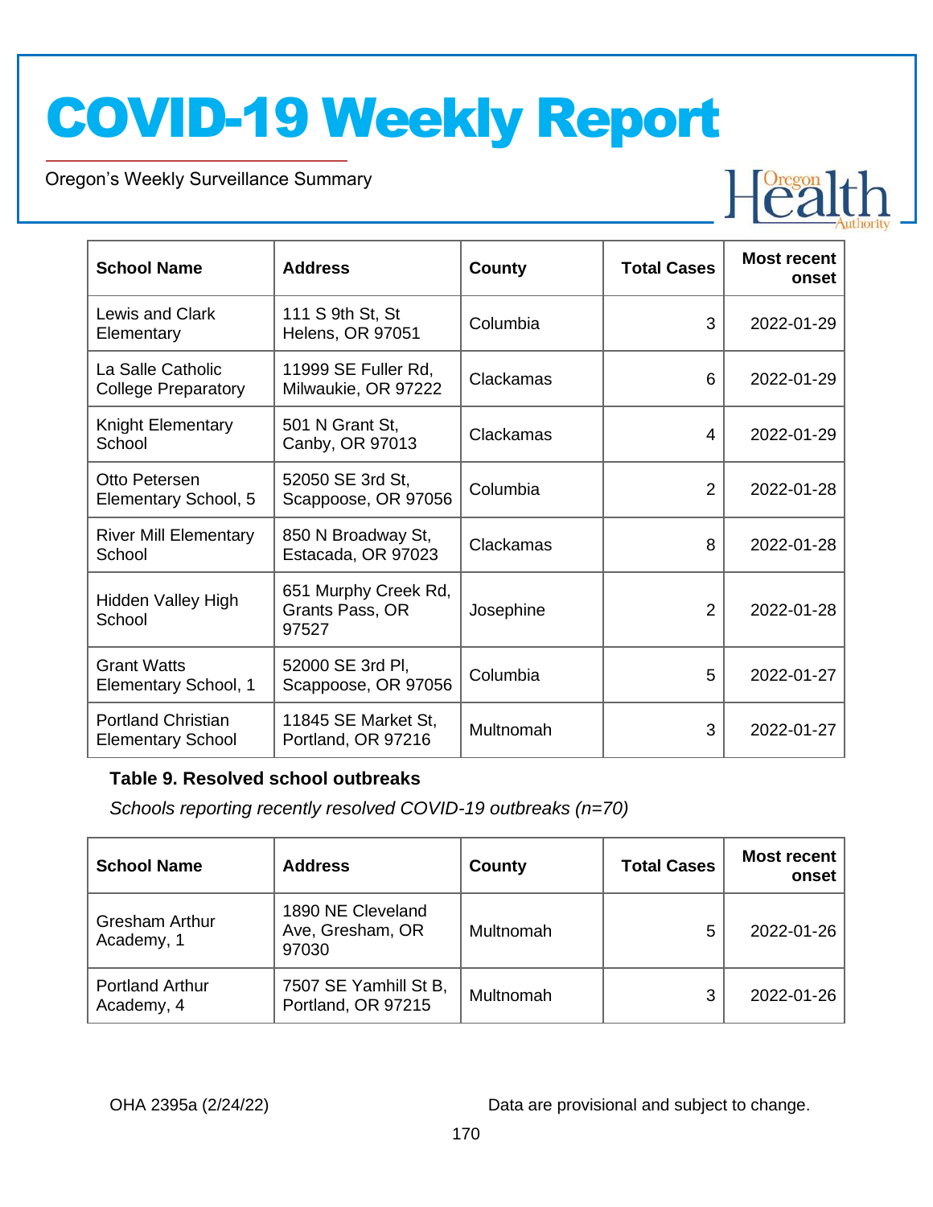| School Name | Address | County | Total Cases | Most recent onset |
|---|---|---|---|---|
| Lewis and Clark Elementary | 111 S 9th St, St Helens, OR 97051 | Columbia | 3 | 2022-01-29 |
| La Salle Catholic College Preparatory | 11999 SE Fuller Rd, Milwaukie, OR 97222 | Clackamas | 6 | 2022-01-29 |
| Knight Elementary School | 501 N Grant St, Canby, OR 97013 | Clackamas | 4 | 2022-01-29 |
| Otto Petersen Elementary School, 5 | 52050 SE 3rd St, Scappoose, OR 97056 | Columbia | 2 | 2022-01-28 |
| River Mill Elementary School | 850 N Broadway St, Estacada, OR 97023 | Clackamas | 8 | 2022-01-28 |
| Hidden Valley High School | 651 Murphy Creek Rd, Grants Pass, OR 97527 | Josephine | 2 | 2022-01-28 |
| Grant Watts Elementary School, 1 | 52000 SE 3rd Pl, Scappoose, OR 97056 | Columbia | 5 | 2022-01-27 |
| Portland Christian Elementary School | 11845 SE Market St, Portland, OR 97216 | Multnomah | 3 | 2022-01-27 |

**Table 9. Resolved school outbreaks**

*Schools reporting recently resolved COVID-19 outbreaks (n=70)*

| School Name | Address | County | Total Cases | Most recent onset |
|---|---|---|---|---|
| Gresham Arthur Academy, 1 | 1890 NE Cleveland Ave, Gresham, OR 97030 | Multnomah | 5 | 2022-01-26 |
| Portland Arthur Academy, 4 | 7507 SE Yamhill St B, Portland, OR 97215 | Multnomah | 3 | 2022-01-26 |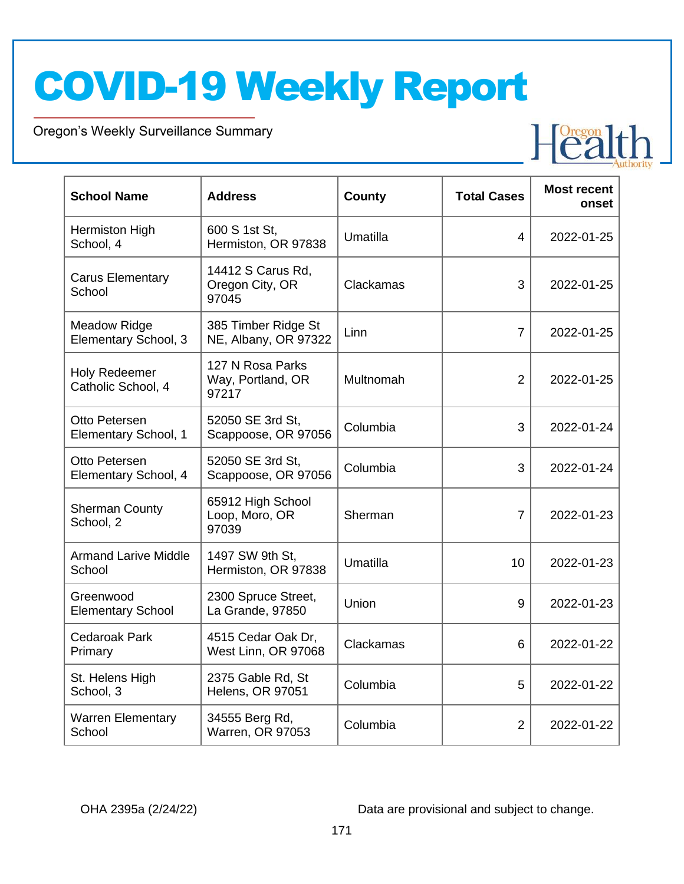| School Name | Address | County | Total Cases | Most recent onset |
|---|---|---|---|---|
| Hermiston High School, 4 | 600 S 1st St, Hermiston, OR 97838 | Umatilla | 4 | 2022-01-25 |
| Carus Elementary School | 14412 S Carus Rd, Oregon City, OR 97045 | Clackamas | 3 | 2022-01-25 |
| Meadow Ridge Elementary School, 3 | 385 Timber Ridge St NE, Albany, OR 97322 | Linn | 7 | 2022-01-25 |
| Holy Redeemer Catholic School, 4 | 127 N Rosa Parks Way, Portland, OR 97217 | Multnomah | 2 | 2022-01-25 |
| Otto Petersen Elementary School, 1 | 52050 SE 3rd St, Scappoose, OR 97056 | Columbia | 3 | 2022-01-24 |
| Otto Petersen Elementary School, 4 | 52050 SE 3rd St, Scappoose, OR 97056 | Columbia | 3 | 2022-01-24 |
| Sherman County School, 2 | 65912 High School Loop, Moro, OR 97039 | Sherman | 7 | 2022-01-23 |
| Armand Larive Middle School | 1497 SW 9th St, Hermiston, OR 97838 | Umatilla | 10 | 2022-01-23 |
| Greenwood Elementary School | 2300 Spruce Street, La Grande, 97850 | Union | 9 | 2022-01-23 |
| Cedaroak Park Primary | 4515 Cedar Oak Dr, West Linn, OR 97068 | Clackamas | 6 | 2022-01-22 |
| St. Helens High School, 3 | 2375 Gable Rd, St Helens, OR 97051 | Columbia | 5 | 2022-01-22 |
| Warren Elementary School | 34555 Berg Rd, Warren, OR 97053 | Columbia | 2 | 2022-01-22 |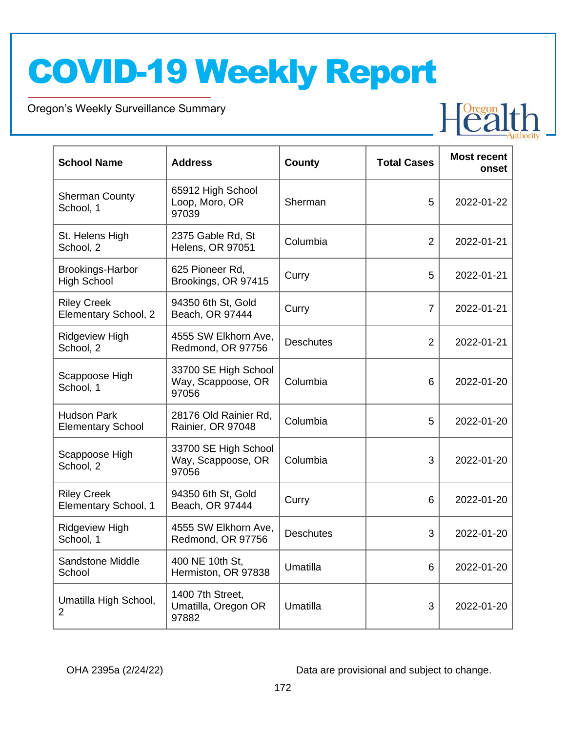| School Name | Address | County | Total Cases | Most recent onset |
|---|---|---|---|---|
| Sherman County School, 1 | 65912 High School Loop, Moro, OR 97039 | Sherman | 5 | 2022-01-22 |
| St. Helens High School, 2 | 2375 Gable Rd, St Helens, OR 97051 | Columbia | 2 | 2022-01-21 |
| Brookings-Harbor High School | 625 Pioneer Rd, Brookings, OR 97415 | Curry | 5 | 2022-01-21 |
| Riley Creek Elementary School, 2 | 94350 6th St, Gold Beach, OR 97444 | Curry | 7 | 2022-01-21 |
| Ridgeview High School, 2 | 4555 SW Elkhorn Ave, Redmond, OR 97756 | Deschutes | 2 | 2022-01-21 |
| Scappoose High School, 1 | 33700 SE High School Way, Scappoose, OR 97056 | Columbia | 6 | 2022-01-20 |
| Hudson Park Elementary School | 28176 Old Rainier Rd, Rainier, OR 97048 | Columbia | 5 | 2022-01-20 |
| Scappoose High School, 2 | 33700 SE High School Way, Scappoose, OR 97056 | Columbia | 3 | 2022-01-20 |
| Riley Creek Elementary School, 1 | 94350 6th St, Gold Beach, OR 97444 | Curry | 6 | 2022-01-20 |
| Ridgeview High School, 1 | 4555 SW Elkhorn Ave, Redmond, OR 97756 | Deschutes | 3 | 2022-01-20 |
| Sandstone Middle School | 400 NE 10th St, Hermiston, OR 97838 | Umatilla | 6 | 2022-01-20 |
| Umatilla High School, 2 | 1400 7th Street, Umatilla, Oregon OR 97882 | Umatilla | 3 | 2022-01-20 |

OHA 2395a (2/24/22)

Data are provisional and subject to change.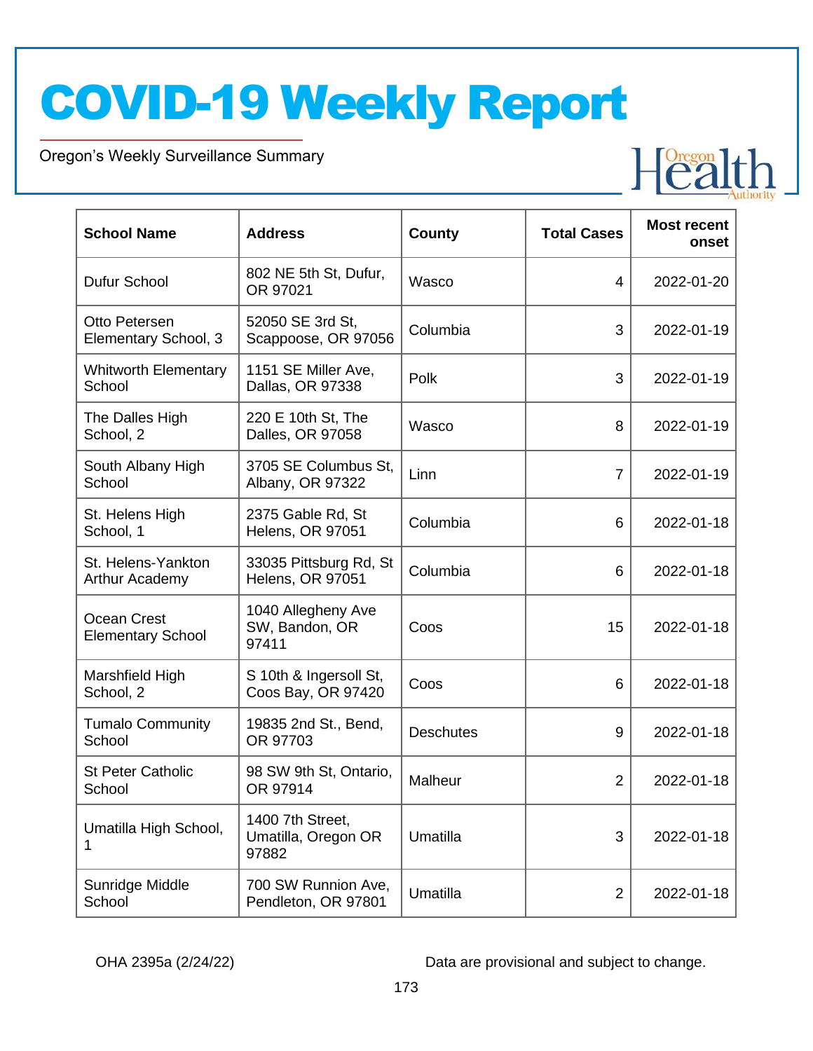| School Name | Address | County | Total Cases | Most recent onset |
|---|---|---|---|---|
| Dufur School | 802 NE 5th St, Dufur, OR 97021 | Wasco | 4 | 2022-01-20 |
| Otto Petersen Elementary School, 3 | 52050 SE 3rd St, Scappoose, OR 97056 | Columbia | 3 | 2022-01-19 |
| Whitworth Elementary School | 1151 SE Miller Ave, Dallas, OR 97338 | Polk | 3 | 2022-01-19 |
| The Dalles High School, 2 | 220 E 10th St, The Dalles, OR 97058 | Wasco | 8 | 2022-01-19 |
| South Albany High School | 3705 SE Columbus St, Albany, OR 97322 | Linn | 7 | 2022-01-19 |
| St. Helens High School, 1 | 2375 Gable Rd, St Helens, OR 97051 | Columbia | 6 | 2022-01-18 |
| St. Helens-Yankton Arthur Academy | 33035 Pittsburg Rd, St Helens, OR 97051 | Columbia | 6 | 2022-01-18 |
| Ocean Crest Elementary School | 1040 Allegheny Ave SW, Bandon, OR 97411 | Coos | 15 | 2022-01-18 |
| Marshfield High School, 2 | S 10th & Ingersoll St, Coos Bay, OR 97420 | Coos | 6 | 2022-01-18 |
| Tumalo Community School | 19835 2nd St., Bend, OR 97703 | Deschutes | 9 | 2022-01-18 |
| St Peter Catholic School | 98 SW 9th St, Ontario, OR 97914 | Malheur | 2 | 2022-01-18 |
| Umatilla High School, 1 | 1400 7th Street, Umatilla, Oregon OR 97882 | Umatilla | 3 | 2022-01-18 |
| Sunridge Middle School | 700 SW Runnion Ave, Pendleton, OR 97801 | Umatilla | 2 | 2022-01-18 |

OHA 2395a (2/24/22) Data are provisional and subject to change.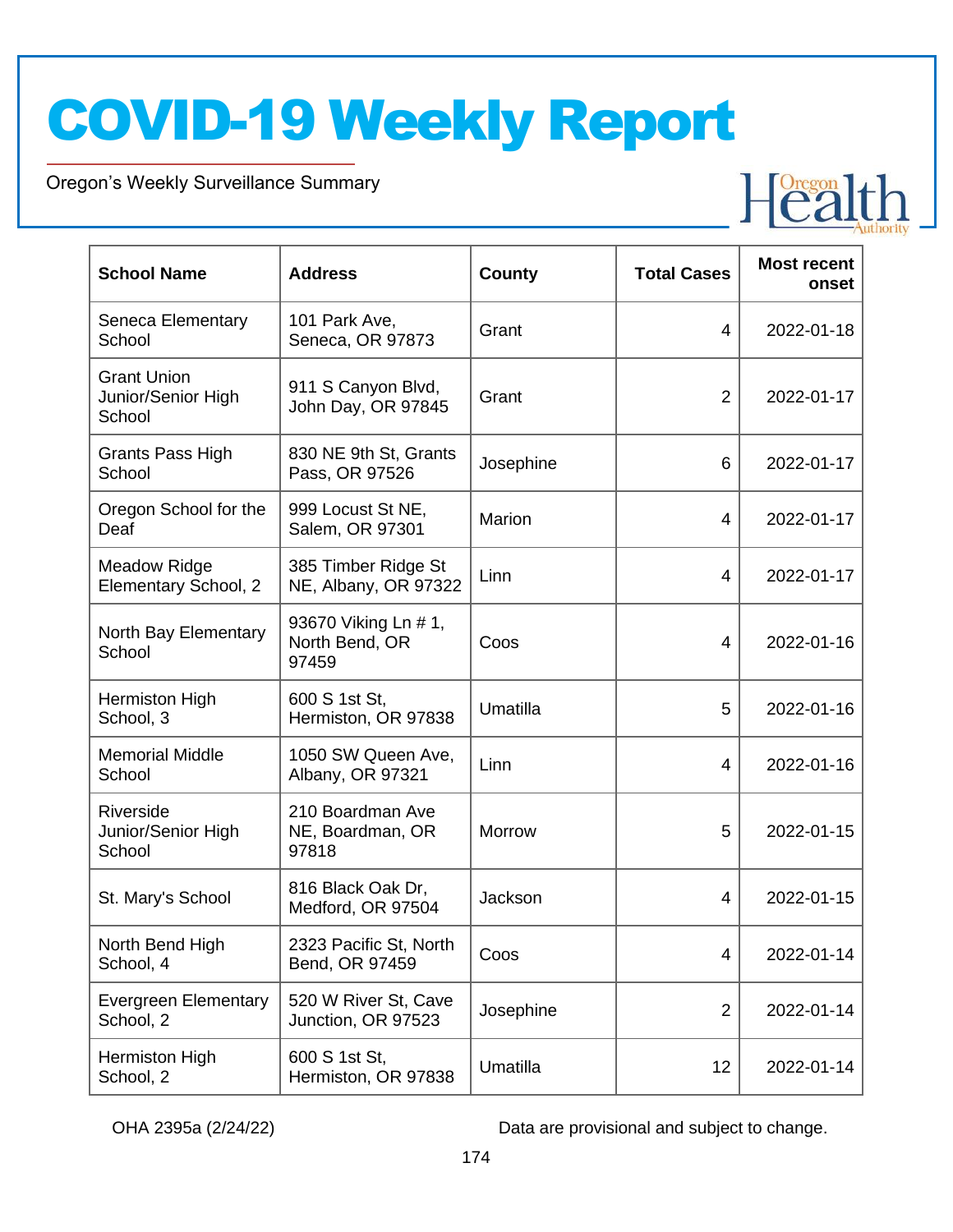# COVID-19 Weekly Report

Oregon's Weekly Surveillance Summary

| School Name | Address | County | Total Cases | Most recent onset |
|---|---|---|---|---|
| Seneca Elementary School | 101 Park Ave, Seneca, OR 97873 | Grant | 4 | 2022-01-18 |
| Grant Union Junior/Senior High School | 911 S Canyon Blvd, John Day, OR 97845 | Grant | 2 | 2022-01-17 |
| Grants Pass High School | 830 NE 9th St, Grants Pass, OR 97526 | Josephine | 6 | 2022-01-17 |
| Oregon School for the Deaf | 999 Locust St NE, Salem, OR 97301 | Marion | 4 | 2022-01-17 |
| Meadow Ridge Elementary School, 2 | 385 Timber Ridge St NE, Albany, OR 97322 | Linn | 4 | 2022-01-17 |
| North Bay Elementary School | 93670 Viking Ln # 1, North Bend, OR 97459 | Coos | 4 | 2022-01-16 |
| Hermiston High School, 3 | 600 S 1st St, Hermiston, OR 97838 | Umatilla | 5 | 2022-01-16 |
| Memorial Middle School | 1050 SW Queen Ave, Albany, OR 97321 | Linn | 4 | 2022-01-16 |
| Riverside Junior/Senior High School | 210 Boardman Ave NE, Boardman, OR 97818 | Morrow | 5 | 2022-01-15 |
| St. Mary's School | 816 Black Oak Dr, Medford, OR 97504 | Jackson | 4 | 2022-01-15 |
| North Bend High School, 4 | 2323 Pacific St, North Bend, OR 97459 | Coos | 4 | 2022-01-14 |
| Evergreen Elementary School, 2 | 520 W River St, Cave Junction, OR 97523 | Josephine | 2 | 2022-01-14 |
| Hermiston High School, 2 | 600 S 1st St, Hermiston, OR 97838 | Umatilla | 12 | 2022-01-14 |

OHA 2395a (2/24/22) Data are provisional and subject to change.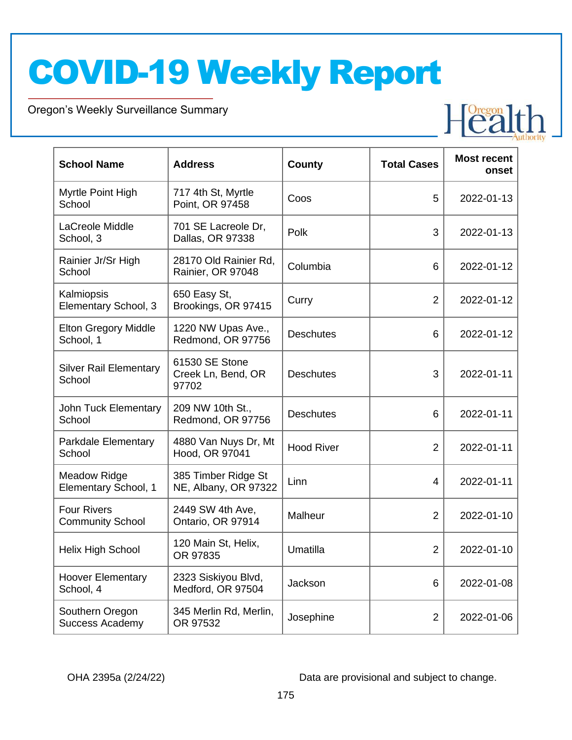| School Name | Address | County | Total Cases | Most recent onset |
|---|---|---|---|---|
| Myrtle Point High School | 717 4th St, Myrtle Point, OR 97458 | Coos | 5 | 2022-01-13 |
| LaCreole Middle School, 3 | 701 SE Lacreole Dr, Dallas, OR 97338 | Polk | 3 | 2022-01-13 |
| Rainier Jr/Sr High School | 28170 Old Rainier Rd, Rainier, OR 97048 | Columbia | 6 | 2022-01-12 |
| Kalmiopsis Elementary School, 3 | 650 Easy St, Brookings, OR 97415 | Curry | 2 | 2022-01-12 |
| Elton Gregory Middle School, 1 | 1220 NW Upas Ave., Redmond, OR 97756 | Deschutes | 6 | 2022-01-12 |
| Silver Rail Elementary School | 61530 SE Stone Creek Ln, Bend, OR 97702 | Deschutes | 3 | 2022-01-11 |
| John Tuck Elementary School | 209 NW 10th St., Redmond, OR 97756 | Deschutes | 6 | 2022-01-11 |
| Parkdale Elementary School | 4880 Van Nuys Dr, Mt Hood, OR 97041 | Hood River | 2 | 2022-01-11 |
| Meadow Ridge Elementary School, 1 | 385 Timber Ridge St NE, Albany, OR 97322 | Linn | 4 | 2022-01-11 |
| Four Rivers Community School | 2449 SW 4th Ave, Ontario, OR 97914 | Malheur | 2 | 2022-01-10 |
| Helix High School | 120 Main St, Helix, OR 97835 | Umatilla | 2 | 2022-01-10 |
| Hoover Elementary School, 4 | 2323 Siskiyou Blvd, Medford, OR 97504 | Jackson | 6 | 2022-01-08 |
| Southern Oregon Success Academy | 345 Merlin Rd, Merlin, OR 97532 | Josephine | 2 | 2022-01-06 |

OHA 2395a (2/24/22)

Data are provisional and subject to change.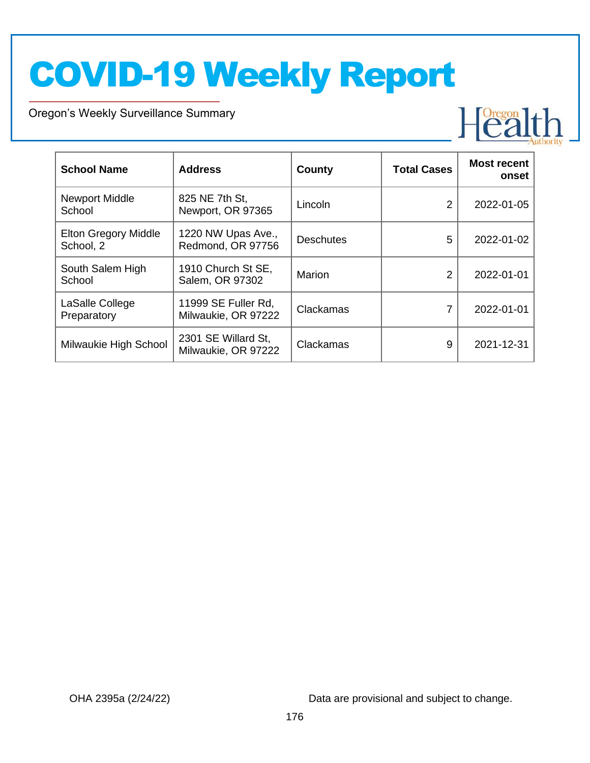# COVID-19 Weekly Report

Oregon's Weekly Surveillance Summary

| School Name | Address | County | Total Cases | Most recent onset |
|---|---|---|---|---|
| Newport Middle School | 825 NE 7th St, Newport, OR 97365 | Lincoln | 2 | 2022-01-05 |
| Elton Gregory Middle School, 2 | 1220 NW Upas Ave., Redmond, OR 97756 | Deschutes | 5 | 2022-01-02 |
| South Salem High School | 1910 Church St SE, Salem, OR 97302 | Marion | 2 | 2022-01-01 |
| LaSalle College Preparatory | 11999 SE Fuller Rd, Milwaukie, OR 97222 | Clackamas | 7 | 2022-01-01 |
| Milwaukie High School | 2301 SE Willard St, Milwaukie, OR 97222 | Clackamas | 9 | 2021-12-31 |

OHA 2395a (2/24/22)

Data are provisional and subject to change.